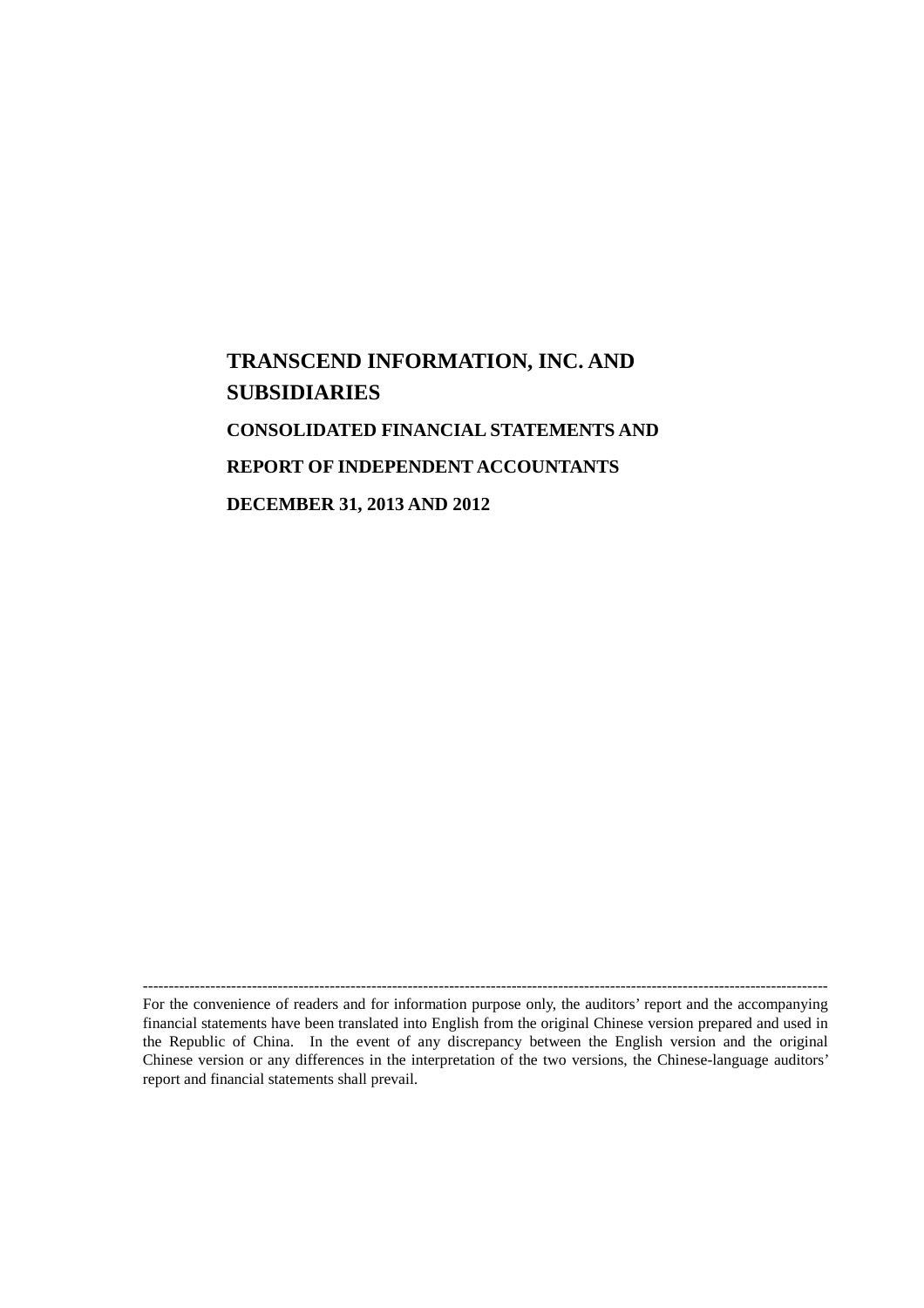# TRANSCEND INFORMATION, INC. AND SUBSIDIARIES

## CONSOLIDATED FINANCIAL STATEMENTS AND

## REPORT OF INDEPENDENT ACCOUNTANTS

## DECEMBER 31, 2013 AND 2012

---

For the convenience of readers and for information purpose only, the auditors' report and the accompanying financial statements have been translated into English from the original Chinese version prepared and used in the Republic of China. In the event of any discrepancy between the English version and the original Chinese version or any differences in the interpretation of the two versions, the Chinese-language auditors' report and financial statements shall prevail.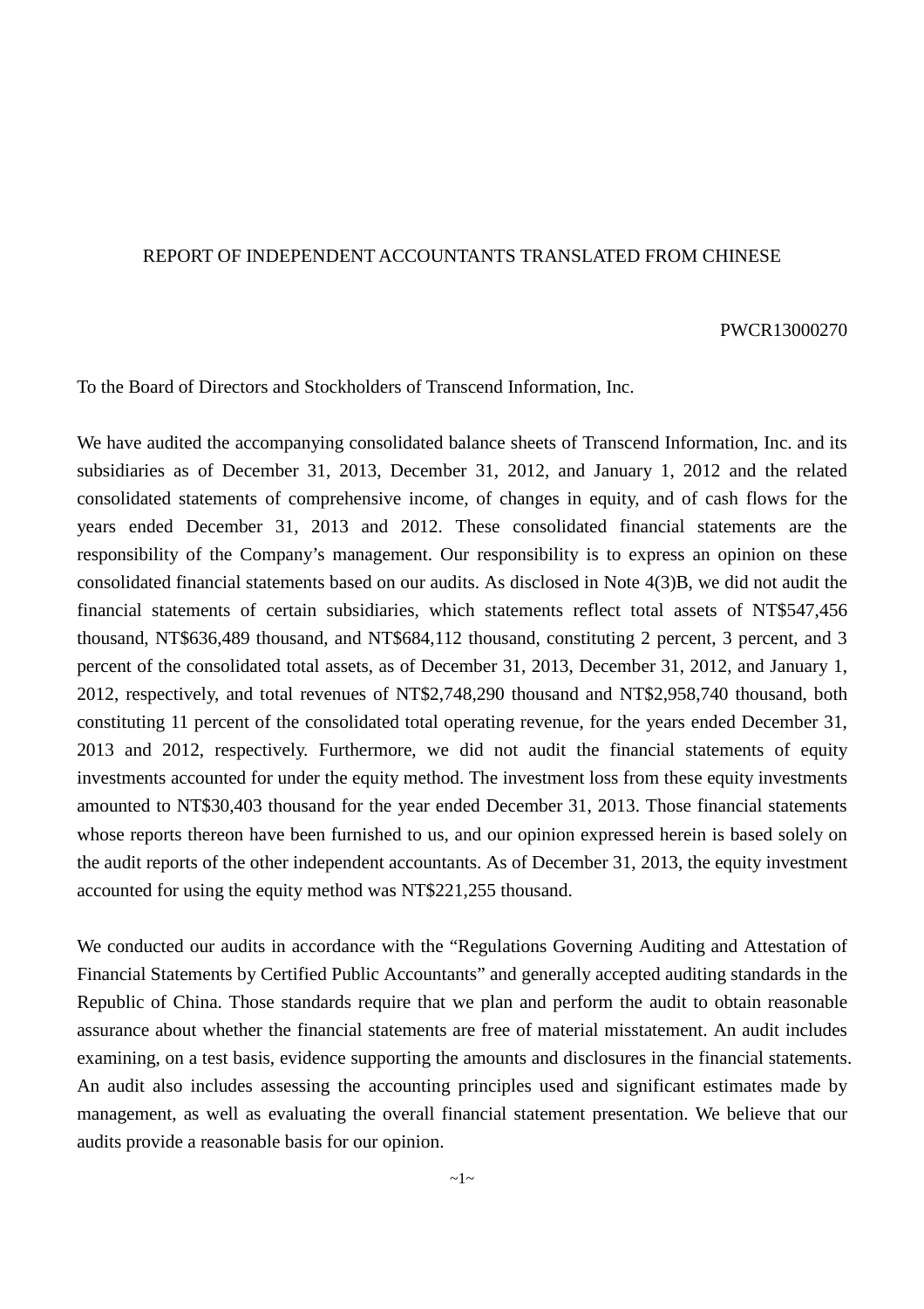REPORT OF INDEPENDENT ACCOUNTANTS TRANSLATED FROM CHINESE

PWCR13000270

To the Board of Directors and Stockholders of Transcend Information, Inc.

We have audited the accompanying consolidated balance sheets of Transcend Information, Inc. and its subsidiaries as of December 31, 2013, December 31, 2012, and January 1, 2012 and the related consolidated statements of comprehensive income, of changes in equity, and of cash flows for the years ended December 31, 2013 and 2012. These consolidated financial statements are the responsibility of the Company's management. Our responsibility is to express an opinion on these consolidated financial statements based on our audits. As disclosed in Note 4(3)B, we did not audit the financial statements of certain subsidiaries, which statements reflect total assets of NT$547,456 thousand, NT$636,489 thousand, and NT$684,112 thousand, constituting 2 percent, 3 percent, and 3 percent of the consolidated total assets, as of December 31, 2013, December 31, 2012, and January 1, 2012, respectively, and total revenues of NT$2,748,290 thousand and NT$2,958,740 thousand, both constituting 11 percent of the consolidated total operating revenue, for the years ended December 31, 2013 and 2012, respectively. Furthermore, we did not audit the financial statements of equity investments accounted for under the equity method. The investment loss from these equity investments amounted to NT$30,403 thousand for the year ended December 31, 2013. Those financial statements whose reports thereon have been furnished to us, and our opinion expressed herein is based solely on the audit reports of the other independent accountants. As of December 31, 2013, the equity investment accounted for using the equity method was NT$221,255 thousand.

We conducted our audits in accordance with the "Regulations Governing Auditing and Attestation of Financial Statements by Certified Public Accountants" and generally accepted auditing standards in the Republic of China. Those standards require that we plan and perform the audit to obtain reasonable assurance about whether the financial statements are free of material misstatement. An audit includes examining, on a test basis, evidence supporting the amounts and disclosures in the financial statements. An audit also includes assessing the accounting principles used and significant estimates made by management, as well as evaluating the overall financial statement presentation. We believe that our audits provide a reasonable basis for our opinion.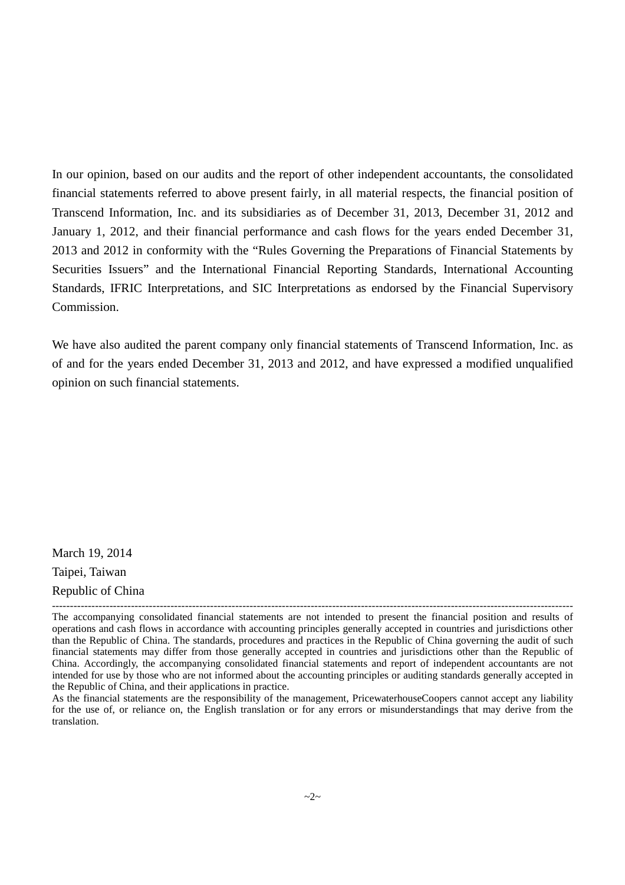In our opinion, based on our audits and the report of other independent accountants, the consolidated financial statements referred to above present fairly, in all material respects, the financial position of Transcend Information, Inc. and its subsidiaries as of December 31, 2013, December 31, 2012 and January 1, 2012, and their financial performance and cash flows for the years ended December 31, 2013 and 2012 in conformity with the "Rules Governing the Preparations of Financial Statements by Securities Issuers" and the International Financial Reporting Standards, International Accounting Standards, IFRIC Interpretations, and SIC Interpretations as endorsed by the Financial Supervisory Commission.

We have also audited the parent company only financial statements of Transcend Information, Inc. as of and for the years ended December 31, 2013 and 2012, and have expressed a modified unqualified opinion on such financial statements.

March 19, 2014  
Taipei, Taiwan  
Republic of China

---

The accompanying consolidated financial statements are not intended to present the financial position and results of operations and cash flows in accordance with accounting principles generally accepted in countries and jurisdictions other than the Republic of China. The standards, procedures and practices in the Republic of China governing the audit of such financial statements may differ from those generally accepted in countries and jurisdictions other than the Republic of China. Accordingly, the accompanying consolidated financial statements and report of independent accountants are not intended for use by those who are not informed about the accounting principles or auditing standards generally accepted in the Republic of China, and their applications in practice.

As the financial statements are the responsibility of the management, PricewaterhouseCoopers cannot accept any liability for the use of, or reliance on, the English translation or for any errors or misunderstandings that may derive from the translation.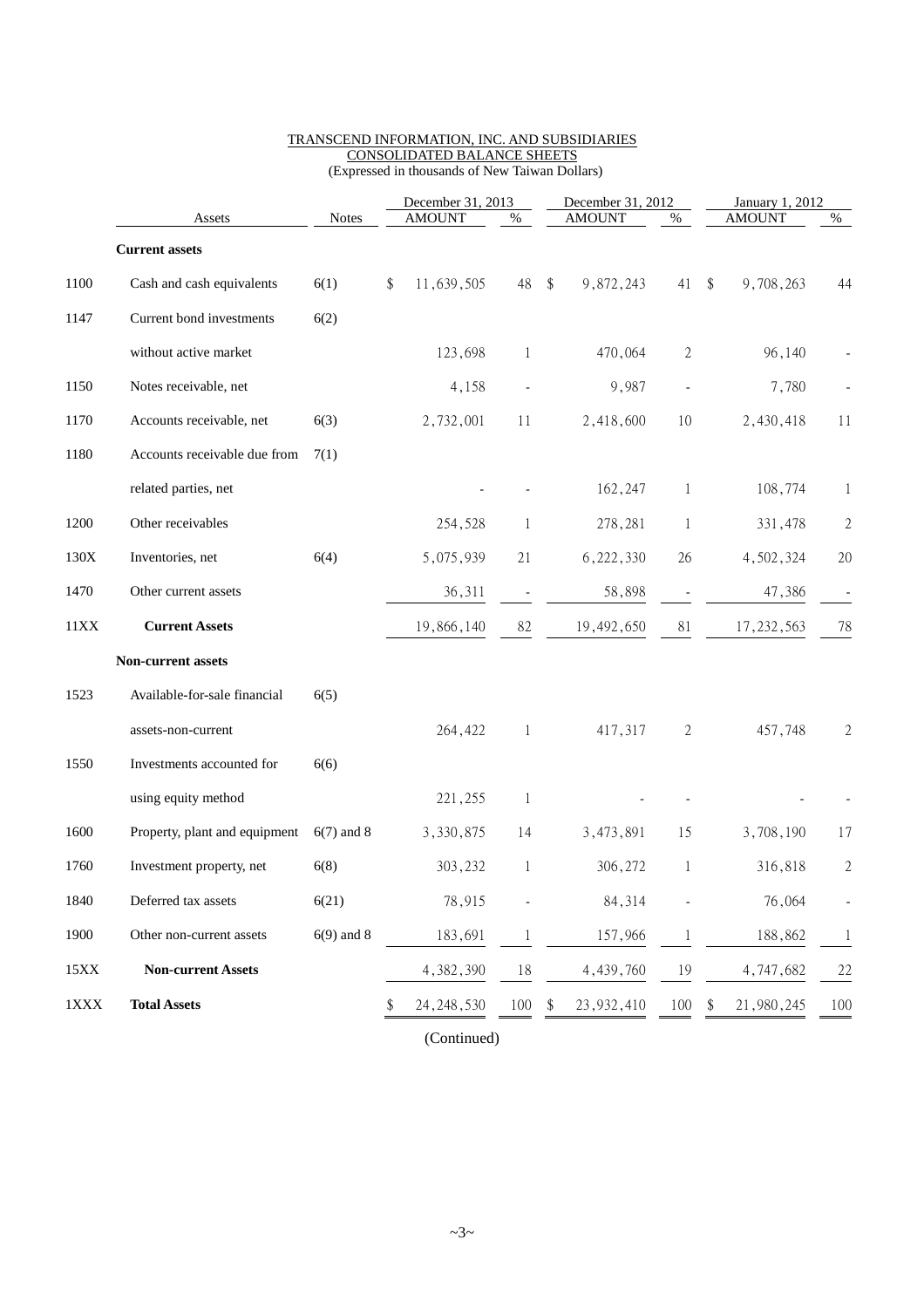TRANSCEND INFORMATION, INC. AND SUBSIDIARIES
CONSOLIDATED BALANCE SHEETS
(Expressed in thousands of New Taiwan Dollars)

| | Assets | Notes | December 31, 2013 AMOUNT | % | December 31, 2012 AMOUNT | % | January 1, 2012 AMOUNT | % |
|---|---|---|---|---|---|---|---|---|
| | **Current assets** | | | | | | | |
| 1100 | Cash and cash equivalents | 6(1) | $ 11,639,505 | 48 | $ 9,872,243 | 41 | $ 9,708,263 | 44 |
| 1147 | Current bond investments without active market | 6(2) | 123,698 | 1 | 470,064 | 2 | 96,140 | - |
| 1150 | Notes receivable, net | | 4,158 | - | 9,987 | - | 7,780 | - |
| 1170 | Accounts receivable, net | 6(3) | 2,732,001 | 11 | 2,418,600 | 10 | 2,430,418 | 11 |
| 1180 | Accounts receivable due from related parties, net | 7(1) | - | - | 162,247 | 1 | 108,774 | 1 |
| 1200 | Other receivables | | 254,528 | 1 | 278,281 | 1 | 331,478 | 2 |
| 130X | Inventories, net | 6(4) | 5,075,939 | 21 | 6,222,330 | 26 | 4,502,324 | 20 |
| 1470 | Other current assets | | 36,311 | - | 58,898 | - | 47,386 | - |
| 11XX | **Current Assets** | | 19,866,140 | 82 | 19,492,650 | 81 | 17,232,563 | 78 |
| | **Non-current assets** | | | | | | | |
| 1523 | Available-for-sale financial assets-non-current | 6(5) | 264,422 | 1 | 417,317 | 2 | 457,748 | 2 |
| 1550 | Investments accounted for using equity method | 6(6) | 221,255 | 1 | - | - | - | - |
| 1600 | Property, plant and equipment | 6(7) and 8 | 3,330,875 | 14 | 3,473,891 | 15 | 3,708,190 | 17 |
| 1760 | Investment property, net | 6(8) | 303,232 | 1 | 306,272 | 1 | 316,818 | 2 |
| 1840 | Deferred tax assets | 6(21) | 78,915 | - | 84,314 | - | 76,064 | - |
| 1900 | Other non-current assets | 6(9) and 8 | 183,691 | 1 | 157,966 | 1 | 188,862 | 1 |
| 15XX | **Non-current Assets** | | 4,382,390 | 18 | 4,439,760 | 19 | 4,747,682 | 22 |
| 1XXX | **Total Assets** | | $ 24,248,530 | 100 | $ 23,932,410 | 100 | $ 21,980,245 | 100 |

(Continued)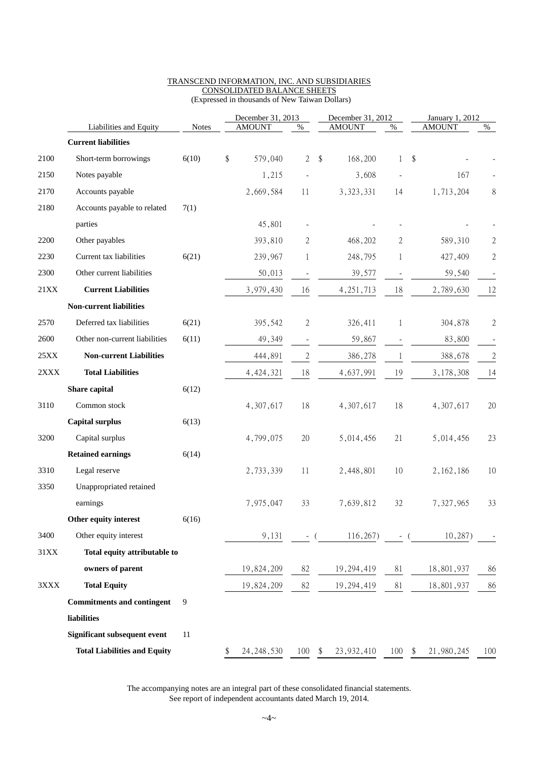TRANSCEND INFORMATION, INC. AND SUBSIDIARIES
CONSOLIDATED BALANCE SHEETS
(Expressed in thousands of New Taiwan Dollars)

| | Liabilities and Equity | Notes | December 31, 2013 AMOUNT | % | December 31, 2012 AMOUNT | % | January 1, 2012 AMOUNT | % |
|---|---|---|---|---|---|---|---|---|
| | **Current liabilities** | | | | | | | |
| 2100 | Short-term borrowings | 6(10) | $ 579,040 | 2 | $ 168,200 | 1 | $ - | - |
| 2150 | Notes payable | | 1,215 | - | 3,608 | - | 167 | - |
| 2170 | Accounts payable | | 2,669,584 | 11 | 3,323,331 | 14 | 1,713,204 | 8 |
| 2180 | Accounts payable to related parties | 7(1) | 45,801 | - | - | - | - | - |
| 2200 | Other payables | | 393,810 | 2 | 468,202 | 2 | 589,310 | 2 |
| 2230 | Current tax liabilities | 6(21) | 239,967 | 1 | 248,795 | 1 | 427,409 | 2 |
| 2300 | Other current liabilities | | 50,013 | - | 39,577 | - | 59,540 | - |
| 21XX | **Current Liabilities** | | 3,979,430 | 16 | 4,251,713 | 18 | 2,789,630 | 12 |
| | **Non-current liabilities** | | | | | | | |
| 2570 | Deferred tax liabilities | 6(21) | 395,542 | 2 | 326,411 | 1 | 304,878 | 2 |
| 2600 | Other non-current liabilities | 6(11) | 49,349 | - | 59,867 | - | 83,800 | - |
| 25XX | **Non-current Liabilities** | | 444,891 | 2 | 386,278 | 1 | 388,678 | 2 |
| 2XXX | **Total Liabilities** | | 4,424,321 | 18 | 4,637,991 | 19 | 3,178,308 | 14 |
| | **Share capital** | 6(12) | | | | | | |
| 3110 | Common stock | | 4,307,617 | 18 | 4,307,617 | 18 | 4,307,617 | 20 |
| | **Capital surplus** | 6(13) | | | | | | |
| 3200 | Capital surplus | | 4,799,075 | 20 | 5,014,456 | 21 | 5,014,456 | 23 |
| | **Retained earnings** | 6(14) | | | | | | |
| 3310 | Legal reserve | | 2,733,339 | 11 | 2,448,801 | 10 | 2,162,186 | 10 |
| 3350 | Unappropriated retained earnings | | 7,975,047 | 33 | 7,639,812 | 32 | 7,327,965 | 33 |
| | **Other equity interest** | 6(16) | | | | | | |
| 3400 | Other equity interest | | 9,131 | - | ( 116,267) | - | ( 10,287) | - |
| 31XX | **Total equity attributable to owners of parent** | | 19,824,209 | 82 | 19,294,419 | 81 | 18,801,937 | 86 |
| 3XXX | **Total Equity** | | 19,824,209 | 82 | 19,294,419 | 81 | 18,801,937 | 86 |
| | **Commitments and contingent liabilities** | 9 | | | | | | |
| | **Significant subsequent event** | 11 | | | | | | |
| | **Total Liabilities and Equity** | | $ 24,248,530 | 100 | $ 23,932,410 | 100 | $ 21,980,245 | 100 |

The accompanying notes are an integral part of these consolidated financial statements.
See report of independent accountants dated March 19, 2014.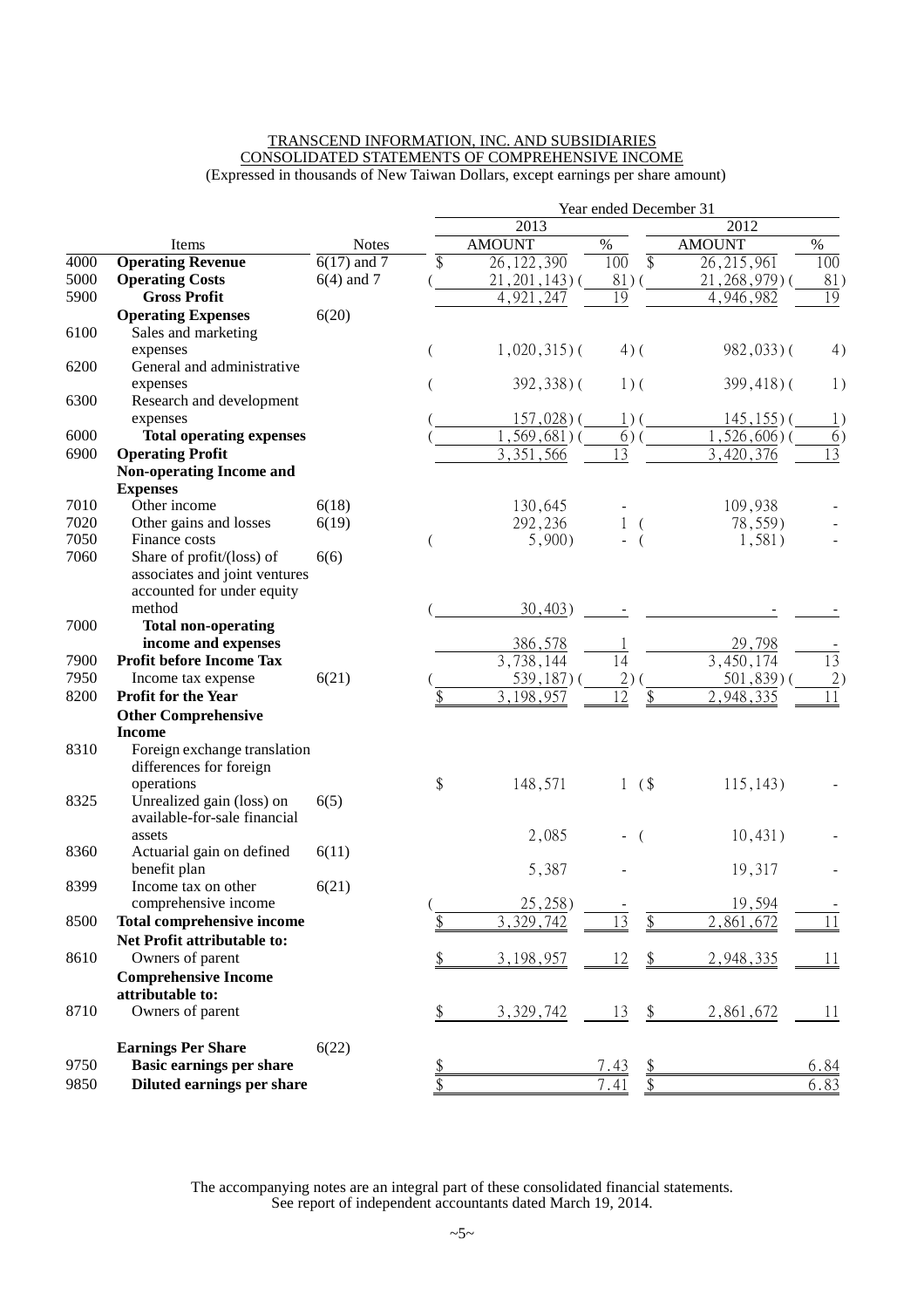TRANSCEND INFORMATION, INC. AND SUBSIDIARIES
CONSOLIDATED STATEMENTS OF COMPREHENSIVE INCOME
(Expressed in thousands of New Taiwan Dollars, except earnings per share amount)

| | Items | Notes | 2013 AMOUNT | % | 2012 AMOUNT | % |
|---|---|---|---|---|---|---|
| | | | Year ended December 31 | | | |
| 4000 | **Operating Revenue** | 6(17) and 7 | $ 26,122,390 | 100 | $ 26,215,961 | 100 |
| 5000 | **Operating Costs** | 6(4) and 7 | ( 21,201,143) | ( 81) | ( 21,268,979) | ( 81) |
| 5900 | **Gross Profit** | | 4,921,247 | 19 | 4,946,982 | 19 |
| | **Operating Expenses** | 6(20) | | | | |
| 6100 | Sales and marketing expenses | | ( 1,020,315) | ( 4) | ( 982,033) | ( 4) |
| 6200 | General and administrative expenses | | ( 392,338) | ( 1) | ( 399,418) | ( 1) |
| 6300 | Research and development expenses | | ( 157,028) | ( 1) | ( 145,155) | ( 1) |
| 6000 | **Total operating expenses** | | ( 1,569,681) | ( 6) | ( 1,526,606) | ( 6) |
| 6900 | **Operating Profit** | | 3,351,566 | 13 | 3,420,376 | 13 |
| | **Non-operating Income and Expenses** | | | | | |
| 7010 | Other income | 6(18) | 130,645 | - | 109,938 | - |
| 7020 | Other gains and losses | 6(19) | 292,236 | 1 | ( 78,559) | - |
| 7050 | Finance costs | | ( 5,900) | - | ( 1,581) | - |
| 7060 | Share of profit/(loss) of associates and joint ventures accounted for under equity method | 6(6) | ( 30,403) | - | - | - |
| 7000 | **Total non-operating income and expenses** | | 386,578 | 1 | 29,798 | - |
| 7900 | **Profit before Income Tax** | | 3,738,144 | 14 | 3,450,174 | 13 |
| 7950 | Income tax expense | 6(21) | ( 539,187) | ( 2) | ( 501,839) | ( 2) |
| 8200 | **Profit for the Year** | | $ 3,198,957 | 12 | $ 2,948,335 | 11 |
| | **Other Comprehensive Income** | | | | | |
| 8310 | Foreign exchange translation differences for foreign operations | | $ 148,571 | 1 | ($ 115,143) | - |
| 8325 | Unrealized gain (loss) on available-for-sale financial assets | 6(5) | 2,085 | - | ( 10,431) | - |
| 8360 | Actuarial gain on defined benefit plan | 6(11) | 5,387 | - | 19,317 | - |
| 8399 | Income tax on other comprehensive income | 6(21) | ( 25,258) | - | 19,594 | - |
| 8500 | **Total comprehensive income** | | $ 3,329,742 | 13 | $ 2,861,672 | 11 |
| | **Net Profit attributable to:** | | | | | |
| 8610 | Owners of parent | | $ 3,198,957 | 12 | $ 2,948,335 | 11 |
| | **Comprehensive Income attributable to:** | | | | | |
| 8710 | Owners of parent | | $ 3,329,742 | 13 | $ 2,861,672 | 11 |
| | **Earnings Per Share** | 6(22) | | | | |
| 9750 | **Basic earnings per share** | | $ | 7.43 | $ | 6.84 |
| 9850 | **Diluted earnings per share** | | $ | 7.41 | $ | 6.83 |

The accompanying notes are an integral part of these consolidated financial statements.
See report of independent accountants dated March 19, 2014.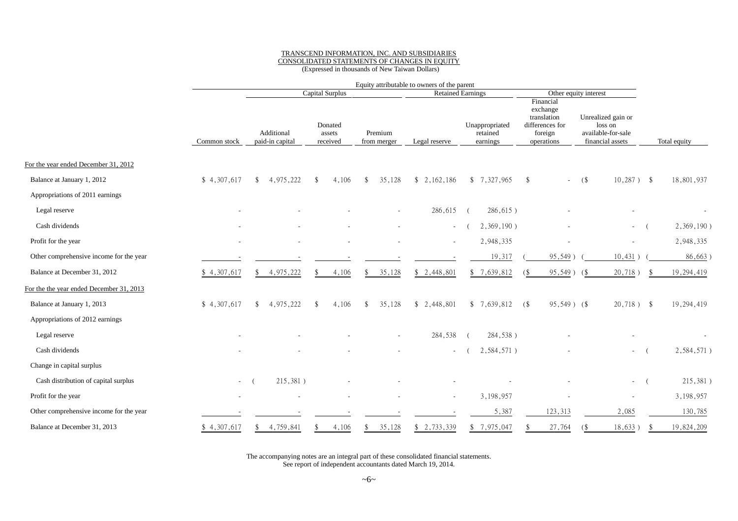TRANSCEND INFORMATION, INC. AND SUBSIDIARIES
CONSOLIDATED STATEMENTS OF CHANGES IN EQUITY
(Expressed in thousands of New Taiwan Dollars)

| | Equity attributable to owners of the parent | | | | | | | | |
|---|---|---|---|---|---|---|---|---|---|
| | | Capital Surplus | | | Retained Earnings | | Other equity interest | | |
| | Common stock | Additional paid-in capital | Donated assets received | Premium from merger | Legal reserve | Unappropriated retained earnings | Financial exchange translation differences for foreign operations | Unrealized gain or loss on available-for-sale financial assets | Total equity |
| For the year ended December 31, 2012 | | | | | | | | | |
| Balance at January 1, 2012 | $ 4,307,617 | $ 4,975,222 | $ 4,106 | $ 35,128 | $ 2,162,186 | $ 7,327,965 | $ - | ($ 10,287 ) | $ 18,801,937 |
| Appropriations of 2011 earnings | | | | | | | | | |
| Legal reserve | - | - | - | - | 286,615 | ( 286,615 ) | - | - | - |
| Cash dividends | - | - | - | - | - | ( 2,369,190 ) | - | - | ( 2,369,190 ) |
| Profit for the year | - | - | - | - | - | 2,948,335 | - | - | 2,948,335 |
| Other comprehensive income for the year | - | - | - | - | - | 19,317 | ( 95,549 ) | ( 10,431 ) | ( 86,663 ) |
| Balance at December 31, 2012 | $ 4,307,617 | $ 4,975,222 | $ 4,106 | $ 35,128 | $ 2,448,801 | $ 7,639,812 | ($ 95,549 ) | ($ 20,718 ) | $ 19,294,419 |
| For the the year ended December 31, 2013 | | | | | | | | | |
| Balance at January 1, 2013 | $ 4,307,617 | $ 4,975,222 | $ 4,106 | $ 35,128 | $ 2,448,801 | $ 7,639,812 | ($ 95,549 ) | ($ 20,718 ) | $ 19,294,419 |
| Appropriations of 2012 earnings | | | | | | | | | |
| Legal reserve | - | - | - | - | 284,538 | ( 284,538 ) | - | - | - |
| Cash dividends | - | - | - | - | - | ( 2,584,571 ) | - | - | ( 2,584,571 ) |
| Change in capital surplus | | | | | | | | | |
| Cash distribution of capital surplus | - | ( 215,381 ) | - | - | - | - | - | - | ( 215,381 ) |
| Profit for the year | - | - | - | - | - | 3,198,957 | - | - | 3,198,957 |
| Other comprehensive income for the year | - | - | - | - | - | 5,387 | 123,313 | 2,085 | 130,785 |
| Balance at December 31, 2013 | $ 4,307,617 | $ 4,759,841 | $ 4,106 | $ 35,128 | $ 2,733,339 | $ 7,975,047 | $ 27,764 | ($ 18,633 ) | $ 19,824,209 |

The accompanying notes are an integral part of these consolidated financial statements.
See report of independent accountants dated March 19, 2014.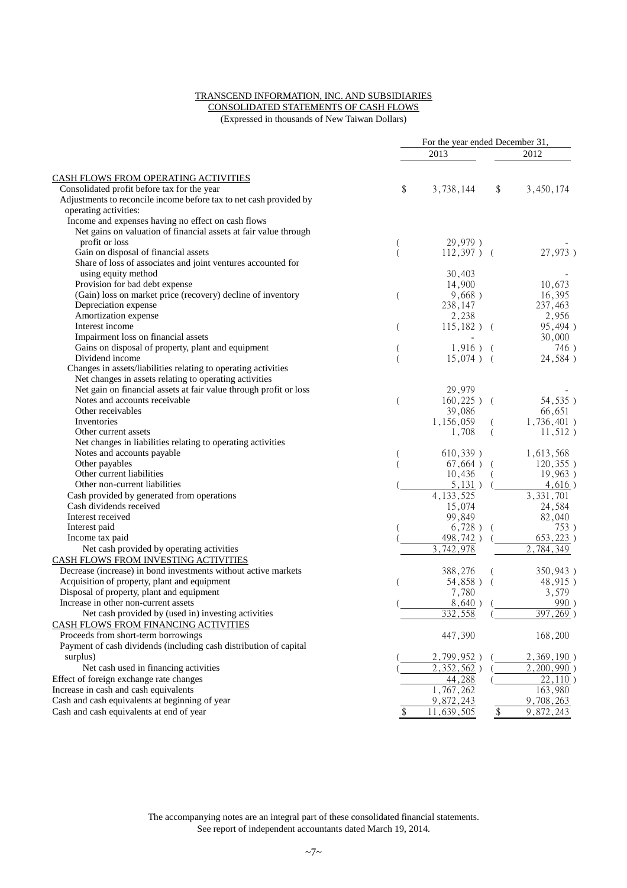TRANSCEND INFORMATION, INC. AND SUBSIDIARIES
CONSOLIDATED STATEMENTS OF CASH FLOWS
(Expressed in thousands of New Taiwan Dollars)

| | For the year ended December 31, | |
|---|---|---|
| | 2013 | 2012 |
| CASH FLOWS FROM OPERATING ACTIVITIES | | |
| Consolidated profit before tax for the year | $ 3,738,144 | $ 3,450,174 |
| Adjustments to reconcile income before tax to net cash provided by operating activities: | | |
| Income and expenses having no effect on cash flows | | |
| Net gains on valuation of financial assets at fair value through profit or loss | ( 29,979 ) | - |
| Gain on disposal of financial assets | ( 112,397 ) | ( 27,973 ) |
| Share of loss of associates and joint ventures accounted for using equity method | 30,403 | - |
| Provision for bad debt expense | 14,900 | 10,673 |
| (Gain) loss on market price (recovery) decline of inventory | ( 9,668 ) | 16,395 |
| Depreciation expense | 238,147 | 237,463 |
| Amortization expense | 2,238 | 2,956 |
| Interest income | ( 115,182 ) | ( 95,494 ) |
| Impairment loss on financial assets | - | 30,000 |
| Gains on disposal of property, plant and equipment | ( 1,916 ) | ( 746 ) |
| Dividend income | ( 15,074 ) | ( 24,584 ) |
| Changes in assets/liabilities relating to operating activities | | |
| Net changes in assets relating to operating activities | | |
| Net gain on financial assets at fair value through profit or loss | 29,979 | - |
| Notes and accounts receivable | ( 160,225 ) | ( 54,535 ) |
| Other receivables | 39,086 | 66,651 |
| Inventories | 1,156,059 | ( 1,736,401 ) |
| Other current assets | 1,708 | ( 11,512 ) |
| Net changes in liabilities relating to operating activities | | |
| Notes and accounts payable | ( 610,339 ) | 1,613,568 |
| Other payables | ( 67,664 ) | ( 120,355 ) |
| Other current liabilities | 10,436 | ( 19,963 ) |
| Other non-current liabilities | ( 5,131 ) | ( 4,616 ) |
| Cash provided by generated from operations | 4,133,525 | 3,331,701 |
| Cash dividends received | 15,074 | 24,584 |
| Interest received | 99,849 | 82,040 |
| Interest paid | ( 6,728 ) | ( 753 ) |
| Income tax paid | ( 498,742 ) | ( 653,223 ) |
| Net cash provided by operating activities | 3,742,978 | 2,784,349 |
| CASH FLOWS FROM INVESTING ACTIVITIES | | |
| Decrease (increase) in bond investments without active markets | 388,276 | ( 350,943 ) |
| Acquisition of property, plant and equipment | ( 54,858 ) | ( 48,915 ) |
| Disposal of property, plant and equipment | 7,780 | 3,579 |
| Increase in other non-current assets | ( 8,640 ) | ( 990 ) |
| Net cash provided by (used in) investing activities | 332,558 | ( 397,269 ) |
| CASH FLOWS FROM FINANCING ACTIVITIES | | |
| Proceeds from short-term borrowings | 447,390 | 168,200 |
| Payment of cash dividends (including cash distribution of capital surplus) | ( 2,799,952 ) | ( 2,369,190 ) |
| Net cash used in financing activities | ( 2,352,562 ) | ( 2,200,990 ) |
| Effect of foreign exchange rate changes | 44,288 | ( 22,110 ) |
| Increase in cash and cash equivalents | 1,767,262 | 163,980 |
| Cash and cash equivalents at beginning of year | 9,872,243 | 9,708,263 |
| Cash and cash equivalents at end of year | $ 11,639,505 | $ 9,872,243 |

The accompanying notes are an integral part of these consolidated financial statements.
See report of independent accountants dated March 19, 2014.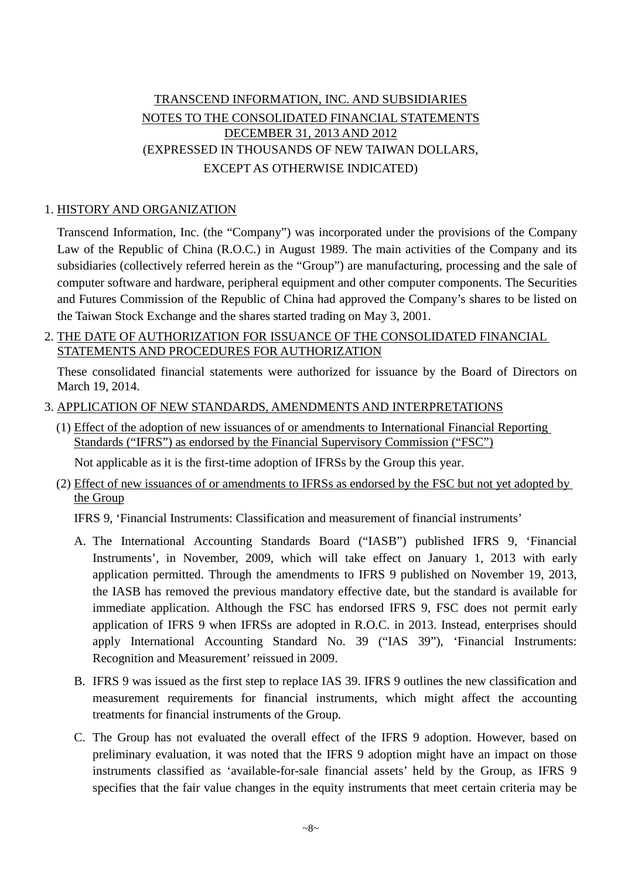# TRANSCEND INFORMATION, INC. AND SUBSIDIARIES
# NOTES TO THE CONSOLIDATED FINANCIAL STATEMENTS
# DECEMBER 31, 2013 AND 2012
(EXPRESSED IN THOUSANDS OF NEW TAIWAN DOLLARS,
EXCEPT AS OTHERWISE INDICATED)

## 1. HISTORY AND ORGANIZATION

Transcend Information, Inc. (the “Company”) was incorporated under the provisions of the Company Law of the Republic of China (R.O.C.) in August 1989. The main activities of the Company and its subsidiaries (collectively referred herein as the “Group”) are manufacturing, processing and the sale of computer software and hardware, peripheral equipment and other computer components. The Securities and Futures Commission of the Republic of China had approved the Company’s shares to be listed on the Taiwan Stock Exchange and the shares started trading on May 3, 2001.

## 2. THE DATE OF AUTHORIZATION FOR ISSUANCE OF THE CONSOLIDATED FINANCIAL STATEMENTS AND PROCEDURES FOR AUTHORIZATION

These consolidated financial statements were authorized for issuance by the Board of Directors on March 19, 2014.

## 3. APPLICATION OF NEW STANDARDS, AMENDMENTS AND INTERPRETATIONS

### (1) Effect of the adoption of new issuances of or amendments to International Financial Reporting Standards (“IFRS”) as endorsed by the Financial Supervisory Commission (“FSC”)

Not applicable as it is the first-time adoption of IFRSs by the Group this year.

### (2) Effect of new issuances of or amendments to IFRSs as endorsed by the FSC but not yet adopted by the Group

IFRS 9, ‘Financial Instruments: Classification and measurement of financial instruments’

A. The International Accounting Standards Board (“IASB”) published IFRS 9, ‘Financial Instruments’, in November, 2009, which will take effect on January 1, 2013 with early application permitted. Through the amendments to IFRS 9 published on November 19, 2013, the IASB has removed the previous mandatory effective date, but the standard is available for immediate application. Although the FSC has endorsed IFRS 9, FSC does not permit early application of IFRS 9 when IFRSs are adopted in R.O.C. in 2013. Instead, enterprises should apply International Accounting Standard No. 39 (“IAS 39”), ‘Financial Instruments: Recognition and Measurement’ reissued in 2009.

B. IFRS 9 was issued as the first step to replace IAS 39. IFRS 9 outlines the new classification and measurement requirements for financial instruments, which might affect the accounting treatments for financial instruments of the Group.

C. The Group has not evaluated the overall effect of the IFRS 9 adoption. However, based on preliminary evaluation, it was noted that the IFRS 9 adoption might have an impact on those instruments classified as ‘available-for-sale financial assets’ held by the Group, as IFRS 9 specifies that the fair value changes in the equity instruments that meet certain criteria may be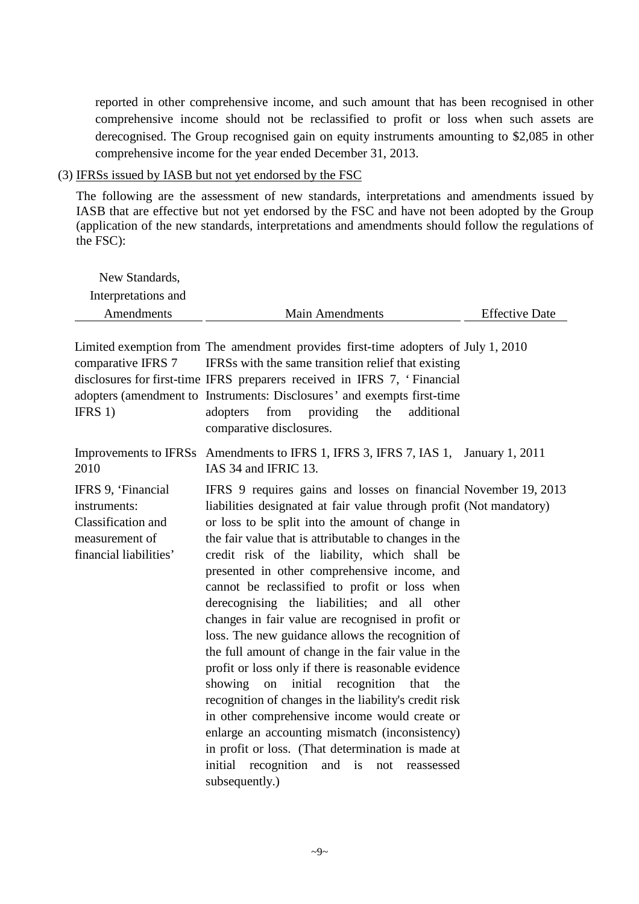reported in other comprehensive income, and such amount that has been recognised in other comprehensive income should not be reclassified to profit or loss when such assets are derecognised. The Group recognised gain on equity instruments amounting to $2,085 in other comprehensive income for the year ended December 31, 2013.

(3) IFRSs issued by IASB but not yet endorsed by the FSC

The following are the assessment of new standards, interpretations and amendments issued by IASB that are effective but not yet endorsed by the FSC and have not been adopted by the Group (application of the new standards, interpretations and amendments should follow the regulations of the FSC):

| New Standards, Interpretations and Amendments | Main Amendments | Effective Date |
|---|---|---|
| Limited exemption from comparative IFRS 7 disclosures for first-time adopters (amendment to IFRS 1) | The amendment provides first-time adopters of IFRSs with the same transition relief that existing IFRS preparers received in IFRS 7, 'Financial Instruments: Disclosures' and exempts first-time adopters from providing the additional comparative disclosures. | July 1, 2010 |
| Improvements to IFRSs 2010 | Amendments to IFRS 1, IFRS 3, IFRS 7, IAS 1, IAS 34 and IFRIC 13. | January 1, 2011 |
| IFRS 9, 'Financial instruments: Classification and measurement of financial liabilities' | IFRS 9 requires gains and losses on financial liabilities designated at fair value through profit or loss to be split into the amount of change in the fair value that is attributable to changes in the credit risk of the liability, which shall be presented in other comprehensive income, and cannot be reclassified to profit or loss when derecognising the liabilities; and all other changes in fair value are recognised in profit or loss. The new guidance allows the recognition of the full amount of change in the fair value in the profit or loss only if there is reasonable evidence showing on initial recognition that the recognition of changes in the liability's credit risk in other comprehensive income would create or enlarge an accounting mismatch (inconsistency) in profit or loss. (That determination is made at initial recognition and is not reassessed subsequently.) | November 19, 2013 (Not mandatory) |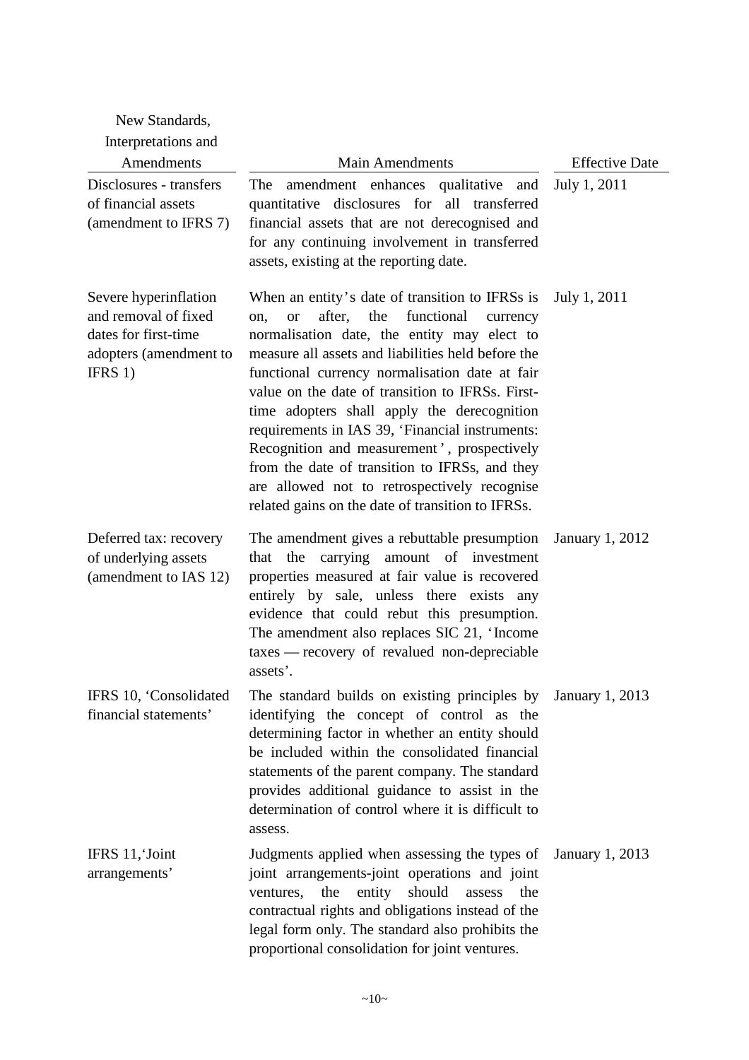| New Standards, Interpretations and Amendments | Main Amendments | Effective Date |
|---|---|---|
| Disclosures - transfers of financial assets (amendment to IFRS 7) | The amendment enhances qualitative and quantitative disclosures for all transferred financial assets that are not derecognised and for any continuing involvement in transferred assets, existing at the reporting date. | July 1, 2011 |
| Severe hyperinflation and removal of fixed dates for first-time adopters (amendment to IFRS 1) | When an entity's date of transition to IFRSs is on, or after, the functional currency normalisation date, the entity may elect to measure all assets and liabilities held before the functional currency normalisation date at fair value on the date of transition to IFRSs. First-time adopters shall apply the derecognition requirements in IAS 39, 'Financial instruments: Recognition and measurement', prospectively from the date of transition to IFRSs, and they are allowed not to retrospectively recognise related gains on the date of transition to IFRSs. | July 1, 2011 |
| Deferred tax: recovery of underlying assets (amendment to IAS 12) | The amendment gives a rebuttable presumption that the carrying amount of investment properties measured at fair value is recovered entirely by sale, unless there exists any evidence that could rebut this presumption. The amendment also replaces SIC 21, 'Income taxes — recovery of revalued non-depreciable assets'. | January 1, 2012 |
| IFRS 10, 'Consolidated financial statements' | The standard builds on existing principles by identifying the concept of control as the determining factor in whether an entity should be included within the consolidated financial statements of the parent company. The standard provides additional guidance to assist in the determination of control where it is difficult to assess. | January 1, 2013 |
| IFRS 11,'Joint arrangements' | Judgments applied when assessing the types of joint arrangements-joint operations and joint ventures, the entity should assess the contractual rights and obligations instead of the legal form only. The standard also prohibits the proportional consolidation for joint ventures. | January 1, 2013 |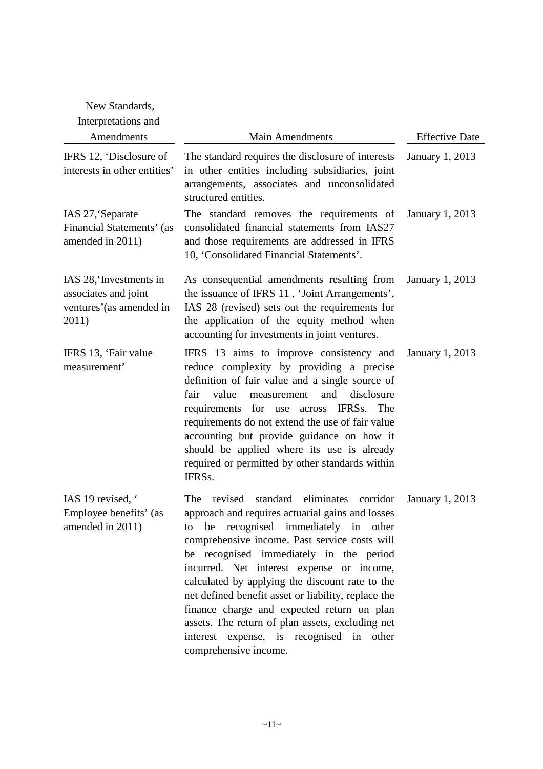| New Standards, Interpretations and Amendments | Main Amendments | Effective Date |
|---|---|---|
| IFRS 12, 'Disclosure of interests in other entities' | The standard requires the disclosure of interests in other entities including subsidiaries, joint arrangements, associates and unconsolidated structured entities. | January 1, 2013 |
| IAS 27,'Separate Financial Statements' (as amended in 2011) | The standard removes the requirements of consolidated financial statements from IAS27 and those requirements are addressed in IFRS 10, 'Consolidated Financial Statements'. | January 1, 2013 |
| IAS 28,'Investments in associates and joint ventures'(as amended in 2011) | As consequential amendments resulting from the issuance of IFRS 11 , 'Joint Arrangements', IAS 28 (revised) sets out the requirements for the application of the equity method when accounting for investments in joint ventures. | January 1, 2013 |
| IFRS 13, 'Fair value measurement' | IFRS 13 aims to improve consistency and reduce complexity by providing a precise definition of fair value and a single source of fair value measurement and disclosure requirements for use across IFRSs. The requirements do not extend the use of fair value accounting but provide guidance on how it should be applied where its use is already required or permitted by other standards within IFRSs. | January 1, 2013 |
| IAS 19 revised, ' Employee benefits' (as amended in 2011) | The revised standard eliminates corridor approach and requires actuarial gains and losses to be recognised immediately in other comprehensive income. Past service costs will be recognised immediately in the period incurred. Net interest expense or income, calculated by applying the discount rate to the net defined benefit asset or liability, replace the finance charge and expected return on plan assets. The return of plan assets, excluding net interest expense, is recognised in other comprehensive income. | January 1, 2013 |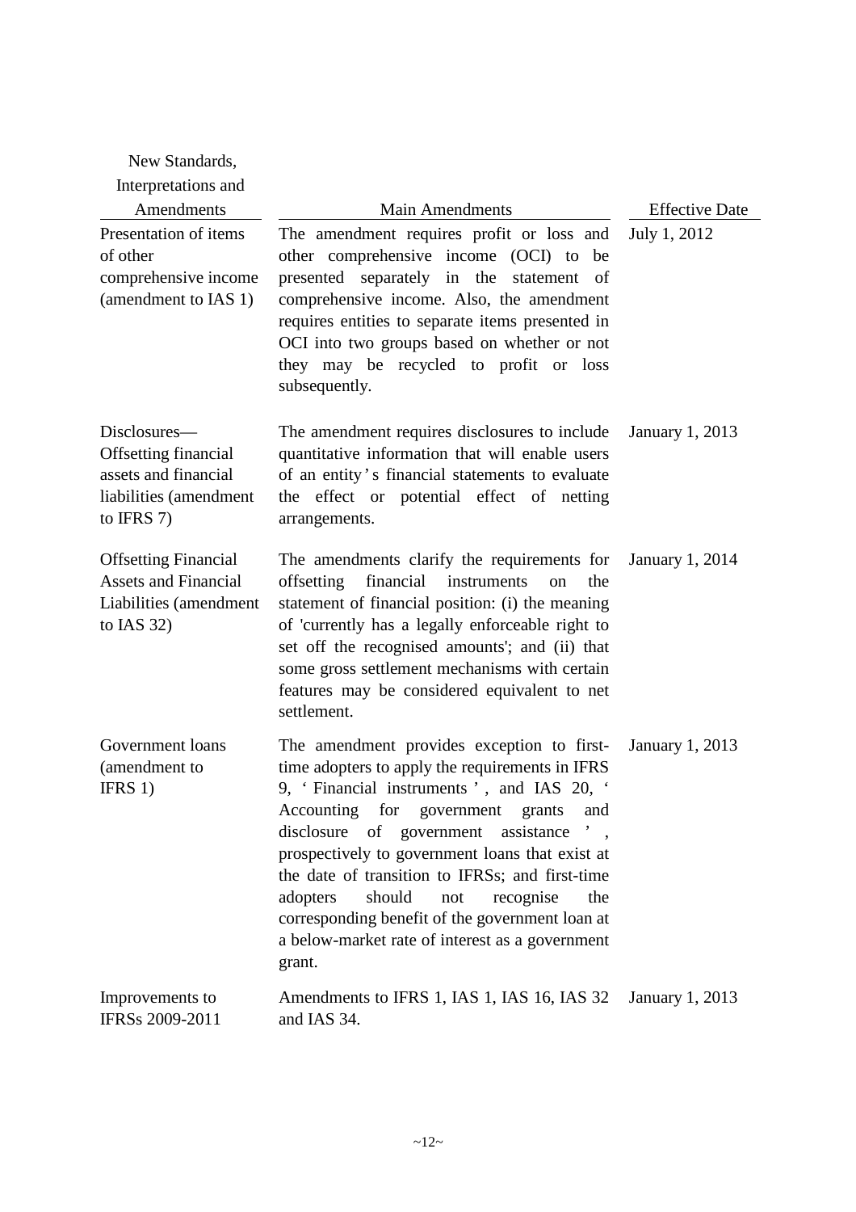| New Standards, Interpretations and Amendments | Main Amendments | Effective Date |
|---|---|---|
| Presentation of items of other comprehensive income (amendment to IAS 1) | The amendment requires profit or loss and other comprehensive income (OCI) to be presented separately in the statement of comprehensive income. Also, the amendment requires entities to separate items presented in OCI into two groups based on whether or not they may be recycled to profit or loss subsequently. | July 1, 2012 |
| Disclosures—Offsetting financial assets and financial liabilities (amendment to IFRS 7) | The amendment requires disclosures to include quantitative information that will enable users of an entity's financial statements to evaluate the effect or potential effect of netting arrangements. | January 1, 2013 |
| Offsetting Financial Assets and Financial Liabilities (amendment to IAS 32) | The amendments clarify the requirements for offsetting financial instruments on the statement of financial position: (i) the meaning of 'currently has a legally enforceable right to set off the recognised amounts'; and (ii) that some gross settlement mechanisms with certain features may be considered equivalent to net settlement. | January 1, 2014 |
| Government loans (amendment to IFRS 1) | The amendment provides exception to first-time adopters to apply the requirements in IFRS 9, 'Financial instruments', and IAS 20, 'Accounting for government grants and disclosure of government assistance', prospectively to government loans that exist at the date of transition to IFRSs; and first-time adopters should not recognise the corresponding benefit of the government loan at a below-market rate of interest as a government grant. | January 1, 2013 |
| Improvements to IFRSs 2009-2011 | Amendments to IFRS 1, IAS 1, IAS 16, IAS 32 and IAS 34. | January 1, 2013 |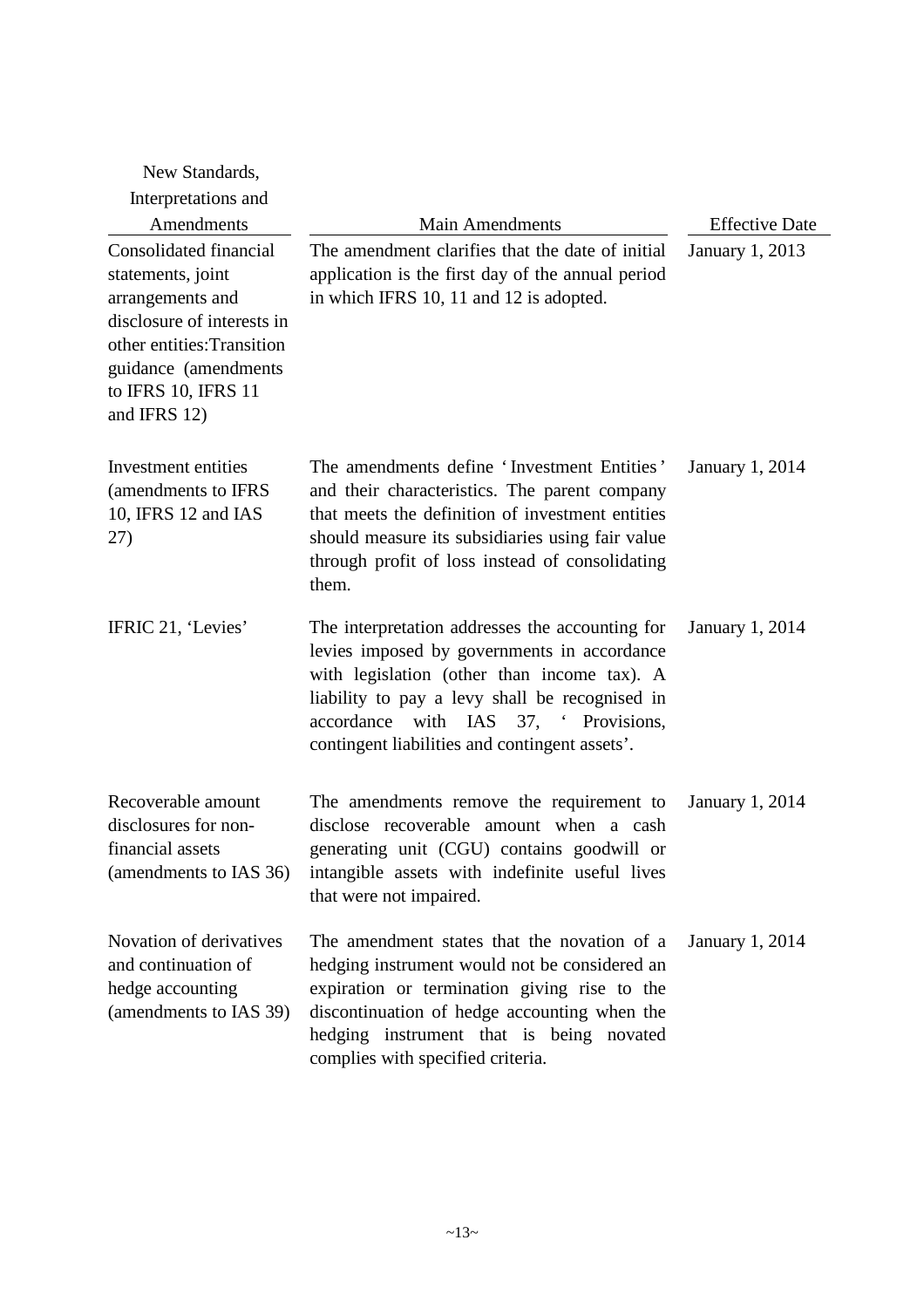| New Standards, Interpretations and Amendments | Main Amendments | Effective Date |
|---|---|---|
| Consolidated financial statements, joint arrangements and disclosure of interests in other entities:Transition guidance (amendments to IFRS 10, IFRS 11 and IFRS 12) | The amendment clarifies that the date of initial application is the first day of the annual period in which IFRS 10, 11 and 12 is adopted. | January 1, 2013 |
| Investment entities (amendments to IFRS 10, IFRS 12 and IAS 27) | The amendments define 'Investment Entities' and their characteristics. The parent company that meets the definition of investment entities should measure its subsidiaries using fair value through profit of loss instead of consolidating them. | January 1, 2014 |
| IFRIC 21, 'Levies' | The interpretation addresses the accounting for levies imposed by governments in accordance with legislation (other than income tax). A liability to pay a levy shall be recognised in accordance with IAS 37, ' Provisions, contingent liabilities and contingent assets'. | January 1, 2014 |
| Recoverable amount disclosures for non-financial assets (amendments to IAS 36) | The amendments remove the requirement to disclose recoverable amount when a cash generating unit (CGU) contains goodwill or intangible assets with indefinite useful lives that were not impaired. | January 1, 2014 |
| Novation of derivatives and continuation of hedge accounting (amendments to IAS 39) | The amendment states that the novation of a hedging instrument would not be considered an expiration or termination giving rise to the discontinuation of hedge accounting when the hedging instrument that is being novated complies with specified criteria. | January 1, 2014 |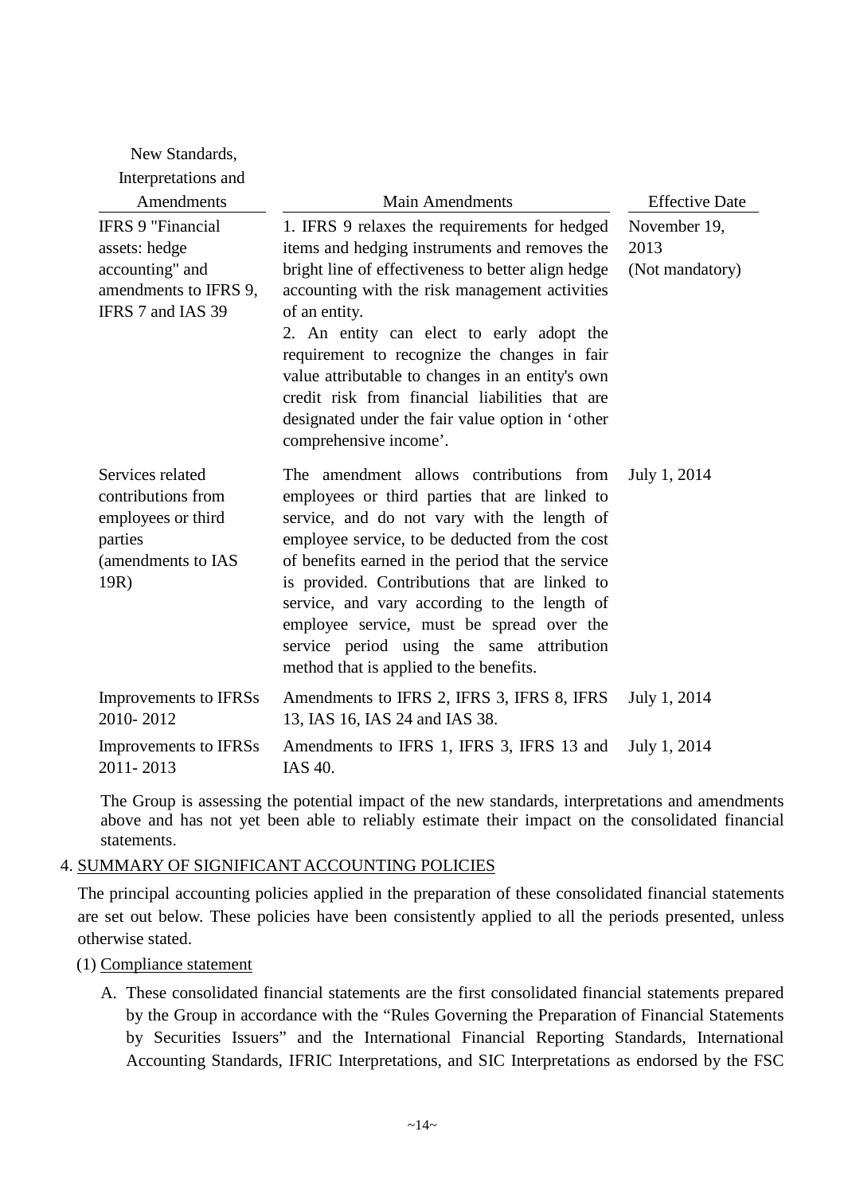| New Standards, Interpretations and Amendments | Main Amendments | Effective Date |
| --- | --- | --- |
| IFRS 9 "Financial assets: hedge accounting" and amendments to IFRS 9, IFRS 7 and IAS 39 | 1. IFRS 9 relaxes the requirements for hedged items and hedging instruments and removes the bright line of effectiveness to better align hedge accounting with the risk management activities of an entity.<br>2. An entity can elect to early adopt the requirement to recognize the changes in fair value attributable to changes in an entity's own credit risk from financial liabilities that are designated under the fair value option in 'other comprehensive income'. | November 19, 2013 (Not mandatory) |
| Services related contributions from employees or third parties (amendments to IAS 19R) | The amendment allows contributions from employees or third parties that are linked to service, and do not vary with the length of employee service, to be deducted from the cost of benefits earned in the period that the service is provided. Contributions that are linked to service, and vary according to the length of employee service, must be spread over the service period using the same attribution method that is applied to the benefits. | July 1, 2014 |
| Improvements to IFRSs 2010- 2012 | Amendments to IFRS 2, IFRS 3, IFRS 8, IFRS 13, IAS 16, IAS 24 and IAS 38. | July 1, 2014 |
| Improvements to IFRSs 2011- 2013 | Amendments to IFRS 1, IFRS 3, IFRS 13 and IAS 40. | July 1, 2014 |

The Group is assessing the potential impact of the new standards, interpretations and amendments above and has not yet been able to reliably estimate their impact on the consolidated financial statements.

## 4. SUMMARY OF SIGNIFICANT ACCOUNTING POLICIES

The principal accounting policies applied in the preparation of these consolidated financial statements are set out below. These policies have been consistently applied to all the periods presented, unless otherwise stated.

### (1) Compliance statement

A. These consolidated financial statements are the first consolidated financial statements prepared by the Group in accordance with the "Rules Governing the Preparation of Financial Statements by Securities Issuers" and the International Financial Reporting Standards, International Accounting Standards, IFRIC Interpretations, and SIC Interpretations as endorsed by the FSC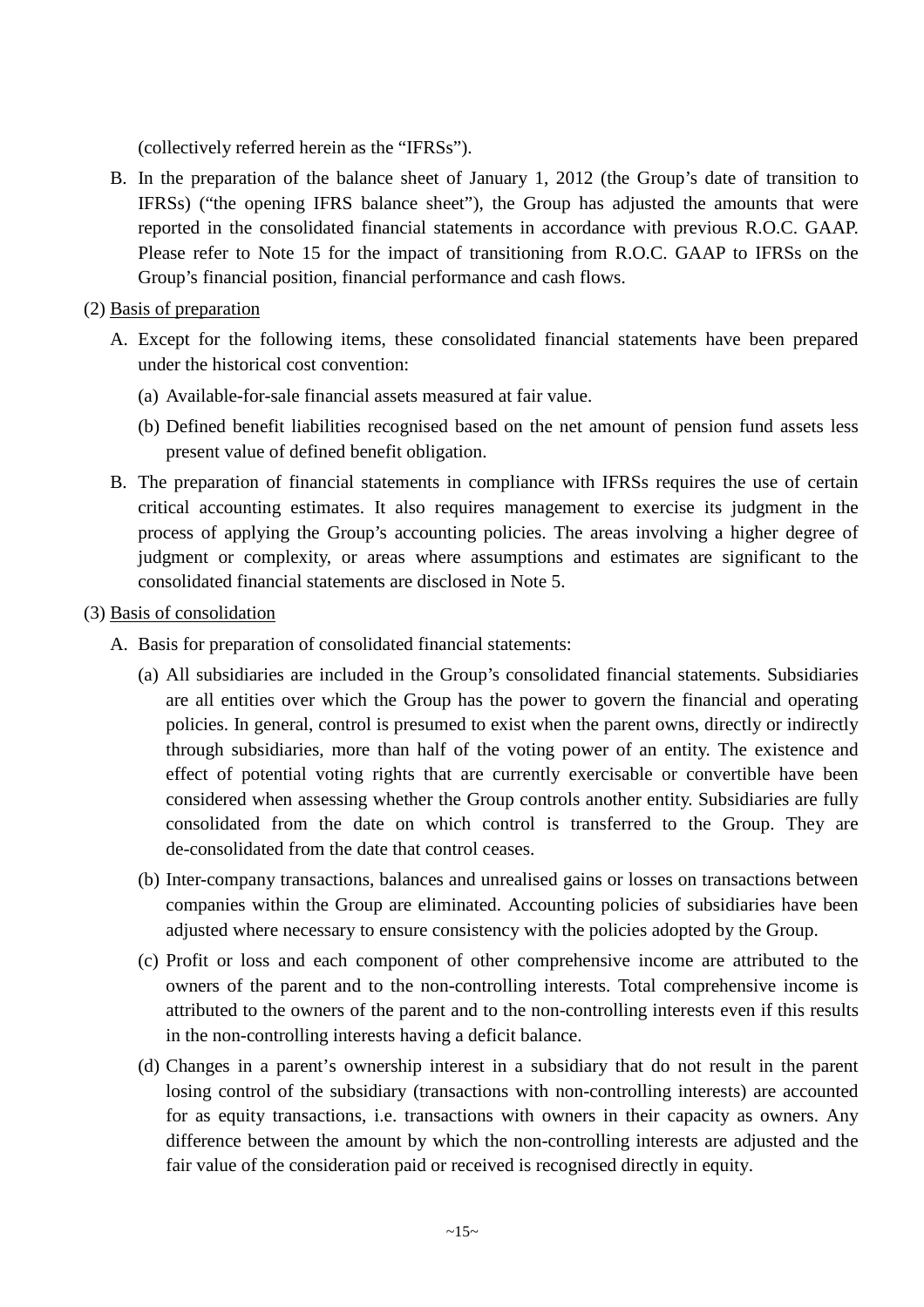(collectively referred herein as the "IFRSs").

B. In the preparation of the balance sheet of January 1, 2012 (the Group's date of transition to IFRSs) ("the opening IFRS balance sheet"), the Group has adjusted the amounts that were reported in the consolidated financial statements in accordance with previous R.O.C. GAAP. Please refer to Note 15 for the impact of transitioning from R.O.C. GAAP to IFRSs on the Group's financial position, financial performance and cash flows.

(2) <u>Basis of preparation</u>

A. Except for the following items, these consolidated financial statements have been prepared under the historical cost convention:

(a) Available-for-sale financial assets measured at fair value.

(b) Defined benefit liabilities recognised based on the net amount of pension fund assets less present value of defined benefit obligation.

B. The preparation of financial statements in compliance with IFRSs requires the use of certain critical accounting estimates. It also requires management to exercise its judgment in the process of applying the Group's accounting policies. The areas involving a higher degree of judgment or complexity, or areas where assumptions and estimates are significant to the consolidated financial statements are disclosed in Note 5.

(3) <u>Basis of consolidation</u>

A. Basis for preparation of consolidated financial statements:

(a) All subsidiaries are included in the Group's consolidated financial statements. Subsidiaries are all entities over which the Group has the power to govern the financial and operating policies. In general, control is presumed to exist when the parent owns, directly or indirectly through subsidiaries, more than half of the voting power of an entity. The existence and effect of potential voting rights that are currently exercisable or convertible have been considered when assessing whether the Group controls another entity. Subsidiaries are fully consolidated from the date on which control is transferred to the Group. They are de-consolidated from the date that control ceases.

(b) Inter-company transactions, balances and unrealised gains or losses on transactions between companies within the Group are eliminated. Accounting policies of subsidiaries have been adjusted where necessary to ensure consistency with the policies adopted by the Group.

(c) Profit or loss and each component of other comprehensive income are attributed to the owners of the parent and to the non-controlling interests. Total comprehensive income is attributed to the owners of the parent and to the non-controlling interests even if this results in the non-controlling interests having a deficit balance.

(d) Changes in a parent's ownership interest in a subsidiary that do not result in the parent losing control of the subsidiary (transactions with non-controlling interests) are accounted for as equity transactions, i.e. transactions with owners in their capacity as owners. Any difference between the amount by which the non-controlling interests are adjusted and the fair value of the consideration paid or received is recognised directly in equity.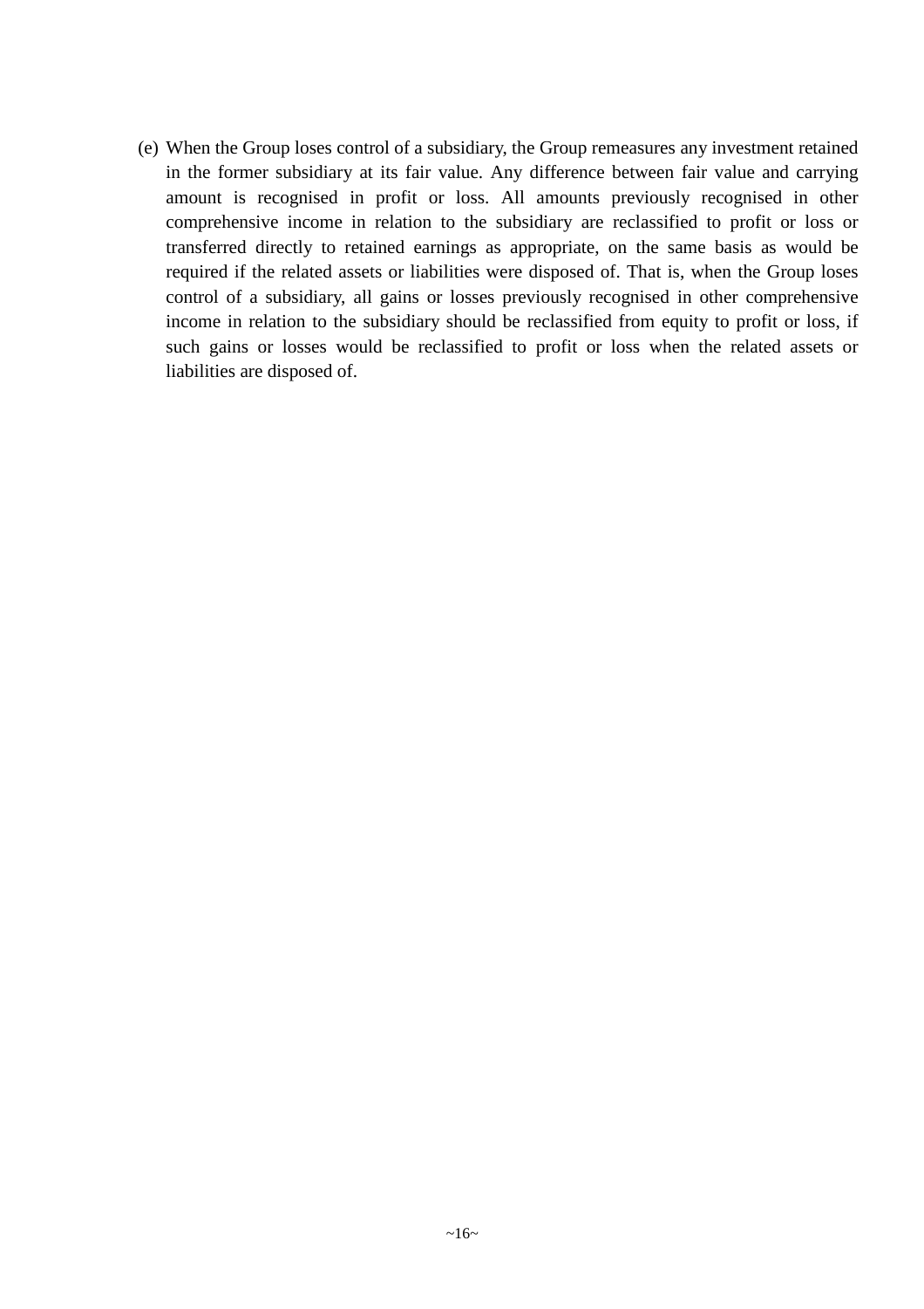(e) When the Group loses control of a subsidiary, the Group remeasures any investment retained in the former subsidiary at its fair value. Any difference between fair value and carrying amount is recognised in profit or loss. All amounts previously recognised in other comprehensive income in relation to the subsidiary are reclassified to profit or loss or transferred directly to retained earnings as appropriate, on the same basis as would be required if the related assets or liabilities were disposed of. That is, when the Group loses control of a subsidiary, all gains or losses previously recognised in other comprehensive income in relation to the subsidiary should be reclassified from equity to profit or loss, if such gains or losses would be reclassified to profit or loss when the related assets or liabilities are disposed of.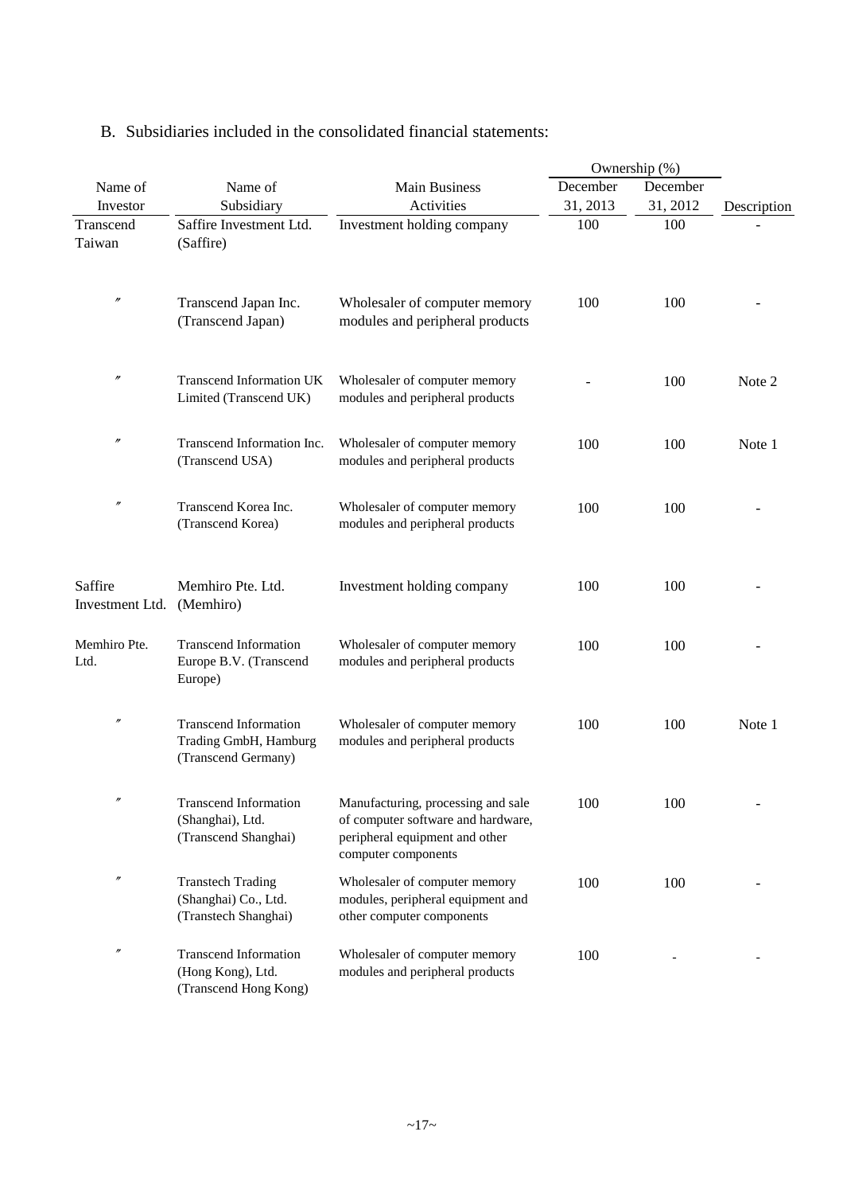B. Subsidiaries included in the consolidated financial statements:

| Name of Investor | Name of Subsidiary | Main Business Activities | Ownership (%) December 31, 2013 | Ownership (%) December 31, 2012 | Description |
|---|---|---|---|---|---|
| Transcend Taiwan | Saffire Investment Ltd. (Saffire) | Investment holding company | 100 | 100 | - |
| 〃 | Transcend Japan Inc. (Transcend Japan) | Wholesaler of computer memory modules and peripheral products | 100 | 100 | - |
| 〃 | Transcend Information UK Limited (Transcend UK) | Wholesaler of computer memory modules and peripheral products | - | 100 | Note 2 |
| 〃 | Transcend Information Inc. (Transcend USA) | Wholesaler of computer memory modules and peripheral products | 100 | 100 | Note 1 |
| 〃 | Transcend Korea Inc. (Transcend Korea) | Wholesaler of computer memory modules and peripheral products | 100 | 100 | - |
| Saffire Investment Ltd. | Memhiro Pte. Ltd. (Memhiro) | Investment holding company | 100 | 100 | - |
| Memhiro Pte. Ltd. | Transcend Information Europe B.V. (Transcend Europe) | Wholesaler of computer memory modules and peripheral products | 100 | 100 | - |
| 〃 | Transcend Information Trading GmbH, Hamburg (Transcend Germany) | Wholesaler of computer memory modules and peripheral products | 100 | 100 | Note 1 |
| 〃 | Transcend Information (Shanghai), Ltd. (Transcend Shanghai) | Manufacturing, processing and sale of computer software and hardware, peripheral equipment and other computer components | 100 | 100 | - |
| 〃 | Transtech Trading (Shanghai) Co., Ltd. (Transtech Shanghai) | Wholesaler of computer memory modules, peripheral equipment and other computer components | 100 | 100 | - |
| 〃 | Transcend Information (Hong Kong), Ltd. (Transcend Hong Kong) | Wholesaler of computer memory modules and peripheral products | 100 | - | - |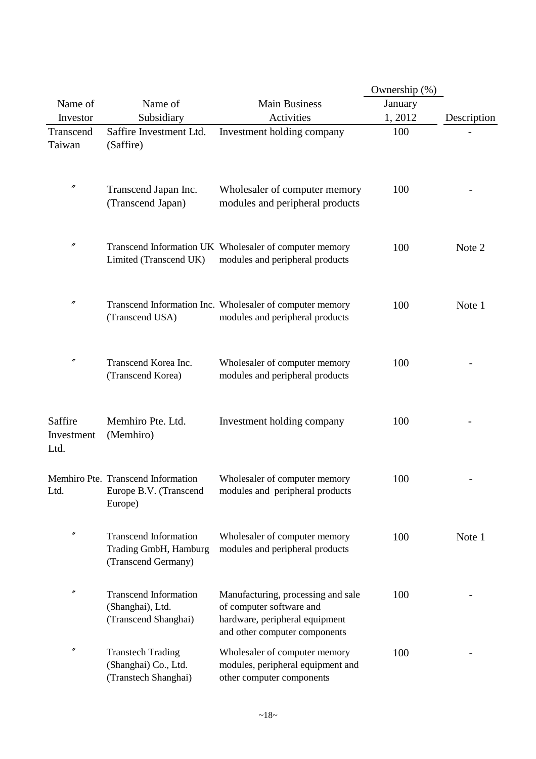| Name of Investor | Name of Subsidiary | Main Business Activities | Ownership (%) January 1, 2012 | Description |
|---|---|---|---|---|
| Transcend Taiwan | Saffire Investment Ltd. (Saffire) | Investment holding company | 100 | - |
| 〃 | Transcend Japan Inc. (Transcend Japan) | Wholesaler of computer memory modules and peripheral products | 100 | - |
| 〃 | Transcend Information UK Limited (Transcend UK) | Wholesaler of computer memory modules and peripheral products | 100 | Note 2 |
| 〃 | Transcend Information Inc. (Transcend USA) | Wholesaler of computer memory modules and peripheral products | 100 | Note 1 |
| 〃 | Transcend Korea Inc. (Transcend Korea) | Wholesaler of computer memory modules and peripheral products | 100 | - |
| Saffire Investment Ltd. | Memhiro Pte. Ltd. (Memhiro) | Investment holding company | 100 | - |
| Memhiro Pte. Ltd. | Transcend Information Europe B.V. (Transcend Europe) | Wholesaler of computer memory modules and peripheral products | 100 | - |
| 〃 | Transcend Information Trading GmbH, Hamburg (Transcend Germany) | Wholesaler of computer memory modules and peripheral products | 100 | Note 1 |
| 〃 | Transcend Information (Shanghai), Ltd. (Transcend Shanghai) | Manufacturing, processing and sale of computer software and hardware, peripheral equipment and other computer components | 100 | - |
| 〃 | Transtech Trading (Shanghai) Co., Ltd. (Transtech Shanghai) | Wholesaler of computer memory modules, peripheral equipment and other computer components | 100 | - |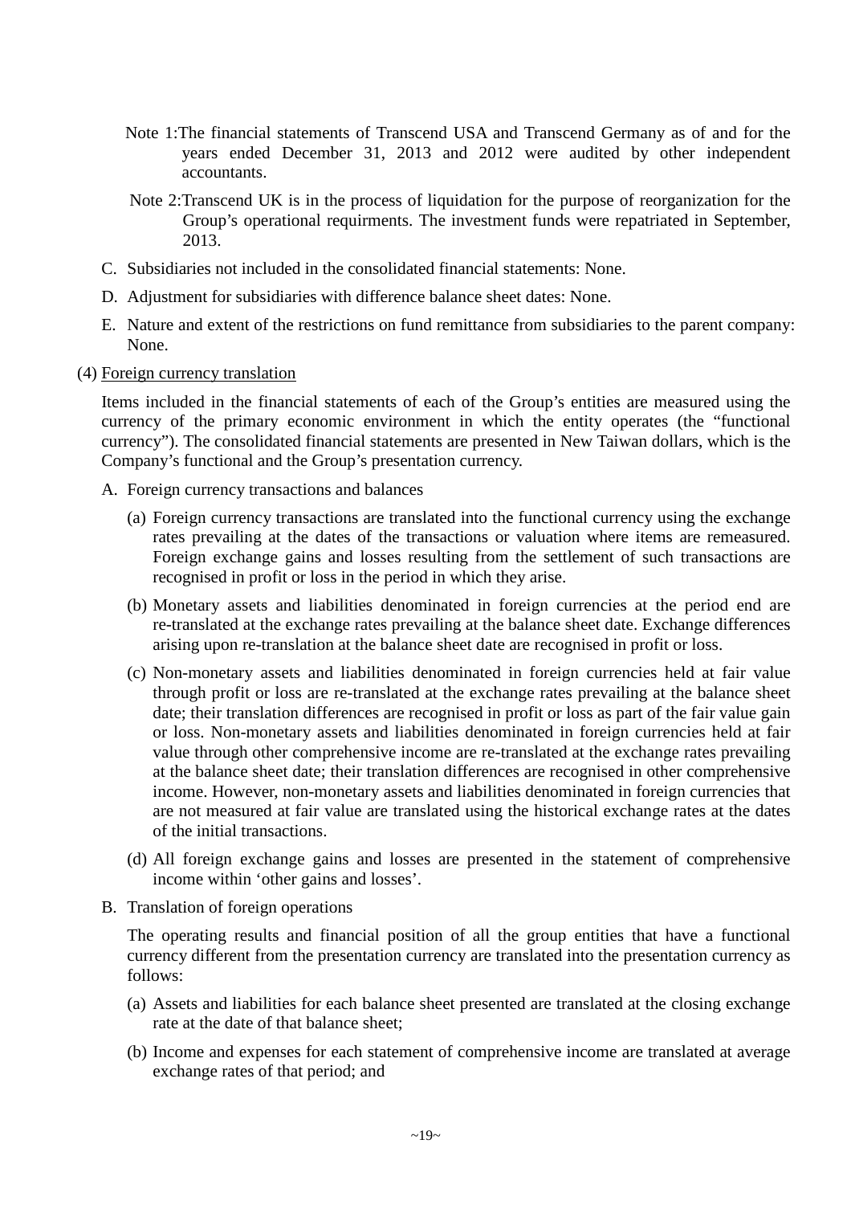Note 1: The financial statements of Transcend USA and Transcend Germany as of and for the years ended December 31, 2013 and 2012 were audited by other independent accountants.

Note 2: Transcend UK is in the process of liquidation for the purpose of reorganization for the Group's operational requirments. The investment funds were repatriated in September, 2013.

C. Subsidiaries not included in the consolidated financial statements: None.

D. Adjustment for subsidiaries with difference balance sheet dates: None.

E. Nature and extent of the restrictions on fund remittance from subsidiaries to the parent company: None.

(4) Foreign currency translation

Items included in the financial statements of each of the Group's entities are measured using the currency of the primary economic environment in which the entity operates (the "functional currency"). The consolidated financial statements are presented in New Taiwan dollars, which is the Company's functional and the Group's presentation currency.

A. Foreign currency transactions and balances

(a) Foreign currency transactions are translated into the functional currency using the exchange rates prevailing at the dates of the transactions or valuation where items are remeasured. Foreign exchange gains and losses resulting from the settlement of such transactions are recognised in profit or loss in the period in which they arise.

(b) Monetary assets and liabilities denominated in foreign currencies at the period end are re-translated at the exchange rates prevailing at the balance sheet date. Exchange differences arising upon re-translation at the balance sheet date are recognised in profit or loss.

(c) Non-monetary assets and liabilities denominated in foreign currencies held at fair value through profit or loss are re-translated at the exchange rates prevailing at the balance sheet date; their translation differences are recognised in profit or loss as part of the fair value gain or loss. Non-monetary assets and liabilities denominated in foreign currencies held at fair value through other comprehensive income are re-translated at the exchange rates prevailing at the balance sheet date; their translation differences are recognised in other comprehensive income. However, non-monetary assets and liabilities denominated in foreign currencies that are not measured at fair value are translated using the historical exchange rates at the dates of the initial transactions.

(d) All foreign exchange gains and losses are presented in the statement of comprehensive income within 'other gains and losses'.

B. Translation of foreign operations

The operating results and financial position of all the group entities that have a functional currency different from the presentation currency are translated into the presentation currency as follows:

(a) Assets and liabilities for each balance sheet presented are translated at the closing exchange rate at the date of that balance sheet;

(b) Income and expenses for each statement of comprehensive income are translated at average exchange rates of that period; and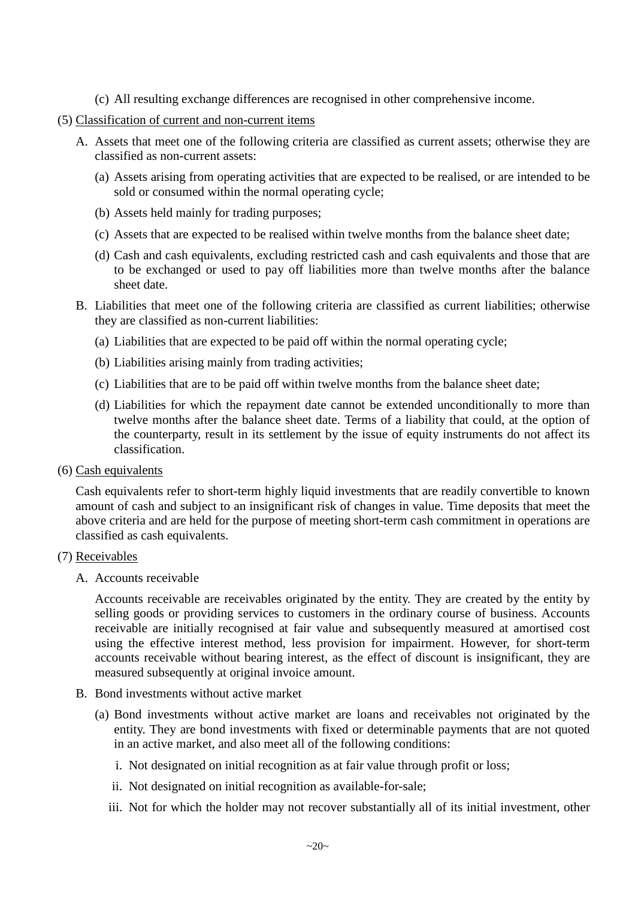(c) All resulting exchange differences are recognised in other comprehensive income.

(5) Classification of current and non-current items

A. Assets that meet one of the following criteria are classified as current assets; otherwise they are classified as non-current assets:

(a) Assets arising from operating activities that are expected to be realised, or are intended to be sold or consumed within the normal operating cycle;

(b) Assets held mainly for trading purposes;

(c) Assets that are expected to be realised within twelve months from the balance sheet date;

(d) Cash and cash equivalents, excluding restricted cash and cash equivalents and those that are to be exchanged or used to pay off liabilities more than twelve months after the balance sheet date.

B. Liabilities that meet one of the following criteria are classified as current liabilities; otherwise they are classified as non-current liabilities:

(a) Liabilities that are expected to be paid off within the normal operating cycle;

(b) Liabilities arising mainly from trading activities;

(c) Liabilities that are to be paid off within twelve months from the balance sheet date;

(d) Liabilities for which the repayment date cannot be extended unconditionally to more than twelve months after the balance sheet date. Terms of a liability that could, at the option of the counterparty, result in its settlement by the issue of equity instruments do not affect its classification.

(6) Cash equivalents

Cash equivalents refer to short-term highly liquid investments that are readily convertible to known amount of cash and subject to an insignificant risk of changes in value. Time deposits that meet the above criteria and are held for the purpose of meeting short-term cash commitment in operations are classified as cash equivalents.

(7) Receivables

A. Accounts receivable

Accounts receivable are receivables originated by the entity. They are created by the entity by selling goods or providing services to customers in the ordinary course of business. Accounts receivable are initially recognised at fair value and subsequently measured at amortised cost using the effective interest method, less provision for impairment. However, for short-term accounts receivable without bearing interest, as the effect of discount is insignificant, they are measured subsequently at original invoice amount.

B. Bond investments without active market

(a) Bond investments without active market are loans and receivables not originated by the entity. They are bond investments with fixed or determinable payments that are not quoted in an active market, and also meet all of the following conditions:

i. Not designated on initial recognition as at fair value through profit or loss;

ii. Not designated on initial recognition as available-for-sale;

iii. Not for which the holder may not recover substantially all of its initial investment, other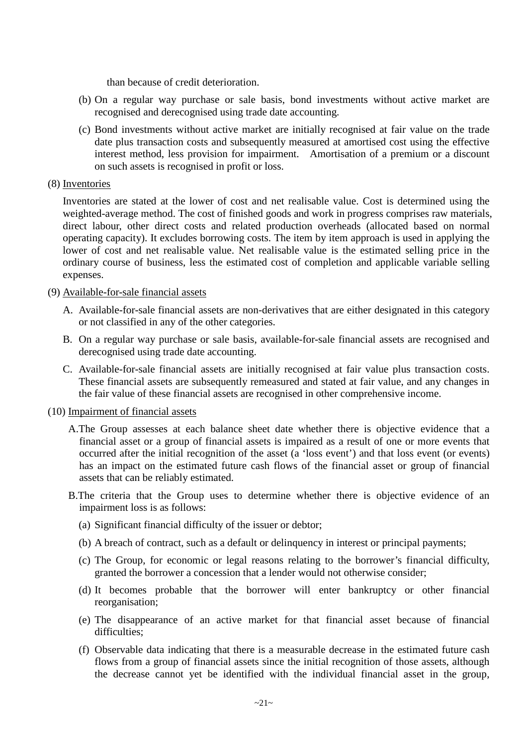than because of credit deterioration.

(b) On a regular way purchase or sale basis, bond investments without active market are recognised and derecognised using trade date accounting.

(c) Bond investments without active market are initially recognised at fair value on the trade date plus transaction costs and subsequently measured at amortised cost using the effective interest method, less provision for impairment. Amortisation of a premium or a discount on such assets is recognised in profit or loss.

(8) Inventories

Inventories are stated at the lower of cost and net realisable value. Cost is determined using the weighted-average method. The cost of finished goods and work in progress comprises raw materials, direct labour, other direct costs and related production overheads (allocated based on normal operating capacity). It excludes borrowing costs. The item by item approach is used in applying the lower of cost and net realisable value. Net realisable value is the estimated selling price in the ordinary course of business, less the estimated cost of completion and applicable variable selling expenses.

(9) Available-for-sale financial assets

A. Available-for-sale financial assets are non-derivatives that are either designated in this category or not classified in any of the other categories.

B. On a regular way purchase or sale basis, available-for-sale financial assets are recognised and derecognised using trade date accounting.

C. Available-for-sale financial assets are initially recognised at fair value plus transaction costs. These financial assets are subsequently remeasured and stated at fair value, and any changes in the fair value of these financial assets are recognised in other comprehensive income.

(10) Impairment of financial assets

A. The Group assesses at each balance sheet date whether there is objective evidence that a financial asset or a group of financial assets is impaired as a result of one or more events that occurred after the initial recognition of the asset (a 'loss event') and that loss event (or events) has an impact on the estimated future cash flows of the financial asset or group of financial assets that can be reliably estimated.

B. The criteria that the Group uses to determine whether there is objective evidence of an impairment loss is as follows:

(a) Significant financial difficulty of the issuer or debtor;

(b) A breach of contract, such as a default or delinquency in interest or principal payments;

(c) The Group, for economic or legal reasons relating to the borrower's financial difficulty, granted the borrower a concession that a lender would not otherwise consider;

(d) It becomes probable that the borrower will enter bankruptcy or other financial reorganisation;

(e) The disappearance of an active market for that financial asset because of financial difficulties;

(f) Observable data indicating that there is a measurable decrease in the estimated future cash flows from a group of financial assets since the initial recognition of those assets, although the decrease cannot yet be identified with the individual financial asset in the group,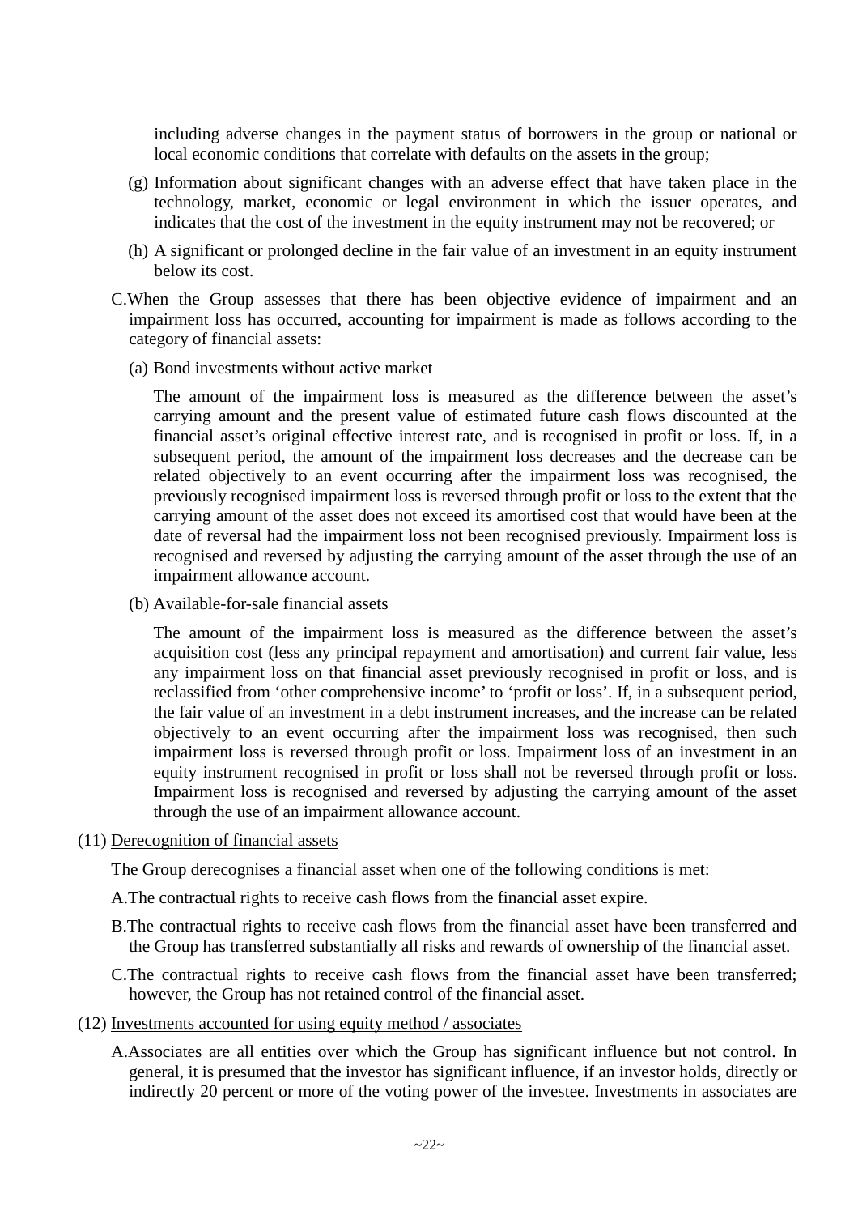including adverse changes in the payment status of borrowers in the group or national or local economic conditions that correlate with defaults on the assets in the group;

(g) Information about significant changes with an adverse effect that have taken place in the technology, market, economic or legal environment in which the issuer operates, and indicates that the cost of the investment in the equity instrument may not be recovered; or

(h) A significant or prolonged decline in the fair value of an investment in an equity instrument below its cost.

C.When the Group assesses that there has been objective evidence of impairment and an impairment loss has occurred, accounting for impairment is made as follows according to the category of financial assets:

(a) Bond investments without active market

The amount of the impairment loss is measured as the difference between the asset's carrying amount and the present value of estimated future cash flows discounted at the financial asset's original effective interest rate, and is recognised in profit or loss. If, in a subsequent period, the amount of the impairment loss decreases and the decrease can be related objectively to an event occurring after the impairment loss was recognised, the previously recognised impairment loss is reversed through profit or loss to the extent that the carrying amount of the asset does not exceed its amortised cost that would have been at the date of reversal had the impairment loss not been recognised previously. Impairment loss is recognised and reversed by adjusting the carrying amount of the asset through the use of an impairment allowance account.

(b) Available-for-sale financial assets

The amount of the impairment loss is measured as the difference between the asset's acquisition cost (less any principal repayment and amortisation) and current fair value, less any impairment loss on that financial asset previously recognised in profit or loss, and is reclassified from 'other comprehensive income' to 'profit or loss'. If, in a subsequent period, the fair value of an investment in a debt instrument increases, and the increase can be related objectively to an event occurring after the impairment loss was recognised, then such impairment loss is reversed through profit or loss. Impairment loss of an investment in an equity instrument recognised in profit or loss shall not be reversed through profit or loss. Impairment loss is recognised and reversed by adjusting the carrying amount of the asset through the use of an impairment allowance account.

(11) Derecognition of financial assets

The Group derecognises a financial asset when one of the following conditions is met:

A.The contractual rights to receive cash flows from the financial asset expire.

B.The contractual rights to receive cash flows from the financial asset have been transferred and the Group has transferred substantially all risks and rewards of ownership of the financial asset.

C.The contractual rights to receive cash flows from the financial asset have been transferred; however, the Group has not retained control of the financial asset.

(12) Investments accounted for using equity method / associates

A.Associates are all entities over which the Group has significant influence but not control. In general, it is presumed that the investor has significant influence, if an investor holds, directly or indirectly 20 percent or more of the voting power of the investee. Investments in associates are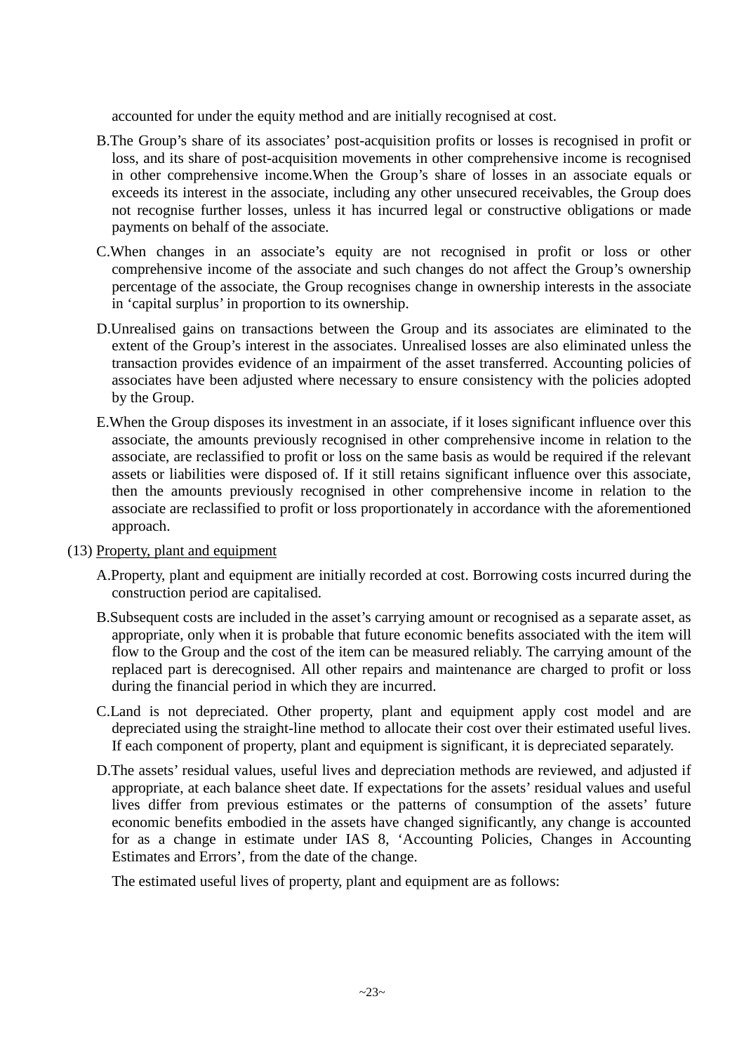accounted for under the equity method and are initially recognised at cost.

B. The Group's share of its associates' post-acquisition profits or losses is recognised in profit or loss, and its share of post-acquisition movements in other comprehensive income is recognised in other comprehensive income.When the Group's share of losses in an associate equals or exceeds its interest in the associate, including any other unsecured receivables, the Group does not recognise further losses, unless it has incurred legal or constructive obligations or made payments on behalf of the associate.

C. When changes in an associate's equity are not recognised in profit or loss or other comprehensive income of the associate and such changes do not affect the Group's ownership percentage of the associate, the Group recognises change in ownership interests in the associate in 'capital surplus' in proportion to its ownership.

D. Unrealised gains on transactions between the Group and its associates are eliminated to the extent of the Group's interest in the associates. Unrealised losses are also eliminated unless the transaction provides evidence of an impairment of the asset transferred. Accounting policies of associates have been adjusted where necessary to ensure consistency with the policies adopted by the Group.

E. When the Group disposes its investment in an associate, if it loses significant influence over this associate, the amounts previously recognised in other comprehensive income in relation to the associate, are reclassified to profit or loss on the same basis as would be required if the relevant assets or liabilities were disposed of. If it still retains significant influence over this associate, then the amounts previously recognised in other comprehensive income in relation to the associate are reclassified to profit or loss proportionately in accordance with the aforementioned approach.

(13) Property, plant and equipment

A. Property, plant and equipment are initially recorded at cost. Borrowing costs incurred during the construction period are capitalised.

B. Subsequent costs are included in the asset's carrying amount or recognised as a separate asset, as appropriate, only when it is probable that future economic benefits associated with the item will flow to the Group and the cost of the item can be measured reliably. The carrying amount of the replaced part is derecognised. All other repairs and maintenance are charged to profit or loss during the financial period in which they are incurred.

C. Land is not depreciated. Other property, plant and equipment apply cost model and are depreciated using the straight-line method to allocate their cost over their estimated useful lives. If each component of property, plant and equipment is significant, it is depreciated separately.

D. The assets' residual values, useful lives and depreciation methods are reviewed, and adjusted if appropriate, at each balance sheet date. If expectations for the assets' residual values and useful lives differ from previous estimates or the patterns of consumption of the assets' future economic benefits embodied in the assets have changed significantly, any change is accounted for as a change in estimate under IAS 8, 'Accounting Policies, Changes in Accounting Estimates and Errors', from the date of the change.

The estimated useful lives of property, plant and equipment are as follows: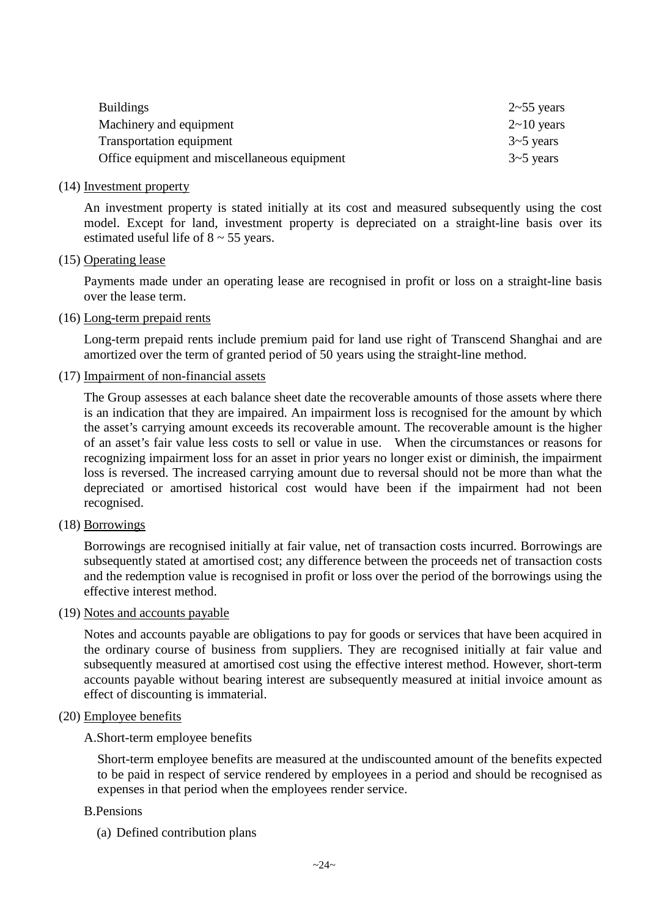| | |
|---|---|
| Buildings | 2~55 years |
| Machinery and equipment | 2~10 years |
| Transportation equipment | 3~5 years |
| Office equipment and miscellaneous equipment | 3~5 years |

(14) Investment property

An investment property is stated initially at its cost and measured subsequently using the cost model. Except for land, investment property is depreciated on a straight-line basis over its estimated useful life of 8 ~ 55 years.

(15) Operating lease

Payments made under an operating lease are recognised in profit or loss on a straight-line basis over the lease term.

(16) Long-term prepaid rents

Long-term prepaid rents include premium paid for land use right of Transcend Shanghai and are amortized over the term of granted period of 50 years using the straight-line method.

(17) Impairment of non-financial assets

The Group assesses at each balance sheet date the recoverable amounts of those assets where there is an indication that they are impaired. An impairment loss is recognised for the amount by which the asset's carrying amount exceeds its recoverable amount. The recoverable amount is the higher of an asset's fair value less costs to sell or value in use. When the circumstances or reasons for recognizing impairment loss for an asset in prior years no longer exist or diminish, the impairment loss is reversed. The increased carrying amount due to reversal should not be more than what the depreciated or amortised historical cost would have been if the impairment had not been recognised.

(18) Borrowings

Borrowings are recognised initially at fair value, net of transaction costs incurred. Borrowings are subsequently stated at amortised cost; any difference between the proceeds net of transaction costs and the redemption value is recognised in profit or loss over the period of the borrowings using the effective interest method.

(19) Notes and accounts payable

Notes and accounts payable are obligations to pay for goods or services that have been acquired in the ordinary course of business from suppliers. They are recognised initially at fair value and subsequently measured at amortised cost using the effective interest method. However, short-term accounts payable without bearing interest are subsequently measured at initial invoice amount as effect of discounting is immaterial.

(20) Employee benefits

A. Short-term employee benefits

Short-term employee benefits are measured at the undiscounted amount of the benefits expected to be paid in respect of service rendered by employees in a period and should be recognised as expenses in that period when the employees render service.

B. Pensions

(a) Defined contribution plans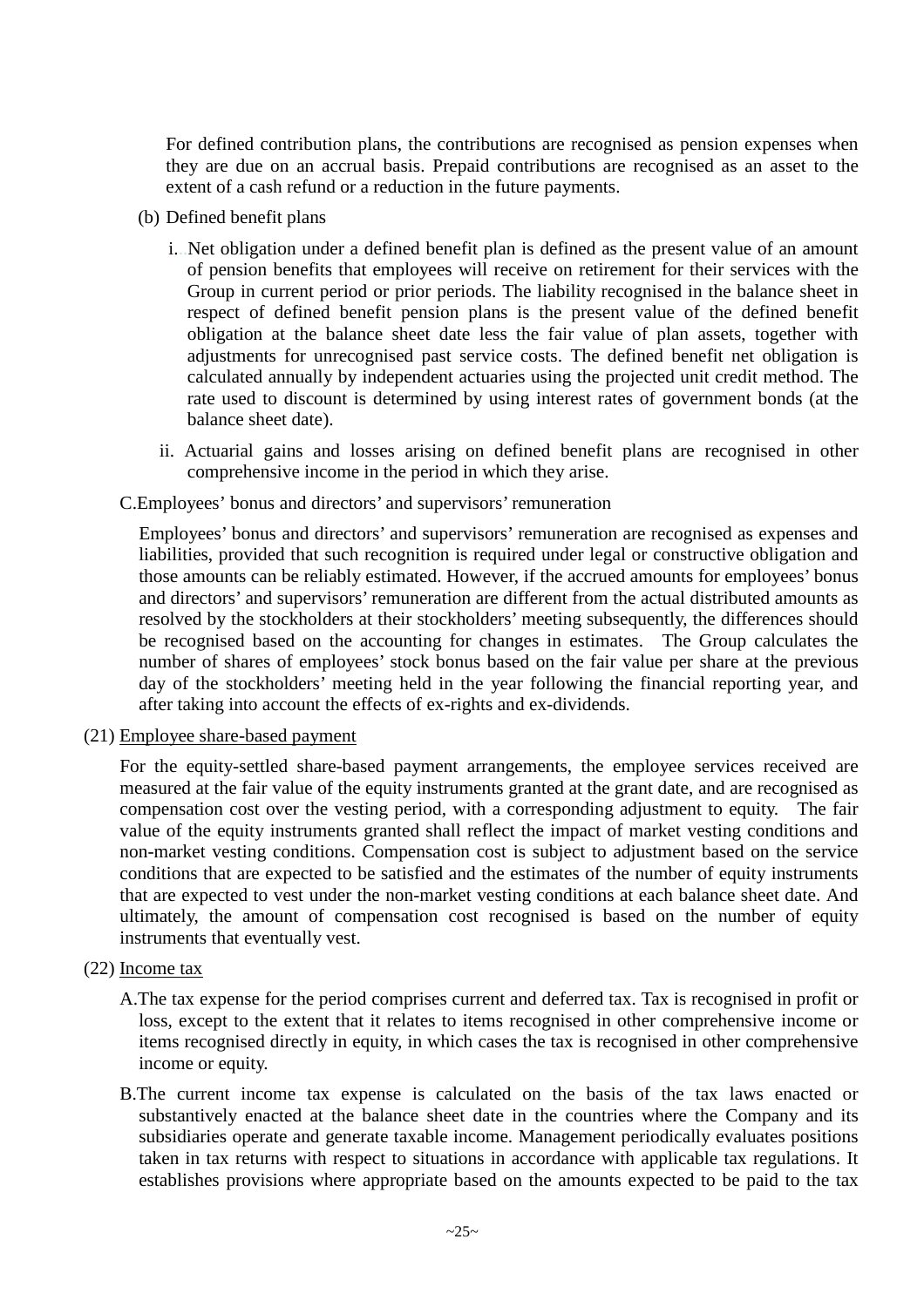For defined contribution plans, the contributions are recognised as pension expenses when they are due on an accrual basis. Prepaid contributions are recognised as an asset to the extent of a cash refund or a reduction in the future payments.

(b) Defined benefit plans

i. Net obligation under a defined benefit plan is defined as the present value of an amount of pension benefits that employees will receive on retirement for their services with the Group in current period or prior periods. The liability recognised in the balance sheet in respect of defined benefit pension plans is the present value of the defined benefit obligation at the balance sheet date less the fair value of plan assets, together with adjustments for unrecognised past service costs. The defined benefit net obligation is calculated annually by independent actuaries using the projected unit credit method. The rate used to discount is determined by using interest rates of government bonds (at the balance sheet date).

ii. Actuarial gains and losses arising on defined benefit plans are recognised in other comprehensive income in the period in which they arise.

C.Employees' bonus and directors' and supervisors' remuneration

Employees' bonus and directors' and supervisors' remuneration are recognised as expenses and liabilities, provided that such recognition is required under legal or constructive obligation and those amounts can be reliably estimated. However, if the accrued amounts for employees' bonus and directors' and supervisors' remuneration are different from the actual distributed amounts as resolved by the stockholders at their stockholders' meeting subsequently, the differences should be recognised based on the accounting for changes in estimates. The Group calculates the number of shares of employees' stock bonus based on the fair value per share at the previous day of the stockholders' meeting held in the year following the financial reporting year, and after taking into account the effects of ex-rights and ex-dividends.

(21) Employee share-based payment

For the equity-settled share-based payment arrangements, the employee services received are measured at the fair value of the equity instruments granted at the grant date, and are recognised as compensation cost over the vesting period, with a corresponding adjustment to equity. The fair value of the equity instruments granted shall reflect the impact of market vesting conditions and non-market vesting conditions. Compensation cost is subject to adjustment based on the service conditions that are expected to be satisfied and the estimates of the number of equity instruments that are expected to vest under the non-market vesting conditions at each balance sheet date. And ultimately, the amount of compensation cost recognised is based on the number of equity instruments that eventually vest.

(22) Income tax

A.The tax expense for the period comprises current and deferred tax. Tax is recognised in profit or loss, except to the extent that it relates to items recognised in other comprehensive income or items recognised directly in equity, in which cases the tax is recognised in other comprehensive income or equity.

B.The current income tax expense is calculated on the basis of the tax laws enacted or substantively enacted at the balance sheet date in the countries where the Company and its subsidiaries operate and generate taxable income. Management periodically evaluates positions taken in tax returns with respect to situations in accordance with applicable tax regulations. It establishes provisions where appropriate based on the amounts expected to be paid to the tax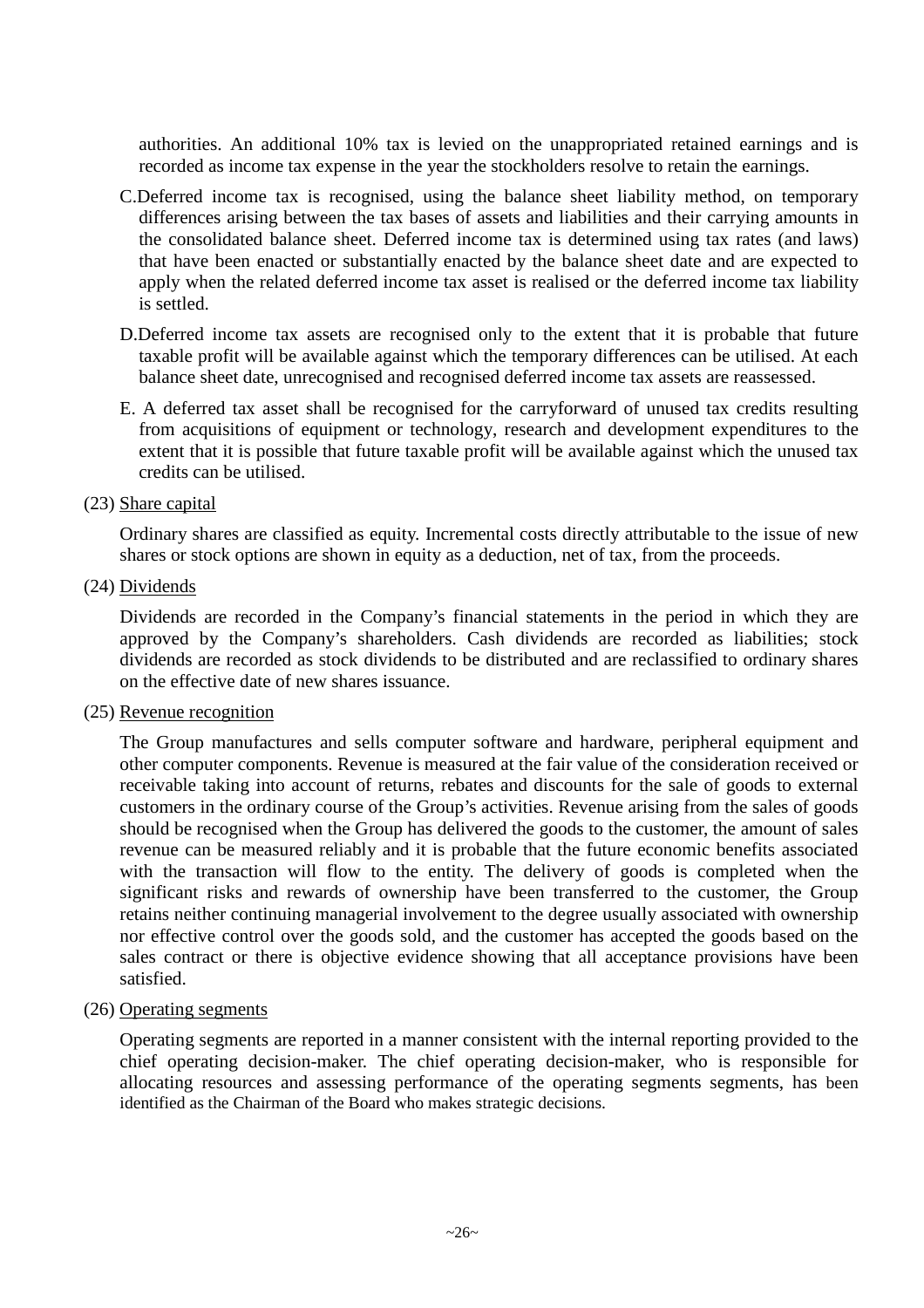authorities. An additional 10% tax is levied on the unappropriated retained earnings and is recorded as income tax expense in the year the stockholders resolve to retain the earnings.

C. Deferred income tax is recognised, using the balance sheet liability method, on temporary differences arising between the tax bases of assets and liabilities and their carrying amounts in the consolidated balance sheet. Deferred income tax is determined using tax rates (and laws) that have been enacted or substantially enacted by the balance sheet date and are expected to apply when the related deferred income tax asset is realised or the deferred income tax liability is settled.

D. Deferred income tax assets are recognised only to the extent that it is probable that future taxable profit will be available against which the temporary differences can be utilised. At each balance sheet date, unrecognised and recognised deferred income tax assets are reassessed.

E. A deferred tax asset shall be recognised for the carryforward of unused tax credits resulting from acquisitions of equipment or technology, research and development expenditures to the extent that it is possible that future taxable profit will be available against which the unused tax credits can be utilised.

(23) Share capital

Ordinary shares are classified as equity. Incremental costs directly attributable to the issue of new shares or stock options are shown in equity as a deduction, net of tax, from the proceeds.

(24) Dividends

Dividends are recorded in the Company's financial statements in the period in which they are approved by the Company's shareholders. Cash dividends are recorded as liabilities; stock dividends are recorded as stock dividends to be distributed and are reclassified to ordinary shares on the effective date of new shares issuance.

(25) Revenue recognition

The Group manufactures and sells computer software and hardware, peripheral equipment and other computer components. Revenue is measured at the fair value of the consideration received or receivable taking into account of returns, rebates and discounts for the sale of goods to external customers in the ordinary course of the Group's activities. Revenue arising from the sales of goods should be recognised when the Group has delivered the goods to the customer, the amount of sales revenue can be measured reliably and it is probable that the future economic benefits associated with the transaction will flow to the entity. The delivery of goods is completed when the significant risks and rewards of ownership have been transferred to the customer, the Group retains neither continuing managerial involvement to the degree usually associated with ownership nor effective control over the goods sold, and the customer has accepted the goods based on the sales contract or there is objective evidence showing that all acceptance provisions have been satisfied.

(26) Operating segments

Operating segments are reported in a manner consistent with the internal reporting provided to the chief operating decision-maker. The chief operating decision-maker, who is responsible for allocating resources and assessing performance of the operating segments segments, has been identified as the Chairman of the Board who makes strategic decisions.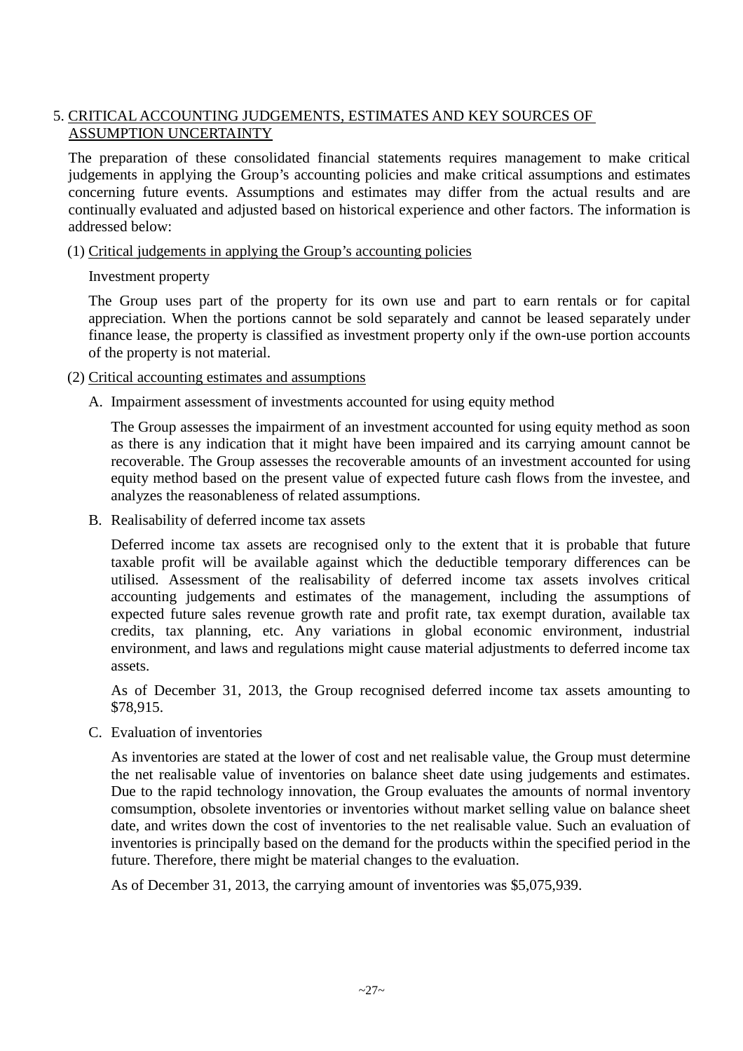## 5. CRITICAL ACCOUNTING JUDGEMENTS, ESTIMATES AND KEY SOURCES OF ASSUMPTION UNCERTAINTY

The preparation of these consolidated financial statements requires management to make critical judgements in applying the Group's accounting policies and make critical assumptions and estimates concerning future events. Assumptions and estimates may differ from the actual results and are continually evaluated and adjusted based on historical experience and other factors. The information is addressed below:

### (1) Critical judgements in applying the Group's accounting policies

Investment property

The Group uses part of the property for its own use and part to earn rentals or for capital appreciation. When the portions cannot be sold separately and cannot be leased separately under finance lease, the property is classified as investment property only if the own-use portion accounts of the property is not material.

### (2) Critical accounting estimates and assumptions

A. Impairment assessment of investments accounted for using equity method

The Group assesses the impairment of an investment accounted for using equity method as soon as there is any indication that it might have been impaired and its carrying amount cannot be recoverable. The Group assesses the recoverable amounts of an investment accounted for using equity method based on the present value of expected future cash flows from the investee, and analyzes the reasonableness of related assumptions.

B. Realisability of deferred income tax assets

Deferred income tax assets are recognised only to the extent that it is probable that future taxable profit will be available against which the deductible temporary differences can be utilised. Assessment of the realisability of deferred income tax assets involves critical accounting judgements and estimates of the management, including the assumptions of expected future sales revenue growth rate and profit rate, tax exempt duration, available tax credits, tax planning, etc. Any variations in global economic environment, industrial environment, and laws and regulations might cause material adjustments to deferred income tax assets.

As of December 31, 2013, the Group recognised deferred income tax assets amounting to $78,915.

C. Evaluation of inventories

As inventories are stated at the lower of cost and net realisable value, the Group must determine the net realisable value of inventories on balance sheet date using judgements and estimates. Due to the rapid technology innovation, the Group evaluates the amounts of normal inventory comsumption, obsolete inventories or inventories without market selling value on balance sheet date, and writes down the cost of inventories to the net realisable value. Such an evaluation of inventories is principally based on the demand for the products within the specified period in the future. Therefore, there might be material changes to the evaluation.

As of December 31, 2013, the carrying amount of inventories was $5,075,939.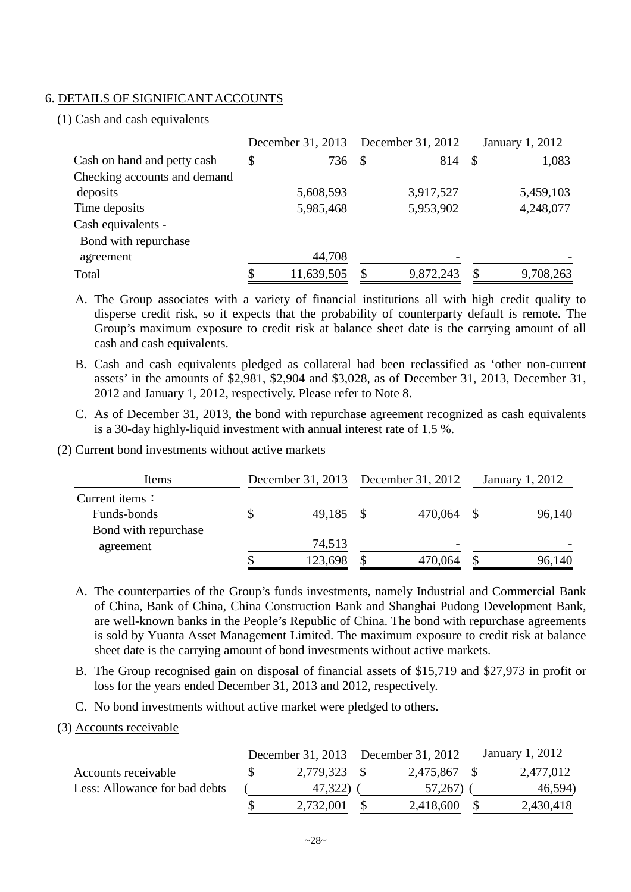## 6. DETAILS OF SIGNIFICANT ACCOUNTS

### (1) Cash and cash equivalents

| | December 31, 2013 | December 31, 2012 | January 1, 2012 |
|---|---|---|---|
| Cash on hand and petty cash | $ 736 | $ 814 | $ 1,083 |
| Checking accounts and demand deposits | 5,608,593 | 3,917,527 | 5,459,103 |
| Time deposits | 5,985,468 | 5,953,902 | 4,248,077 |
| Cash equivalents - Bond with repurchase agreement | 44,708 | - | - |
| Total | $ 11,639,505 | $ 9,872,243 | $ 9,708,263 |

A. The Group associates with a variety of financial institutions all with high credit quality to disperse credit risk, so it expects that the probability of counterparty default is remote. The Group's maximum exposure to credit risk at balance sheet date is the carrying amount of all cash and cash equivalents.

B. Cash and cash equivalents pledged as collateral had been reclassified as 'other non-current assets' in the amounts of $2,981, $2,904 and $3,028, as of December 31, 2013, December 31, 2012 and January 1, 2012, respectively. Please refer to Note 8.

C. As of December 31, 2013, the bond with repurchase agreement recognized as cash equivalents is a 30-day highly-liquid investment with annual interest rate of 1.5 %.

### (2) Current bond investments without active markets

| Items | December 31, 2013 | December 31, 2012 | January 1, 2012 |
|---|---|---|---|
| Current items： | | | |
| Funds-bonds | $ 49,185 | $ 470,064 | $ 96,140 |
| Bond with repurchase agreement | 74,513 | - | - |
| | $ 123,698 | $ 470,064 | $ 96,140 |

A. The counterparties of the Group's funds investments, namely Industrial and Commercial Bank of China, Bank of China, China Construction Bank and Shanghai Pudong Development Bank, are well-known banks in the People's Republic of China. The bond with repurchase agreements is sold by Yuanta Asset Management Limited. The maximum exposure to credit risk at balance sheet date is the carrying amount of bond investments without active markets.

B. The Group recognised gain on disposal of financial assets of $15,719 and $27,973 in profit or loss for the years ended December 31, 2013 and 2012, respectively.

C. No bond investments without active market were pledged to others.

### (3) Accounts receivable

| | December 31, 2013 | December 31, 2012 | January 1, 2012 |
|---|---|---|---|
| Accounts receivable | $ 2,779,323 | $ 2,475,867 | $ 2,477,012 |
| Less: Allowance for bad debts | ( 47,322) | ( 57,267) | ( 46,594) |
| | $ 2,732,001 | $ 2,418,600 | $ 2,430,418 |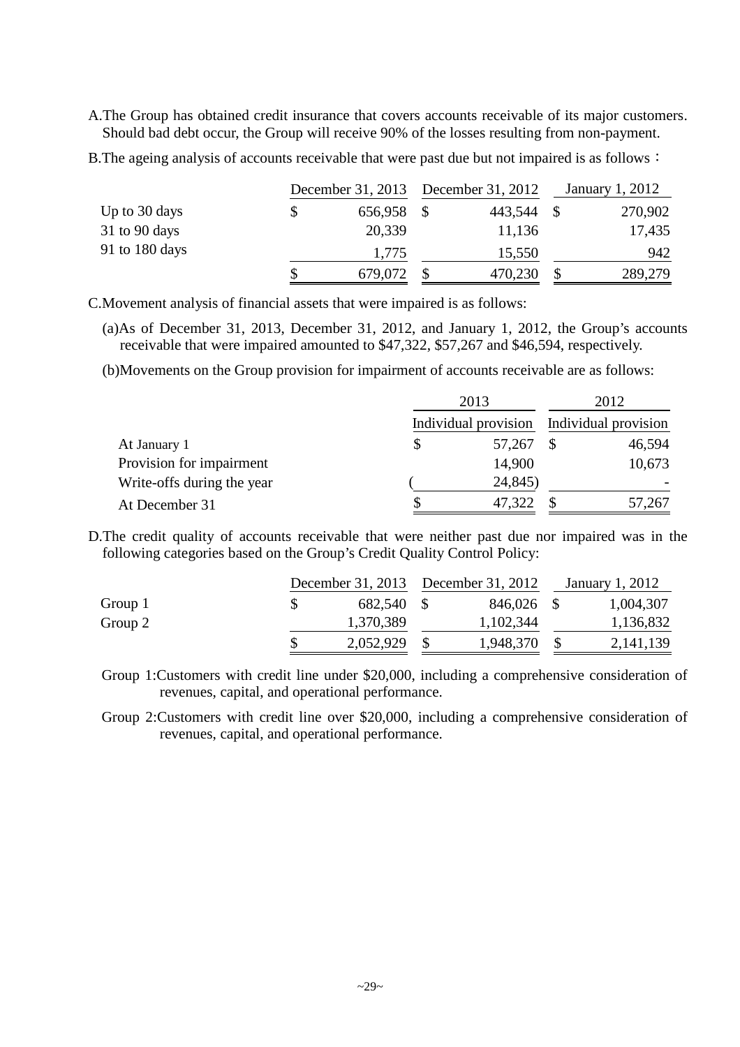A.The Group has obtained credit insurance that covers accounts receivable of its major customers. Should bad debt occur, the Group will receive 90% of the losses resulting from non-payment.

B.The ageing analysis of accounts receivable that were past due but not impaired is as follows：

| | December 31, 2013 | December 31, 2012 | January 1, 2012 |
|---|---|---|---|
| Up to 30 days | $ 656,958 | $ 443,544 | $ 270,902 |
| 31 to 90 days | 20,339 | 11,136 | 17,435 |
| 91 to 180 days | 1,775 | 15,550 | 942 |
| | $ 679,072 | $ 470,230 | $ 289,279 |

C.Movement analysis of financial assets that were impaired is as follows:

(a)As of December 31, 2013, December 31, 2012, and January 1, 2012, the Group's accounts receivable that were impaired amounted to $47,322, $57,267 and $46,594, respectively.

(b)Movements on the Group provision for impairment of accounts receivable are as follows:

| | 2013 | 2012 |
|---|---|---|
| | Individual provision | Individual provision |
| At January 1 | $ 57,267 | $ 46,594 |
| Provision for impairment | 14,900 | 10,673 |
| Write-offs during the year | ( 24,845) | - |
| At December 31 | $ 47,322 | $ 57,267 |

D.The credit quality of accounts receivable that were neither past due nor impaired was in the following categories based on the Group's Credit Quality Control Policy:

| | December 31, 2013 | December 31, 2012 | January 1, 2012 |
|---|---|---|---|
| Group 1 | $ 682,540 | $ 846,026 | $ 1,004,307 |
| Group 2 | 1,370,389 | 1,102,344 | 1,136,832 |
| | $ 2,052,929 | $ 1,948,370 | $ 2,141,139 |

Group 1:Customers with credit line under $20,000, including a comprehensive consideration of revenues, capital, and operational performance.

Group 2:Customers with credit line over $20,000, including a comprehensive consideration of revenues, capital, and operational performance.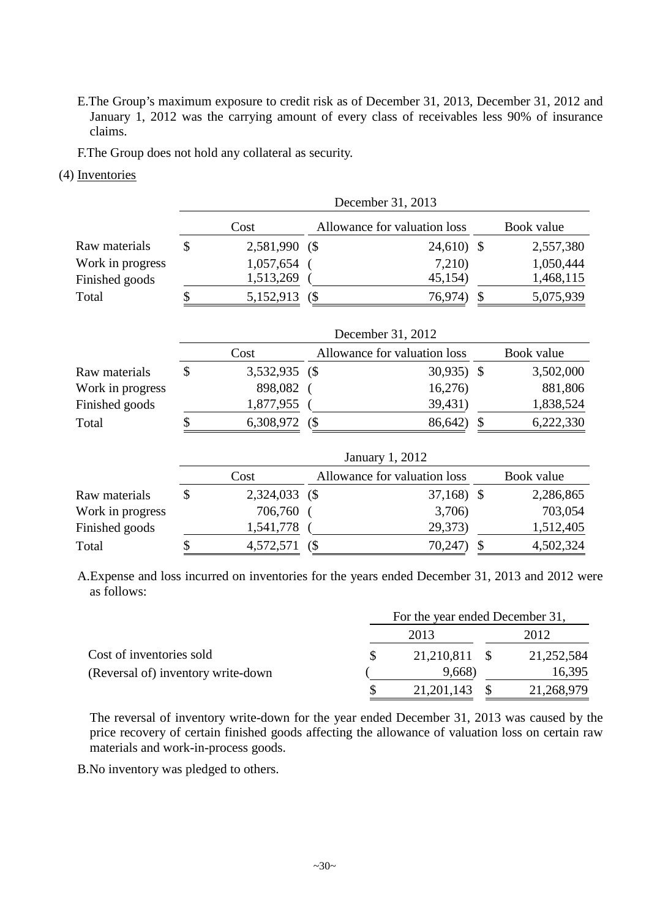E. The Group's maximum exposure to credit risk as of December 31, 2013, December 31, 2012 and January 1, 2012 was the carrying amount of every class of receivables less 90% of insurance claims.

F. The Group does not hold any collateral as security.

(4) Inventories

| | December 31, 2013 | | |
|---|---|---|---|
| | Cost | Allowance for valuation loss | Book value |
| Raw materials | $ 2,581,990 | ($ 24,610) | $ 2,557,380 |
| Work in progress | 1,057,654 | ( 7,210) | 1,050,444 |
| Finished goods | 1,513,269 | ( 45,154) | 1,468,115 |
| Total | $ 5,152,913 | ($ 76,974) | $ 5,075,939 |

| | December 31, 2012 | | |
|---|---|---|---|
| | Cost | Allowance for valuation loss | Book value |
| Raw materials | $ 3,532,935 | ($ 30,935) | $ 3,502,000 |
| Work in progress | 898,082 | ( 16,276) | 881,806 |
| Finished goods | 1,877,955 | ( 39,431) | 1,838,524 |
| Total | $ 6,308,972 | ($ 86,642) | $ 6,222,330 |

| | January 1, 2012 | | |
|---|---|---|---|
| | Cost | Allowance for valuation loss | Book value |
| Raw materials | $ 2,324,033 | ($ 37,168) | $ 2,286,865 |
| Work in progress | 706,760 | ( 3,706) | 703,054 |
| Finished goods | 1,541,778 | ( 29,373) | 1,512,405 |
| Total | $ 4,572,571 | ($ 70,247) | $ 4,502,324 |

A. Expense and loss incurred on inventories for the years ended December 31, 2013 and 2012 were as follows:

| | For the year ended December 31, | |
|---|---|---|
| | 2013 | 2012 |
| Cost of inventories sold | $ 21,210,811 | $ 21,252,584 |
| (Reversal of) inventory write-down | ( 9,668) | 16,395 |
| | $ 21,201,143 | $ 21,268,979 |

The reversal of inventory write-down for the year ended December 31, 2013 was caused by the price recovery of certain finished goods affecting the allowance of valuation loss on certain raw materials and work-in-process goods.

B. No inventory was pledged to others.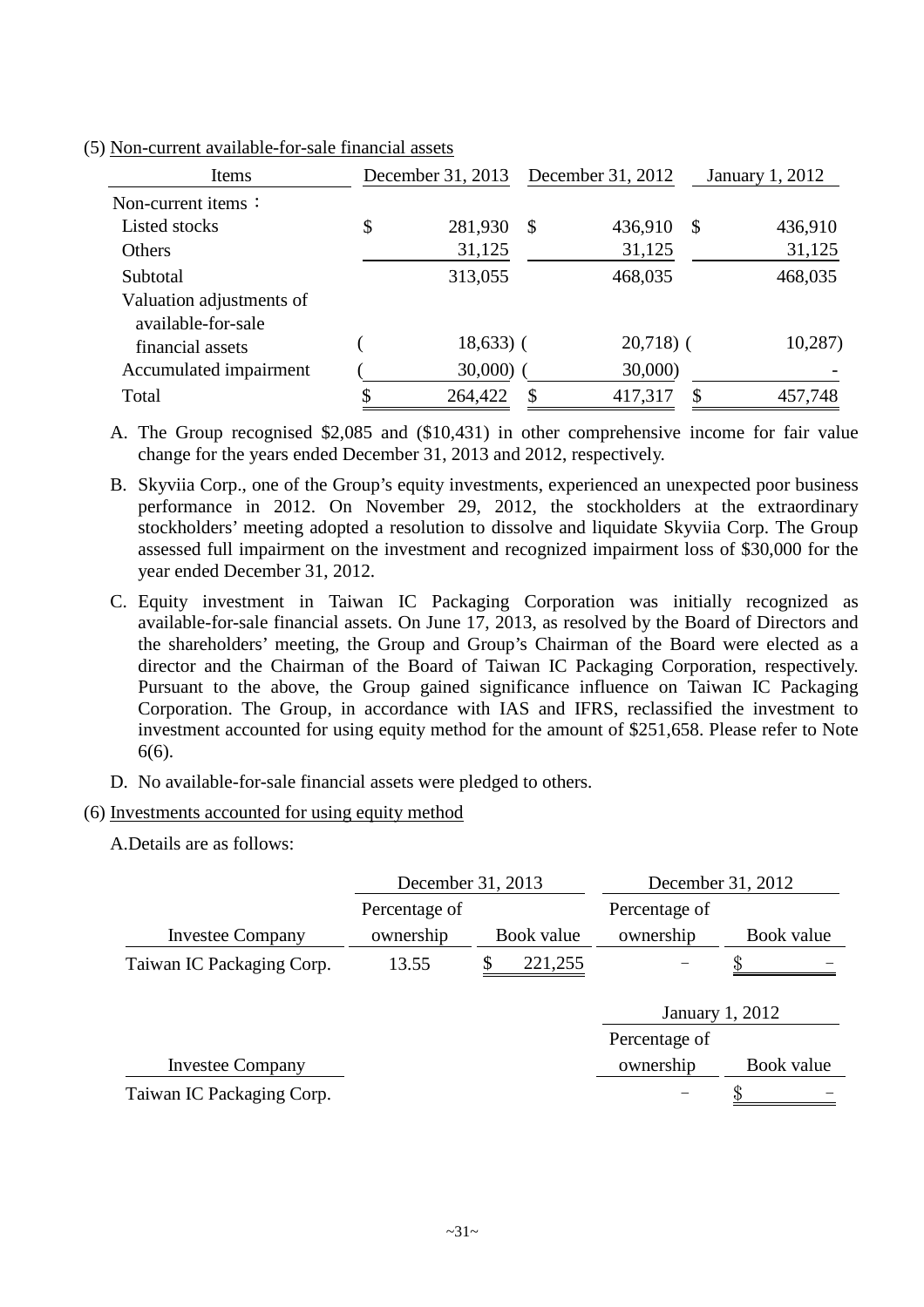(5) Non-current available-for-sale financial assets

| Items | December 31, 2013 | December 31, 2012 | January 1, 2012 |
|---|---|---|---|
| Non-current items： | | | |
| Listed stocks | $ 281,930 | $ 436,910 | $ 436,910 |
| Others | 31,125 | 31,125 | 31,125 |
| Subtotal | 313,055 | 468,035 | 468,035 |
| Valuation adjustments of available-for-sale financial assets | ( 18,633) | ( 20,718) | ( 10,287) |
| Accumulated impairment | ( 30,000) | ( 30,000) | - |
| Total | $ 264,422 | $ 417,317 | $ 457,748 |

A. The Group recognised $2,085 and ($10,431) in other comprehensive income for fair value change for the years ended December 31, 2013 and 2012, respectively.

B. Skyviia Corp., one of the Group's equity investments, experienced an unexpected poor business performance in 2012. On November 29, 2012, the stockholders at the extraordinary stockholders' meeting adopted a resolution to dissolve and liquidate Skyviia Corp. The Group assessed full impairment on the investment and recognized impairment loss of $30,000 for the year ended December 31, 2012.

C. Equity investment in Taiwan IC Packaging Corporation was initially recognized as available-for-sale financial assets. On June 17, 2013, as resolved by the Board of Directors and the shareholders' meeting, the Group and Group's Chairman of the Board were elected as a director and the Chairman of the Board of Taiwan IC Packaging Corporation, respectively. Pursuant to the above, the Group gained significance influence on Taiwan IC Packaging Corporation. The Group, in accordance with IAS and IFRS, reclassified the investment to investment accounted for using equity method for the amount of $251,658. Please refer to Note 6(6).

D. No available-for-sale financial assets were pledged to others.

(6) Investments accounted for using equity method

A.Details are as follows:

| | December 31, 2013 | | December 31, 2012 | |
|---|---|---|---|---|
| Investee Company | Percentage of ownership | Book value | Percentage of ownership | Book value |
| Taiwan IC Packaging Corp. | 13.55 | $ 221,255 | － | $ － |

| | January 1, 2012 | |
|---|---|---|
| Investee Company | Percentage of ownership | Book value |
| Taiwan IC Packaging Corp. | － | $ － |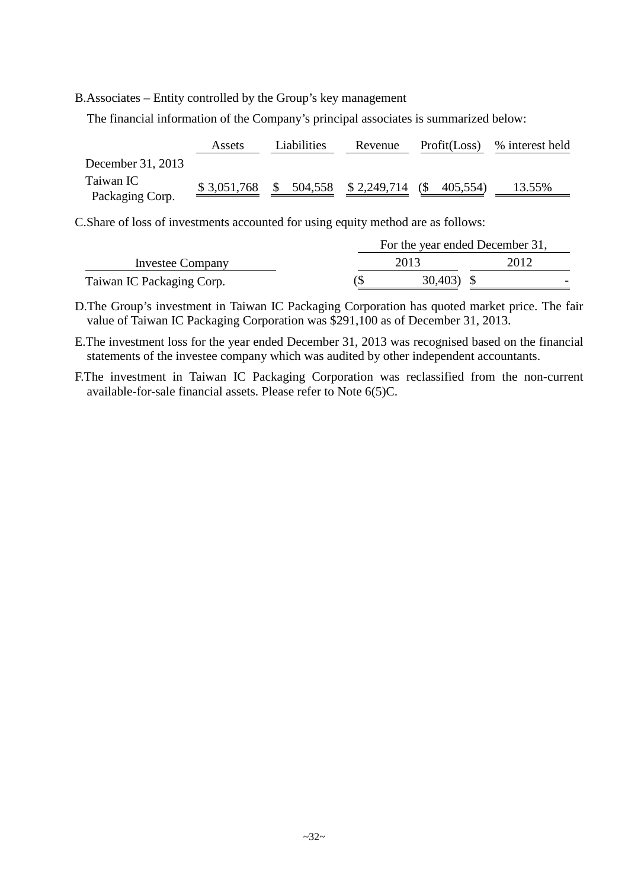B.Associates – Entity controlled by the Group's key management

The financial information of the Company's principal associates is summarized below:

| | Assets | Liabilities | Revenue | Profit(Loss) | % interest held |
|---|---|---|---|---|---|
| December 31, 2013 | | | | | |
| Taiwan IC Packaging Corp. | $ 3,051,768 | $ 504,558 | $ 2,249,714 | ($ 405,554) | 13.55% |

C.Share of loss of investments accounted for using equity method are as follows:

| | For the year ended December 31, | |
|---|---|---|
| Investee Company | 2013 | 2012 |
| Taiwan IC Packaging Corp. | ($ 30,403) | $ - |

D.The Group's investment in Taiwan IC Packaging Corporation has quoted market price. The fair value of Taiwan IC Packaging Corporation was $291,100 as of December 31, 2013.

E.The investment loss for the year ended December 31, 2013 was recognised based on the financial statements of the investee company which was audited by other independent accountants.

F.The investment in Taiwan IC Packaging Corporation was reclassified from the non-current available-for-sale financial assets. Please refer to Note 6(5)C.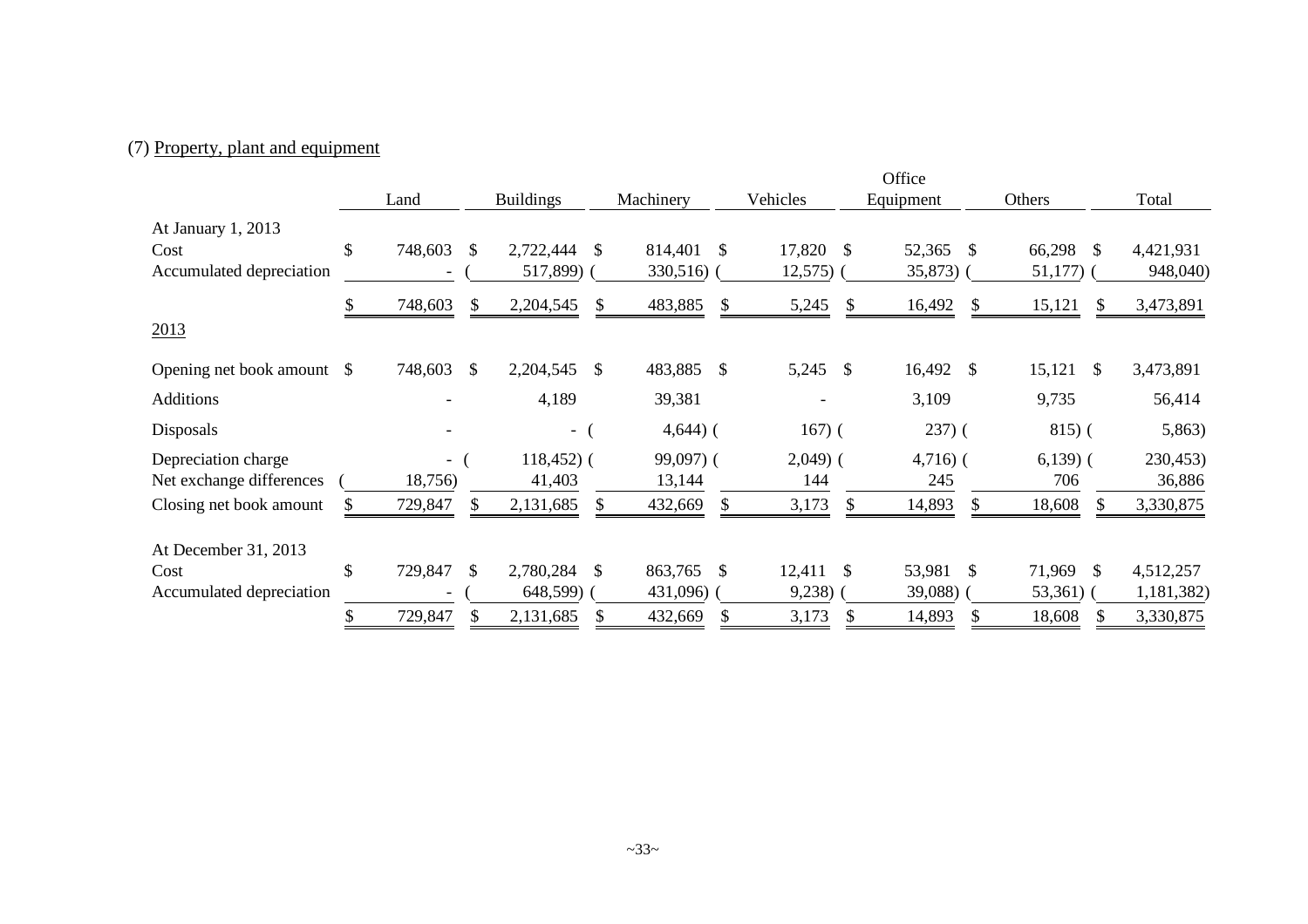(7) Property, plant and equipment

| | Land | Buildings | Machinery | Vehicles | Office Equipment | Others | Total |
|---|---|---|---|---|---|---|---|
| At January 1, 2013 | | | | | | | |
| Cost | $ 748,603 | $ 2,722,444 | $ 814,401 | $ 17,820 | $ 52,365 | $ 66,298 | $ 4,421,931 |
| Accumulated depreciation | - | ( 517,899) | ( 330,516) | ( 12,575) | ( 35,873) | ( 51,177) | ( 948,040) |
| | $ 748,603 | $ 2,204,545 | $ 483,885 | $ 5,245 | $ 16,492 | $ 15,121 | $ 3,473,891 |
| 2013 | | | | | | | |
| Opening net book amount | $ 748,603 | $ 2,204,545 | $ 483,885 | $ 5,245 | $ 16,492 | $ 15,121 | $ 3,473,891 |
| Additions | - | 4,189 | 39,381 | - | 3,109 | 9,735 | 56,414 |
| Disposals | - | - | ( 4,644) | ( 167) | ( 237) | ( 815) | ( 5,863) |
| Depreciation charge | - | ( 118,452) | ( 99,097) | ( 2,049) | ( 4,716) | ( 6,139) | ( 230,453) |
| Net exchange differences | ( 18,756) | 41,403 | 13,144 | 144 | 245 | 706 | 36,886 |
| Closing net book amount | $ 729,847 | $ 2,131,685 | $ 432,669 | $ 3,173 | $ 14,893 | $ 18,608 | $ 3,330,875 |
| At December 31, 2013 | | | | | | | |
| Cost | $ 729,847 | $ 2,780,284 | $ 863,765 | $ 12,411 | $ 53,981 | $ 71,969 | $ 4,512,257 |
| Accumulated depreciation | - | ( 648,599) | ( 431,096) | ( 9,238) | ( 39,088) | ( 53,361) | ( 1,181,382) |
| | $ 729,847 | $ 2,131,685 | $ 432,669 | $ 3,173 | $ 14,893 | $ 18,608 | $ 3,330,875 |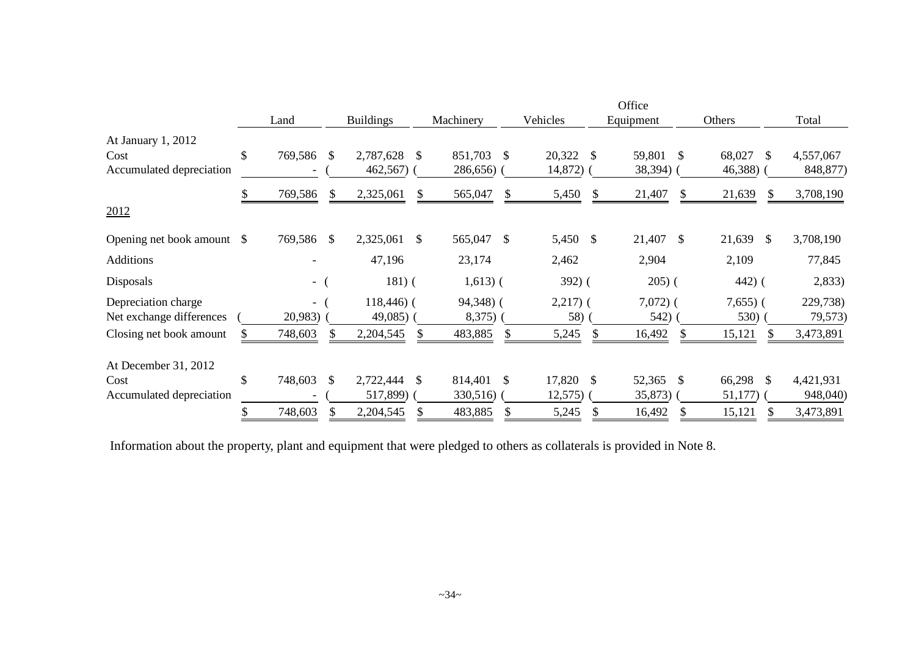| | Land | Buildings | Machinery | Vehicles | Office Equipment | Others | Total |
|---|---|---|---|---|---|---|---|
| At January 1, 2012 | | | | | | | |
| Cost | $ 769,586 | $ 2,787,628 | $ 851,703 | $ 20,322 | $ 59,801 | $ 68,027 | $ 4,557,067 |
| Accumulated depreciation | - | ( 462,567) | ( 286,656) | ( 14,872) | ( 38,394) | ( 46,388) | ( 848,877) |
| | $ 769,586 | $ 2,325,061 | $ 565,047 | $ 5,450 | $ 21,407 | $ 21,639 | $ 3,708,190 |
| 2012 | | | | | | | |
| Opening net book amount | $ 769,586 | $ 2,325,061 | $ 565,047 | $ 5,450 | $ 21,407 | $ 21,639 | $ 3,708,190 |
| Additions | - | 47,196 | 23,174 | 2,462 | 2,904 | 2,109 | 77,845 |
| Disposals | - | ( 181) | ( 1,613) | ( 392) | ( 205) | ( 442) | ( 2,833) |
| Depreciation charge | - | ( 118,446) | ( 94,348) | ( 2,217) | ( 7,072) | ( 7,655) | ( 229,738) |
| Net exchange differences | ( 20,983) | ( 49,085) | ( 8,375) | ( 58) | ( 542) | ( 530) | ( 79,573) |
| Closing net book amount | $ 748,603 | $ 2,204,545 | $ 483,885 | $ 5,245 | $ 16,492 | $ 15,121 | $ 3,473,891 |
| At December 31, 2012 | | | | | | | |
| Cost | $ 748,603 | $ 2,722,444 | $ 814,401 | $ 17,820 | $ 52,365 | $ 66,298 | $ 4,421,931 |
| Accumulated depreciation | - | ( 517,899) | ( 330,516) | ( 12,575) | ( 35,873) | ( 51,177) | ( 948,040) |
| | $ 748,603 | $ 2,204,545 | $ 483,885 | $ 5,245 | $ 16,492 | $ 15,121 | $ 3,473,891 |

Information about the property, plant and equipment that were pledged to others as collaterals is provided in Note 8.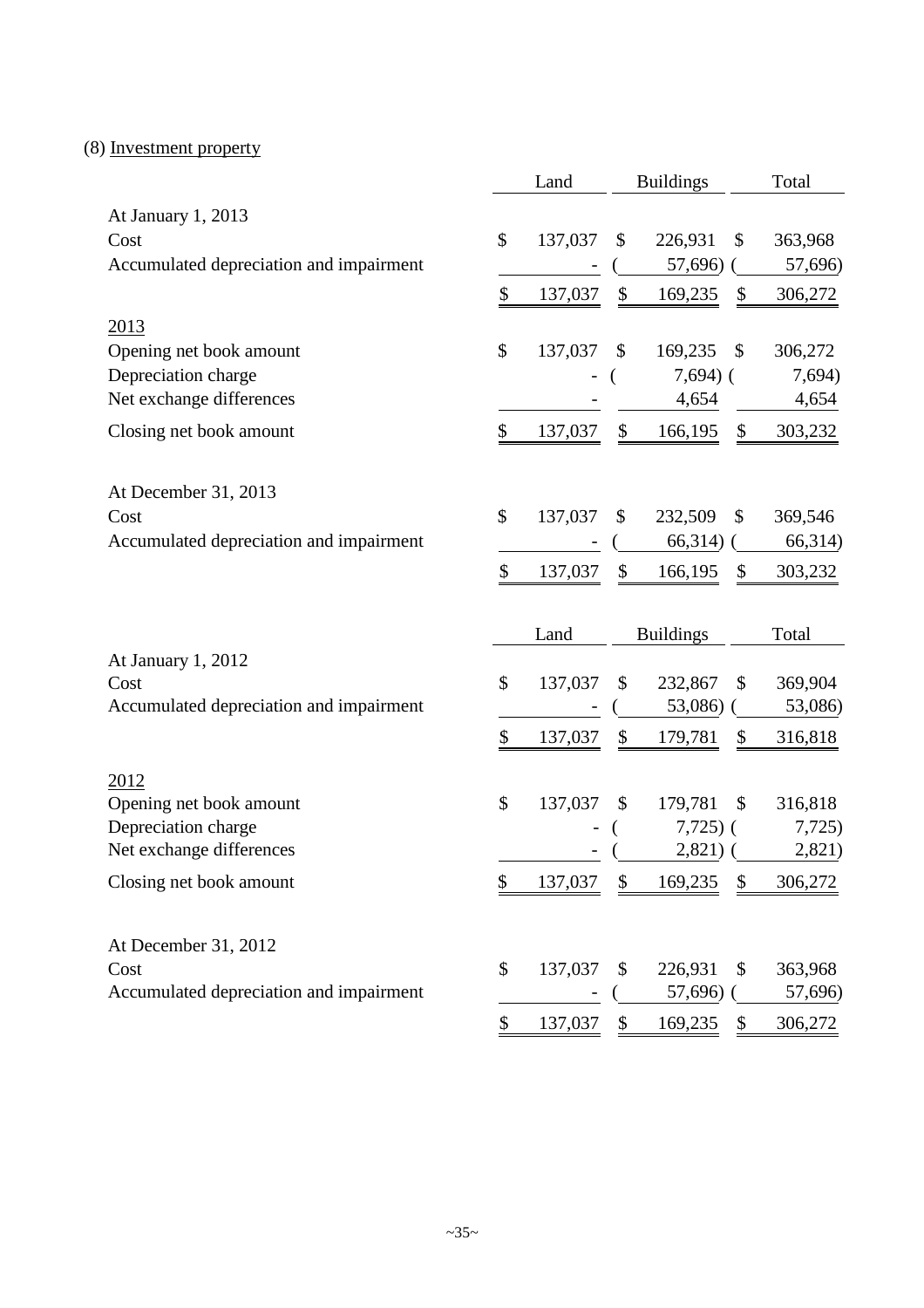(8) Investment property

| | Land | Buildings | Total |
|---|---|---|---|
| At January 1, 2013 | | | |
| Cost | $ 137,037 | $ 226,931 | $ 363,968 |
| Accumulated depreciation and impairment | - | ( 57,696) | ( 57,696) |
| | $ 137,037 | $ 169,235 | $ 306,272 |
| 2013 | | | |
| Opening net book amount | $ 137,037 | $ 169,235 | $ 306,272 |
| Depreciation charge | - | ( 7,694) | ( 7,694) |
| Net exchange differences | - | 4,654 | 4,654 |
| Closing net book amount | $ 137,037 | $ 166,195 | $ 303,232 |
| At December 31, 2013 | | | |
| Cost | $ 137,037 | $ 232,509 | $ 369,546 |
| Accumulated depreciation and impairment | - | ( 66,314) | ( 66,314) |
| | $ 137,037 | $ 166,195 | $ 303,232 |

| | Land | Buildings | Total |
|---|---|---|---|
| At January 1, 2012 | | | |
| Cost | $ 137,037 | $ 232,867 | $ 369,904 |
| Accumulated depreciation and impairment | - | ( 53,086) | ( 53,086) |
| | $ 137,037 | $ 179,781 | $ 316,818 |
| 2012 | | | |
| Opening net book amount | $ 137,037 | $ 179,781 | $ 316,818 |
| Depreciation charge | - | ( 7,725) | ( 7,725) |
| Net exchange differences | - | ( 2,821) | ( 2,821) |
| Closing net book amount | $ 137,037 | $ 169,235 | $ 306,272 |
| At December 31, 2012 | | | |
| Cost | $ 137,037 | $ 226,931 | $ 363,968 |
| Accumulated depreciation and impairment | - | ( 57,696) | ( 57,696) |
| | $ 137,037 | $ 169,235 | $ 306,272 |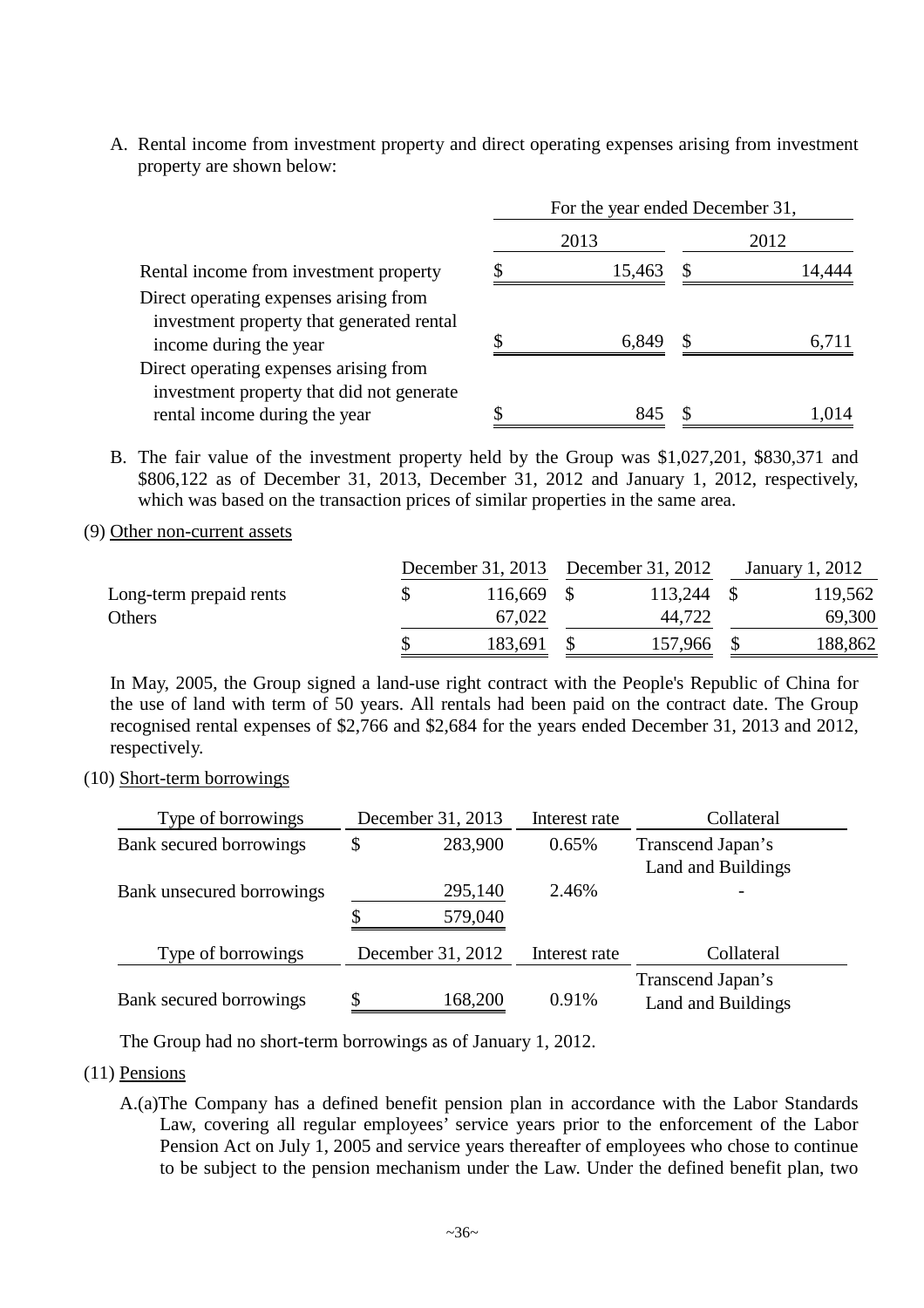A. Rental income from investment property and direct operating expenses arising from investment property are shown below:

| | For the year ended December 31, | |
|---|---|---|
| | 2013 | 2012 |
| Rental income from investment property | $ 15,463 | $ 14,444 |
| Direct operating expenses arising from investment property that generated rental income during the year | $ 6,849 | $ 6,711 |
| Direct operating expenses arising from investment property that did not generate rental income during the year | $ 845 | $ 1,014 |

B. The fair value of the investment property held by the Group was $1,027,201, $830,371 and $806,122 as of December 31, 2013, December 31, 2012 and January 1, 2012, respectively, which was based on the transaction prices of similar properties in the same area.

(9) Other non-current assets

| | December 31, 2013 | December 31, 2012 | January 1, 2012 |
|---|---|---|---|
| Long-term prepaid rents | $ 116,669 | $ 113,244 | $ 119,562 |
| Others | 67,022 | 44,722 | 69,300 |
| | $ 183,691 | $ 157,966 | $ 188,862 |

In May, 2005, the Group signed a land-use right contract with the People's Republic of China for the use of land with term of 50 years. All rentals had been paid on the contract date. The Group recognised rental expenses of $2,766 and $2,684 for the years ended December 31, 2013 and 2012, respectively.

(10) Short-term borrowings

| Type of borrowings | December 31, 2013 | Interest rate | Collateral |
|---|---|---|---|
| Bank secured borrowings | $ 283,900 | 0.65% | Transcend Japan's Land and Buildings |
| Bank unsecured borrowings | 295,140 | 2.46% | - |
| | $ 579,040 | | |

| Type of borrowings | December 31, 2012 | Interest rate | Collateral |
|---|---|---|---|
| Bank secured borrowings | $ 168,200 | 0.91% | Transcend Japan's Land and Buildings |

The Group had no short-term borrowings as of January 1, 2012.

(11) Pensions

A.(a)The Company has a defined benefit pension plan in accordance with the Labor Standards Law, covering all regular employees' service years prior to the enforcement of the Labor Pension Act on July 1, 2005 and service years thereafter of employees who chose to continue to be subject to the pension mechanism under the Law. Under the defined benefit plan, two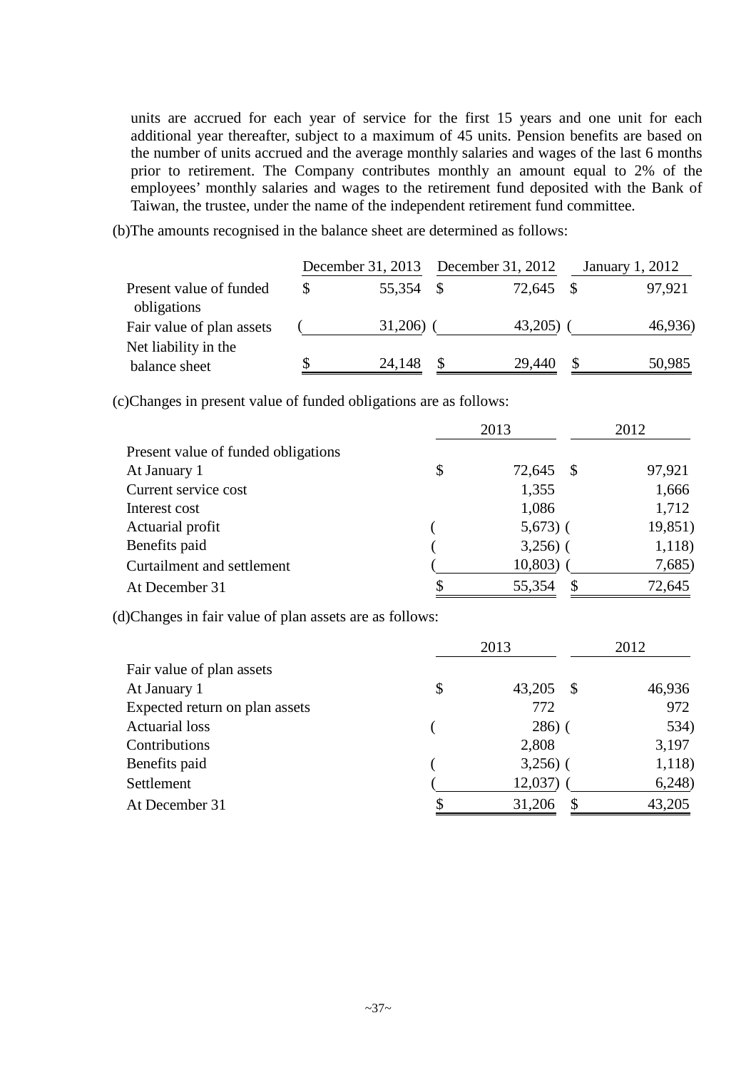units are accrued for each year of service for the first 15 years and one unit for each additional year thereafter, subject to a maximum of 45 units. Pension benefits are based on the number of units accrued and the average monthly salaries and wages of the last 6 months prior to retirement. The Company contributes monthly an amount equal to 2% of the employees' monthly salaries and wages to the retirement fund deposited with the Bank of Taiwan, the trustee, under the name of the independent retirement fund committee.

(b)The amounts recognised in the balance sheet are determined as follows:

| | December 31, 2013 | December 31, 2012 | January 1, 2012 |
|---|---|---|---|
| Present value of funded obligations | $ 55,354 | $ 72,645 | $ 97,921 |
| Fair value of plan assets | ( 31,206) | ( 43,205) | ( 46,936) |
| Net liability in the balance sheet | $ 24,148 | $ 29,440 | $ 50,985 |

(c)Changes in present value of funded obligations are as follows:

| | 2013 | 2012 |
|---|---|---|
| Present value of funded obligations | | |
| At January 1 | $ 72,645 | $ 97,921 |
| Current service cost | 1,355 | 1,666 |
| Interest cost | 1,086 | 1,712 |
| Actuarial profit | ( 5,673) | ( 19,851) |
| Benefits paid | ( 3,256) | ( 1,118) |
| Curtailment and settlement | ( 10,803) | ( 7,685) |
| At December 31 | $ 55,354 | $ 72,645 |

(d)Changes in fair value of plan assets are as follows:

| | 2013 | 2012 |
|---|---|---|
| Fair value of plan assets | | |
| At January 1 | $ 43,205 | $ 46,936 |
| Expected return on plan assets | 772 | 972 |
| Actuarial loss | ( 286) | ( 534) |
| Contributions | 2,808 | 3,197 |
| Benefits paid | ( 3,256) | ( 1,118) |
| Settlement | ( 12,037) | ( 6,248) |
| At December 31 | $ 31,206 | $ 43,205 |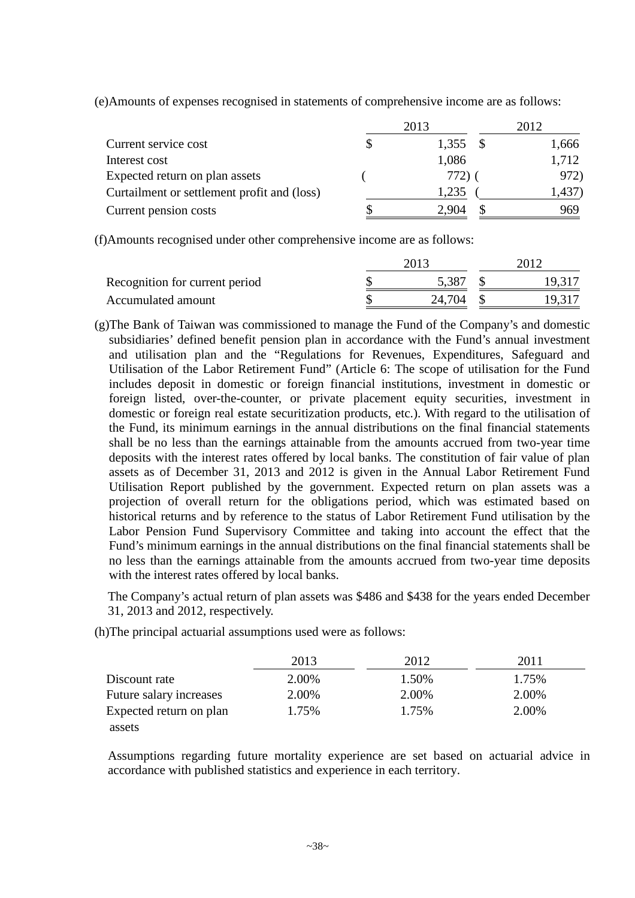(e)Amounts of expenses recognised in statements of comprehensive income are as follows:

| | 2013 | 2012 |
|---|---|---|
| Current service cost | $ 1,355 | $ 1,666 |
| Interest cost | 1,086 | 1,712 |
| Expected return on plan assets | ( 772) | ( 972) |
| Curtailment or settlement profit and (loss) | 1,235 | ( 1,437) |
| Current pension costs | $ 2,904 | $ 969 |

(f)Amounts recognised under other comprehensive income are as follows:

| | 2013 | 2012 |
|---|---|---|
| Recognition for current period | $ 5,387 | $ 19,317 |
| Accumulated amount | $ 24,704 | $ 19,317 |

(g)The Bank of Taiwan was commissioned to manage the Fund of the Company's and domestic subsidiaries' defined benefit pension plan in accordance with the Fund's annual investment and utilisation plan and the "Regulations for Revenues, Expenditures, Safeguard and Utilisation of the Labor Retirement Fund" (Article 6: The scope of utilisation for the Fund includes deposit in domestic or foreign financial institutions, investment in domestic or foreign listed, over-the-counter, or private placement equity securities, investment in domestic or foreign real estate securitization products, etc.). With regard to the utilisation of the Fund, its minimum earnings in the annual distributions on the final financial statements shall be no less than the earnings attainable from the amounts accrued from two-year time deposits with the interest rates offered by local banks. The constitution of fair value of plan assets as of December 31, 2013 and 2012 is given in the Annual Labor Retirement Fund Utilisation Report published by the government. Expected return on plan assets was a projection of overall return for the obligations period, which was estimated based on historical returns and by reference to the status of Labor Retirement Fund utilisation by the Labor Pension Fund Supervisory Committee and taking into account the effect that the Fund's minimum earnings in the annual distributions on the final financial statements shall be no less than the earnings attainable from the amounts accrued from two-year time deposits with the interest rates offered by local banks.

The Company's actual return of plan assets was $486 and $438 for the years ended December 31, 2013 and 2012, respectively.

(h)The principal actuarial assumptions used were as follows:

| | 2013 | 2012 | 2011 |
|---|---|---|---|
| Discount rate | 2.00% | 1.50% | 1.75% |
| Future salary increases | 2.00% | 2.00% | 2.00% |
| Expected return on plan assets | 1.75% | 1.75% | 2.00% |

Assumptions regarding future mortality experience are set based on actuarial advice in accordance with published statistics and experience in each territory.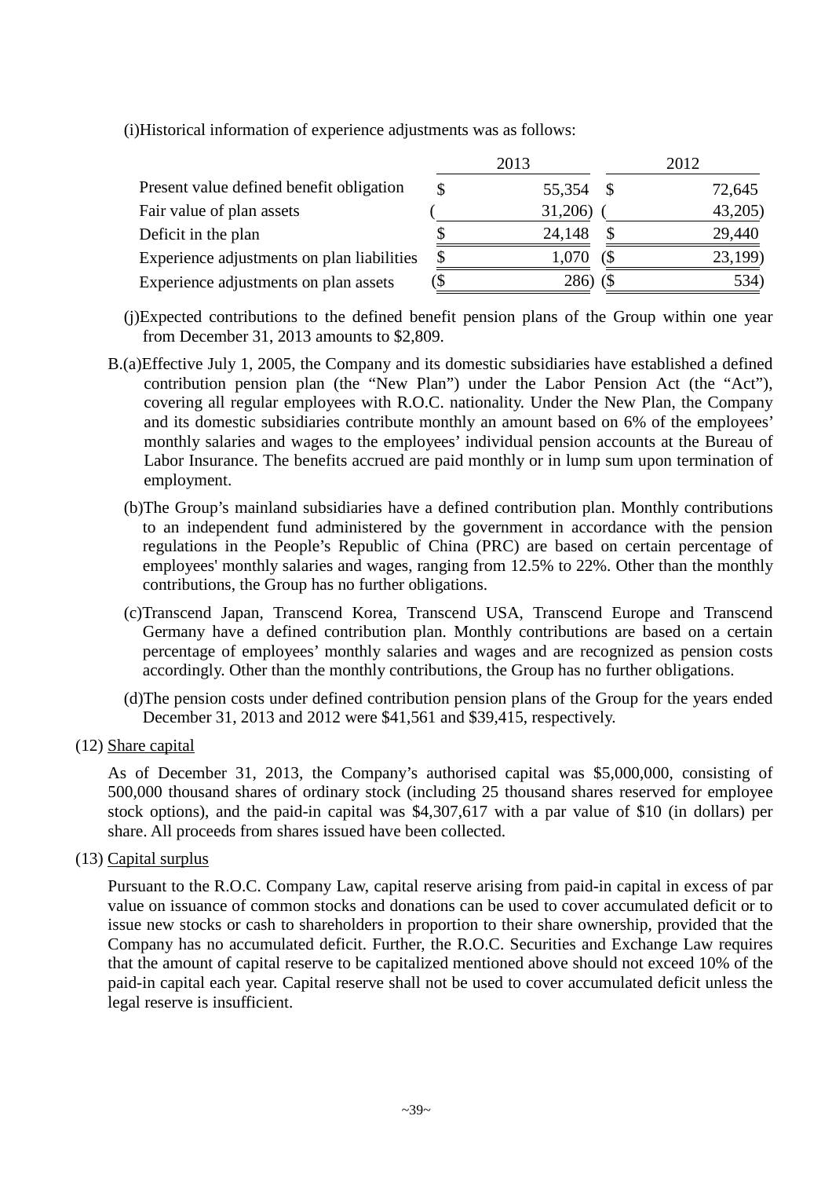(i)Historical information of experience adjustments was as follows:

| | 2013 | 2012 |
|---|---|---|
| Present value defined benefit obligation | $ 55,354 | $ 72,645 |
| Fair value of plan assets | ( 31,206) | ( 43,205) |
| Deficit in the plan | $ 24,148 | $ 29,440 |
| Experience adjustments on plan liabilities | $ 1,070 | ($ 23,199) |
| Experience adjustments on plan assets | ($ 286) | ($ 534) |

(j)Expected contributions to the defined benefit pension plans of the Group within one year from December 31, 2013 amounts to $2,809.

B.(a)Effective July 1, 2005, the Company and its domestic subsidiaries have established a defined contribution pension plan (the "New Plan") under the Labor Pension Act (the "Act"), covering all regular employees with R.O.C. nationality. Under the New Plan, the Company and its domestic subsidiaries contribute monthly an amount based on 6% of the employees' monthly salaries and wages to the employees' individual pension accounts at the Bureau of Labor Insurance. The benefits accrued are paid monthly or in lump sum upon termination of employment.

(b)The Group's mainland subsidiaries have a defined contribution plan. Monthly contributions to an independent fund administered by the government in accordance with the pension regulations in the People's Republic of China (PRC) are based on certain percentage of employees' monthly salaries and wages, ranging from 12.5% to 22%. Other than the monthly contributions, the Group has no further obligations.

(c)Transcend Japan, Transcend Korea, Transcend USA, Transcend Europe and Transcend Germany have a defined contribution plan. Monthly contributions are based on a certain percentage of employees' monthly salaries and wages and are recognized as pension costs accordingly. Other than the monthly contributions, the Group has no further obligations.

(d)The pension costs under defined contribution pension plans of the Group for the years ended December 31, 2013 and 2012 were $41,561 and $39,415, respectively.

(12) Share capital

As of December 31, 2013, the Company's authorised capital was $5,000,000, consisting of 500,000 thousand shares of ordinary stock (including 25 thousand shares reserved for employee stock options), and the paid-in capital was $4,307,617 with a par value of $10 (in dollars) per share. All proceeds from shares issued have been collected.

(13) Capital surplus

Pursuant to the R.O.C. Company Law, capital reserve arising from paid-in capital in excess of par value on issuance of common stocks and donations can be used to cover accumulated deficit or to issue new stocks or cash to shareholders in proportion to their share ownership, provided that the Company has no accumulated deficit. Further, the R.O.C. Securities and Exchange Law requires that the amount of capital reserve to be capitalized mentioned above should not exceed 10% of the paid-in capital each year. Capital reserve shall not be used to cover accumulated deficit unless the legal reserve is insufficient.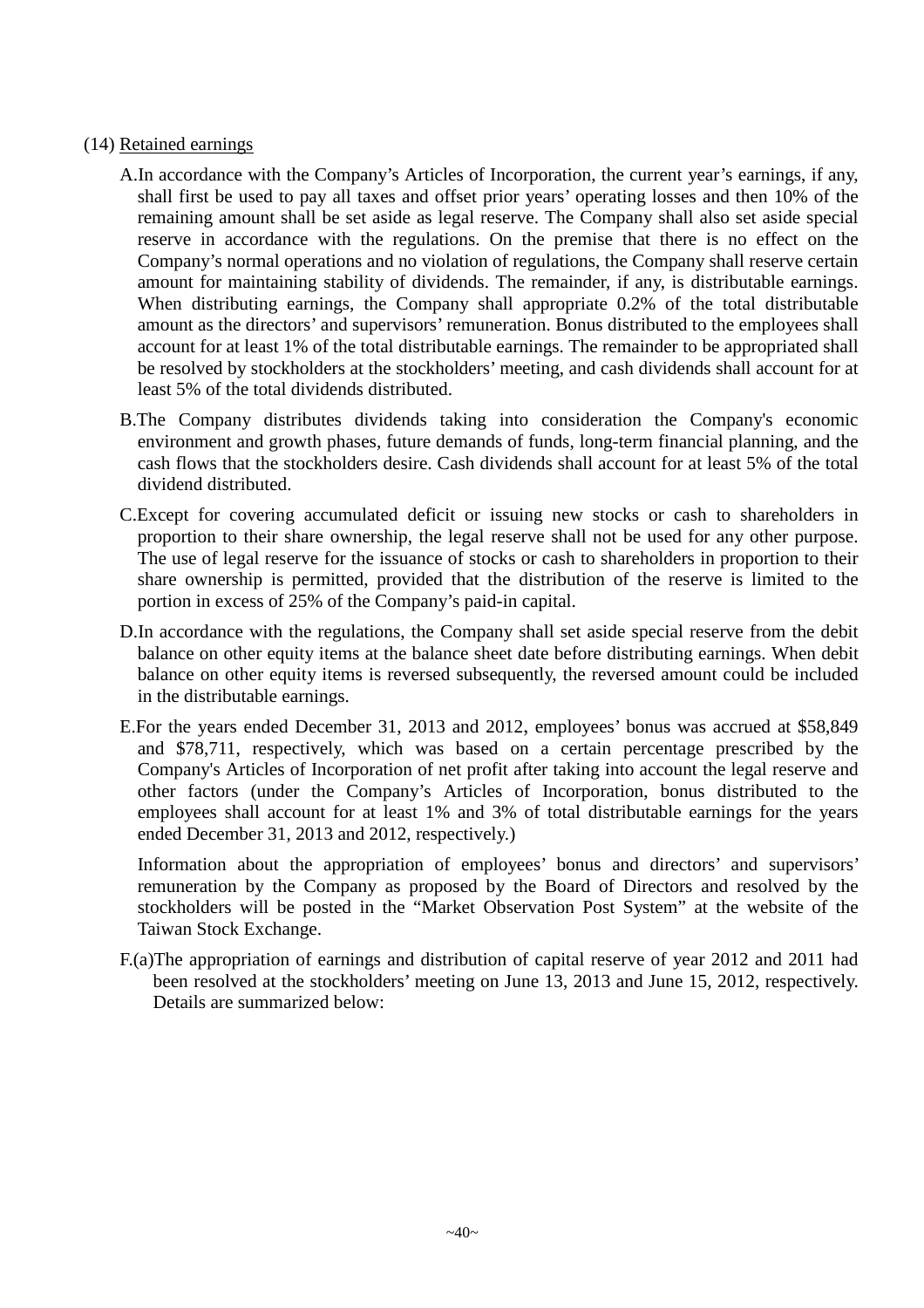(14) Retained earnings

A. In accordance with the Company's Articles of Incorporation, the current year's earnings, if any, shall first be used to pay all taxes and offset prior years' operating losses and then 10% of the remaining amount shall be set aside as legal reserve. The Company shall also set aside special reserve in accordance with the regulations. On the premise that there is no effect on the Company's normal operations and no violation of regulations, the Company shall reserve certain amount for maintaining stability of dividends. The remainder, if any, is distributable earnings. When distributing earnings, the Company shall appropriate 0.2% of the total distributable amount as the directors' and supervisors' remuneration. Bonus distributed to the employees shall account for at least 1% of the total distributable earnings. The remainder to be appropriated shall be resolved by stockholders at the stockholders' meeting, and cash dividends shall account for at least 5% of the total dividends distributed.

B. The Company distributes dividends taking into consideration the Company's economic environment and growth phases, future demands of funds, long-term financial planning, and the cash flows that the stockholders desire. Cash dividends shall account for at least 5% of the total dividend distributed.

C. Except for covering accumulated deficit or issuing new stocks or cash to shareholders in proportion to their share ownership, the legal reserve shall not be used for any other purpose. The use of legal reserve for the issuance of stocks or cash to shareholders in proportion to their share ownership is permitted, provided that the distribution of the reserve is limited to the portion in excess of 25% of the Company's paid-in capital.

D. In accordance with the regulations, the Company shall set aside special reserve from the debit balance on other equity items at the balance sheet date before distributing earnings. When debit balance on other equity items is reversed subsequently, the reversed amount could be included in the distributable earnings.

E. For the years ended December 31, 2013 and 2012, employees' bonus was accrued at $58,849 and $78,711, respectively, which was based on a certain percentage prescribed by the Company's Articles of Incorporation of net profit after taking into account the legal reserve and other factors (under the Company's Articles of Incorporation, bonus distributed to the employees shall account for at least 1% and 3% of total distributable earnings for the years ended December 31, 2013 and 2012, respectively.)

Information about the appropriation of employees' bonus and directors' and supervisors' remuneration by the Company as proposed by the Board of Directors and resolved by the stockholders will be posted in the "Market Observation Post System" at the website of the Taiwan Stock Exchange.

F. (a) The appropriation of earnings and distribution of capital reserve of year 2012 and 2011 had been resolved at the stockholders' meeting on June 13, 2013 and June 15, 2012, respectively. Details are summarized below: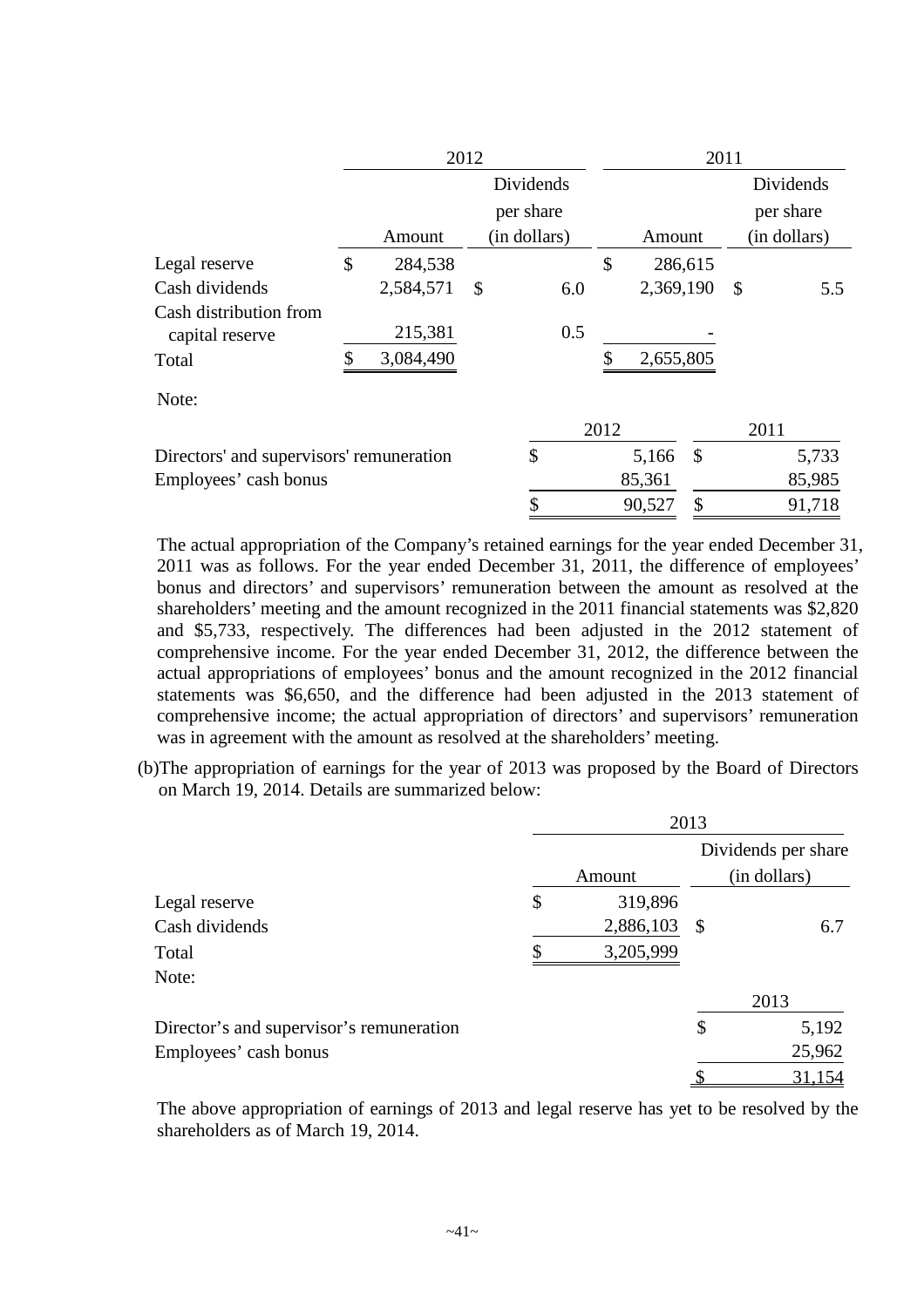| | 2012 | | 2011 | |
|---|---|---|---|---|
| | Amount | Dividends per share (in dollars) | Amount | Dividends per share (in dollars) |
| Legal reserve | $ 284,538 | | $ 286,615 | |
| Cash dividends | 2,584,571 | $ 6.0 | 2,369,190 | $ 5.5 |
| Cash distribution from capital reserve | 215,381 | 0.5 | - | |
| Total | $ 3,084,490 | | $ 2,655,805 | |

Note:

| | 2012 | 2011 |
|---|---|---|
| Directors' and supervisors' remuneration | $ 5,166 | $ 5,733 |
| Employees' cash bonus | 85,361 | 85,985 |
| | $ 90,527 | $ 91,718 |

The actual appropriation of the Company's retained earnings for the year ended December 31, 2011 was as follows. For the year ended December 31, 2011, the difference of employees' bonus and directors' and supervisors' remuneration between the amount as resolved at the shareholders' meeting and the amount recognized in the 2011 financial statements was $2,820 and $5,733, respectively. The differences had been adjusted in the 2012 statement of comprehensive income. For the year ended December 31, 2012, the difference between the actual appropriations of employees' bonus and the amount recognized in the 2012 financial statements was $6,650, and the difference had been adjusted in the 2013 statement of comprehensive income; the actual appropriation of directors' and supervisors' remuneration was in agreement with the amount as resolved at the shareholders' meeting.

(b)The appropriation of earnings for the year of 2013 was proposed by the Board of Directors on March 19, 2014. Details are summarized below:

| | 2013 | |
|---|---|---|
| | Amount | Dividends per share (in dollars) |
| Legal reserve | $ 319,896 | |
| Cash dividends | 2,886,103 | $ 6.7 |
| Total | $ 3,205,999 | |

Note:

| | 2013 |
|---|---|
| Director's and supervisor's remuneration | $ 5,192 |
| Employees' cash bonus | 25,962 |
| | $ 31,154 |

The above appropriation of earnings of 2013 and legal reserve has yet to be resolved by the shareholders as of March 19, 2014.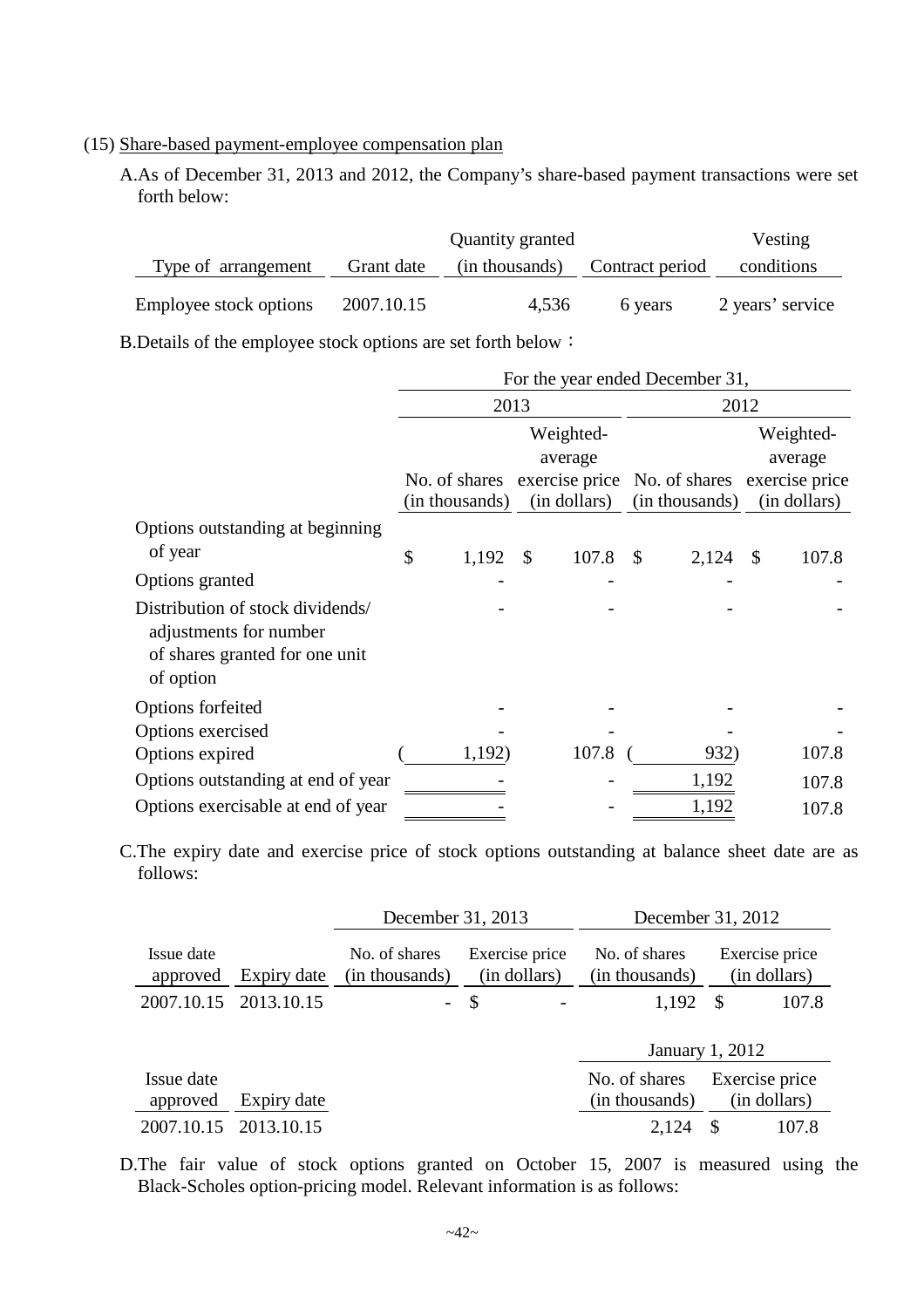(15) Share-based payment-employee compensation plan

A.As of December 31, 2013 and 2012, the Company's share-based payment transactions were set forth below:

| Type of arrangement | Grant date | Quantity granted (in thousands) | Contract period | Vesting conditions |
|---|---|---|---|---|
| Employee stock options | 2007.10.15 | 4,536 | 6 years | 2 years' service |

B.Details of the employee stock options are set forth below：

| | For the year ended December 31, | | | |
|---|---|---|---|---|
| | 2013 | | 2012 | |
| | No. of shares (in thousands) | Weighted-average exercise price (in dollars) | No. of shares (in thousands) | Weighted-average exercise price (in dollars) |
| Options outstanding at beginning of year | $ 1,192 | $ 107.8 | $ 2,124 | $ 107.8 |
| Options granted | - | - | - | - |
| Distribution of stock dividends/ adjustments for number of shares granted for one unit of option | - | - | - | - |
| Options forfeited | - | - | - | - |
| Options exercised | - | - | - | - |
| Options expired | ( 1,192) | 107.8 | ( 932) | 107.8 |
| Options outstanding at end of year | - | - | 1,192 | 107.8 |
| Options exercisable at end of year | - | - | 1,192 | 107.8 |

C.The expiry date and exercise price of stock options outstanding at balance sheet date are as follows:

| | | December 31, 2013 | | December 31, 2012 | |
|---|---|---|---|---|---|
| Issue date approved | Expiry date | No. of shares (in thousands) | Exercise price (in dollars) | No. of shares (in thousands) | Exercise price (in dollars) |
| 2007.10.15 | 2013.10.15 | - | $ - | 1,192 | $ 107.8 |

| | | January 1, 2012 | |
|---|---|---|---|
| Issue date approved | Expiry date | No. of shares (in thousands) | Exercise price (in dollars) |
| 2007.10.15 | 2013.10.15 | 2,124 | $ 107.8 |

D.The fair value of stock options granted on October 15, 2007 is measured using the Black-Scholes option-pricing model. Relevant information is as follows: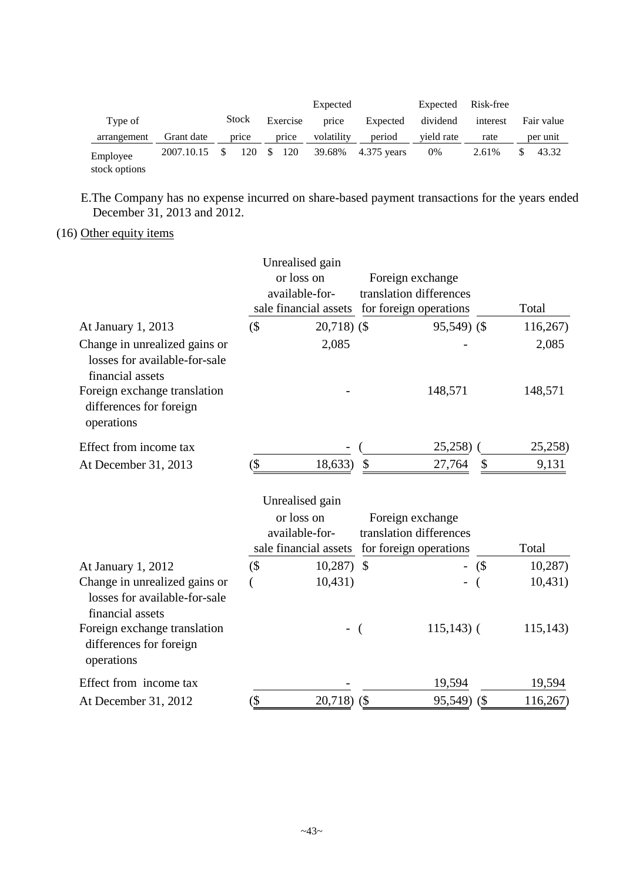| Type of arrangement | Grant date | Stock price | Exercise price | Expected price volatility | Expected period | Expected dividend yield rate | Risk-free interest rate | Fair value per unit |
|---|---|---|---|---|---|---|---|---|
| Employee stock options | 2007.10.15 | $ 120 | $ 120 | 39.68% | 4.375 years | 0% | 2.61% | $ 43.32 |

E.The Company has no expense incurred on share-based payment transactions for the years ended December 31, 2013 and 2012.

(16) Other equity items

| | Unrealised gain or loss on available-for-sale financial assets | Foreign exchange translation differences for foreign operations | Total |
|---|---|---|---|
| At January 1, 2013 | ($ 20,718) | ($ 95,549) | ($ 116,267) |
| Change in unrealized gains or losses for available-for-sale financial assets | 2,085 | - | 2,085 |
| Foreign exchange translation differences for foreign operations | - | 148,571 | 148,571 |
| Effect from income tax | - | ( 25,258) | ( 25,258) |
| At December 31, 2013 | ($ 18,633) | $ 27,764 | $ 9,131 |

| | Unrealised gain or loss on available-for-sale financial assets | Foreign exchange translation differences for foreign operations | Total |
|---|---|---|---|
| At January 1, 2012 | ($ 10,287) | $ - | ($ 10,287) |
| Change in unrealized gains or losses for available-for-sale financial assets | ( 10,431) | - | ( 10,431) |
| Foreign exchange translation differences for foreign operations | - | ( 115,143) | ( 115,143) |
| Effect from income tax | - | 19,594 | 19,594 |
| At December 31, 2012 | ($ 20,718) | ($ 95,549) | ($ 116,267) |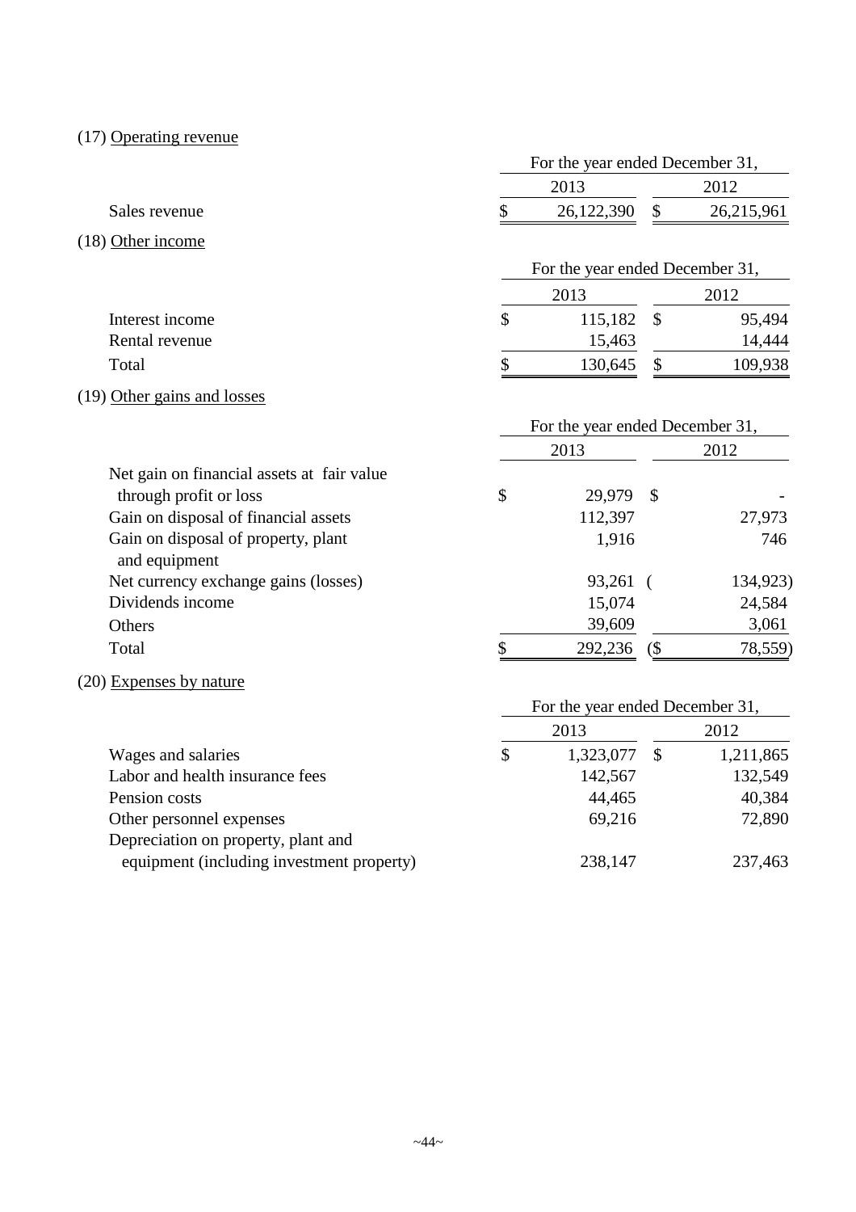(17) Operating revenue

| | For the year ended December 31, | |
|---|---|---|
| | 2013 | 2012 |
| Sales revenue | $ 26,122,390 | $ 26,215,961 |

(18) Other income

| | For the year ended December 31, | |
|---|---|---|
| | 2013 | 2012 |
| Interest income | $ 115,182 | $ 95,494 |
| Rental revenue | 15,463 | 14,444 |
| Total | $ 130,645 | $ 109,938 |

(19) Other gains and losses

| | For the year ended December 31, | |
|---|---|---|
| | 2013 | 2012 |
| Net gain on financial assets at fair value through profit or loss | $ 29,979 | $ - |
| Gain on disposal of financial assets | 112,397 | 27,973 |
| Gain on disposal of property, plant and equipment | 1,916 | 746 |
| Net currency exchange gains (losses) | 93,261 | ( 134,923) |
| Dividends income | 15,074 | 24,584 |
| Others | 39,609 | 3,061 |
| Total | $ 292,236 | ($ 78,559) |

(20) Expenses by nature

| | For the year ended December 31, | |
|---|---|---|
| | 2013 | 2012 |
| Wages and salaries | $ 1,323,077 | $ 1,211,865 |
| Labor and health insurance fees | 142,567 | 132,549 |
| Pension costs | 44,465 | 40,384 |
| Other personnel expenses | 69,216 | 72,890 |
| Depreciation on property, plant and equipment (including investment property) | 238,147 | 237,463 |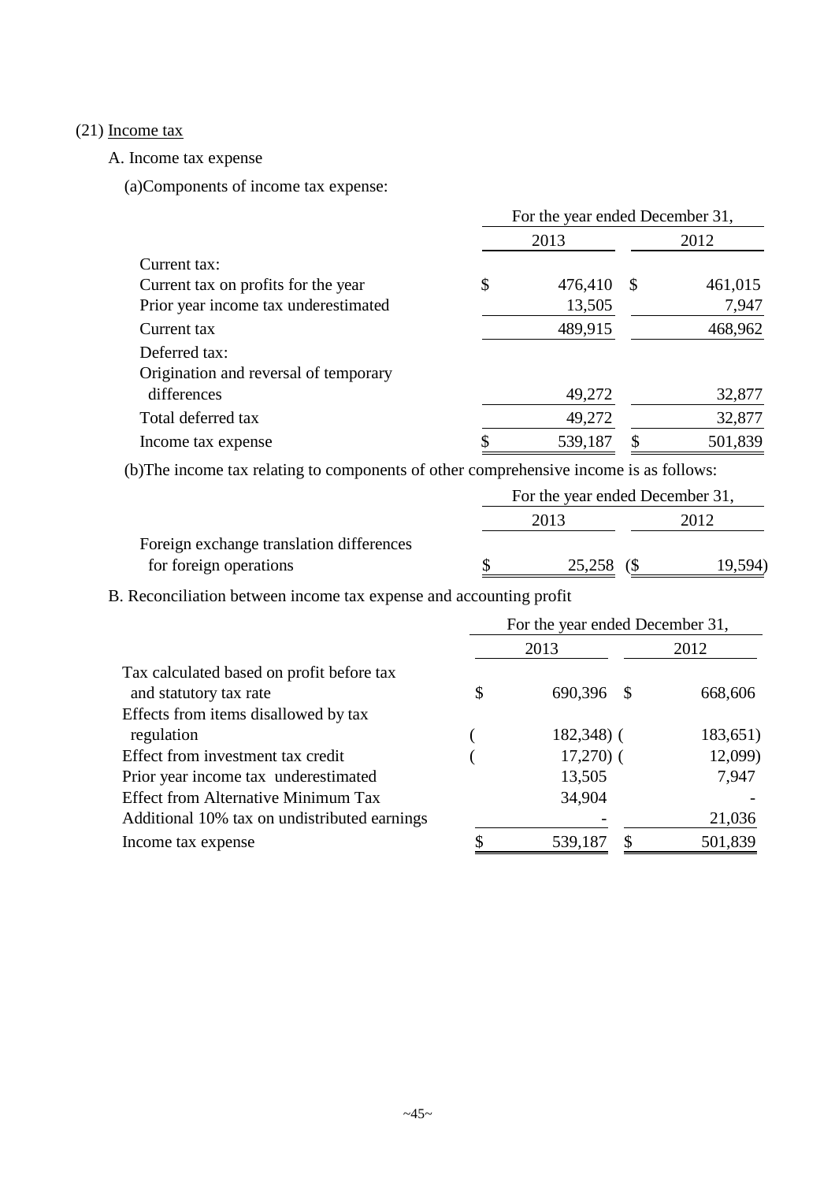(21) Income tax

A. Income tax expense

(a)Components of income tax expense:

| | For the year ended December 31, | |
|---|---|---|
| | 2013 | 2012 |
| Current tax: | | |
| Current tax on profits for the year | $ 476,410 | $ 461,015 |
| Prior year income tax underestimated | 13,505 | 7,947 |
| Current tax | 489,915 | 468,962 |
| Deferred tax: | | |
| Origination and reversal of temporary differences | 49,272 | 32,877 |
| Total deferred tax | 49,272 | 32,877 |
| Income tax expense | $ 539,187 | $ 501,839 |

(b)The income tax relating to components of other comprehensive income is as follows:

| | For the year ended December 31, | |
|---|---|---|
| | 2013 | 2012 |
| Foreign exchange translation differences for foreign operations | $ 25,258 | ($ 19,594) |

B. Reconciliation between income tax expense and accounting profit

| | For the year ended December 31, | |
|---|---|---|
| | 2013 | 2012 |
| Tax calculated based on profit before tax and statutory tax rate | $ 690,396 | $ 668,606 |
| Effects from items disallowed by tax regulation | ( 182,348) | ( 183,651) |
| Effect from investment tax credit | ( 17,270) | ( 12,099) |
| Prior year income tax underestimated | 13,505 | 7,947 |
| Effect from Alternative Minimum Tax | 34,904 | - |
| Additional 10% tax on undistributed earnings | - | 21,036 |
| Income tax expense | $ 539,187 | $ 501,839 |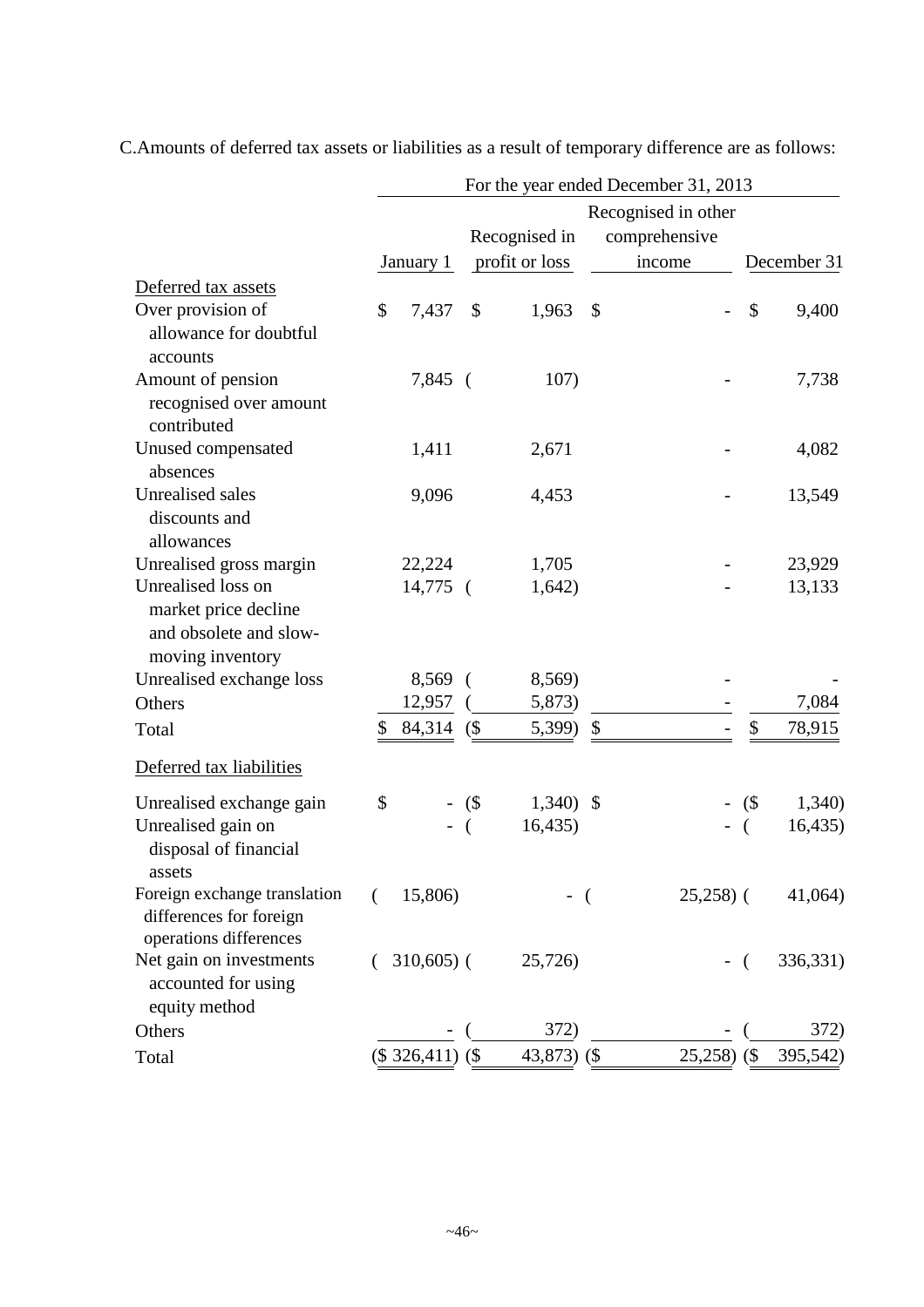C.Amounts of deferred tax assets or liabilities as a result of temporary difference are as follows:

| | For the year ended December 31, 2013 | | | |
|---|---|---|---|---|
| | January 1 | Recognised in profit or loss | Recognised in other comprehensive income | December 31 |
| Deferred tax assets | | | | |
| Over provision of allowance for doubtful accounts | $ 7,437 | $ 1,963 | $ - | $ 9,400 |
| Amount of pension recognised over amount contributed | 7,845 | ( 107) | - | 7,738 |
| Unused compensated absences | 1,411 | 2,671 | - | 4,082 |
| Unrealised sales discounts and allowances | 9,096 | 4,453 | - | 13,549 |
| Unrealised gross margin | 22,224 | 1,705 | - | 23,929 |
| Unrealised loss on market price decline and obsolete and slow-moving inventory | 14,775 | ( 1,642) | - | 13,133 |
| Unrealised exchange loss | 8,569 | ( 8,569) | - | - |
| Others | 12,957 | ( 5,873) | - | 7,084 |
| Total | $ 84,314 | ($ 5,399) | $ - | $ 78,915 |
| Deferred tax liabilities | | | | |
| Unrealised exchange gain | $ - | ($ 1,340) | $ - | ($ 1,340) |
| Unrealised gain on disposal of financial assets | - | ( 16,435) | - | ( 16,435) |
| Foreign exchange translation differences for foreign operations differences | ( 15,806) | - | ( 25,258) | ( 41,064) |
| Net gain on investments accounted for using equity method | ( 310,605) | ( 25,726) | - | ( 336,331) |
| Others | - | ( 372) | - | ( 372) |
| Total | ($ 326,411) | ($ 43,873) | ($ 25,258) | ($ 395,542) |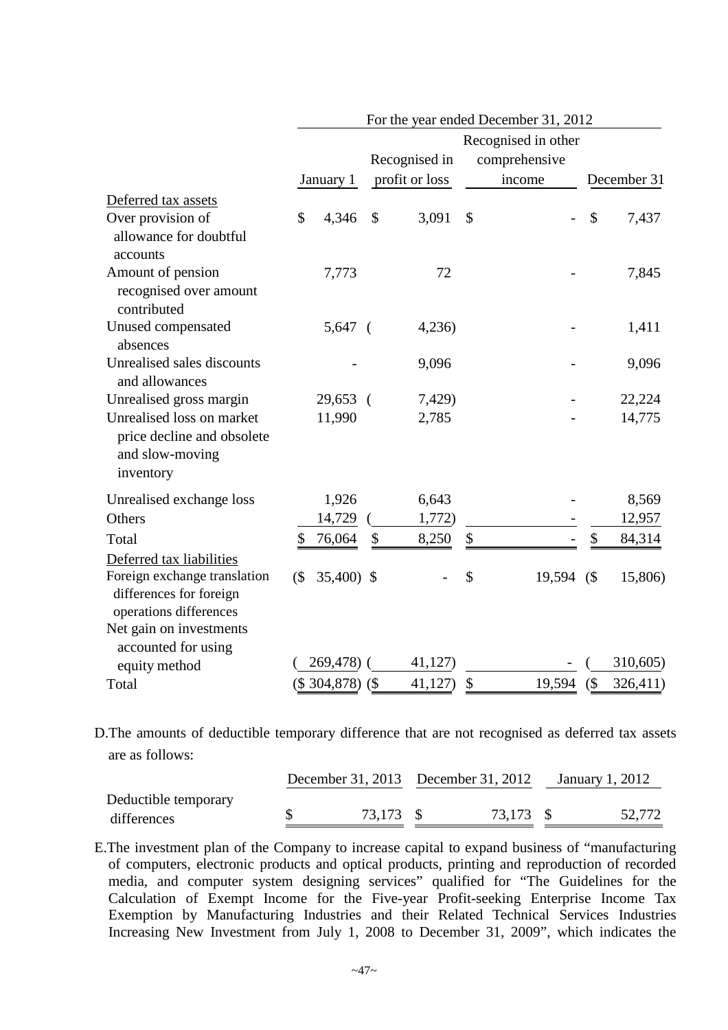| | For the year ended December 31, 2012 | | | |
|---|---|---|---|---|
| | January 1 | Recognised in profit or loss | Recognised in other comprehensive income | December 31 |
| Deferred tax assets | | | | |
| Over provision of allowance for doubtful accounts | $ 4,346 | $ 3,091 | $ - | $ 7,437 |
| Amount of pension recognised over amount contributed | 7,773 | 72 | - | 7,845 |
| Unused compensated absences | 5,647 | ( 4,236) | - | 1,411 |
| Unrealised sales discounts and allowances | - | 9,096 | - | 9,096 |
| Unrealised gross margin | 29,653 | ( 7,429) | - | 22,224 |
| Unrealised loss on market price decline and obsolete and slow-moving inventory | 11,990 | 2,785 | - | 14,775 |
| Unrealised exchange loss | 1,926 | 6,643 | - | 8,569 |
| Others | 14,729 | ( 1,772) | - | 12,957 |
| Total | $ 76,064 | $ 8,250 | $ - | $ 84,314 |
| Deferred tax liabilities | | | | |
| Foreign exchange translation differences for foreign operations differences | ($ 35,400) | $ - | $ 19,594 | ($ 15,806) |
| Net gain on investments accounted for using equity method | ( 269,478) | ( 41,127) | - | ( 310,605) |
| Total | ($ 304,878) | ($ 41,127) | $ 19,594 | ($ 326,411) |

D.The amounts of deductible temporary difference that are not recognised as deferred tax assets are as follows:

| | December 31, 2013 | December 31, 2012 | January 1, 2012 |
|---|---|---|---|
| Deductible temporary differences | $ 73,173 | $ 73,173 | $ 52,772 |

E.The investment plan of the Company to increase capital to expand business of "manufacturing of computers, electronic products and optical products, printing and reproduction of recorded media, and computer system designing services" qualified for "The Guidelines for the Calculation of Exempt Income for the Five-year Profit-seeking Enterprise Income Tax Exemption by Manufacturing Industries and their Related Technical Services Industries Increasing New Investment from July 1, 2008 to December 31, 2009", which indicates the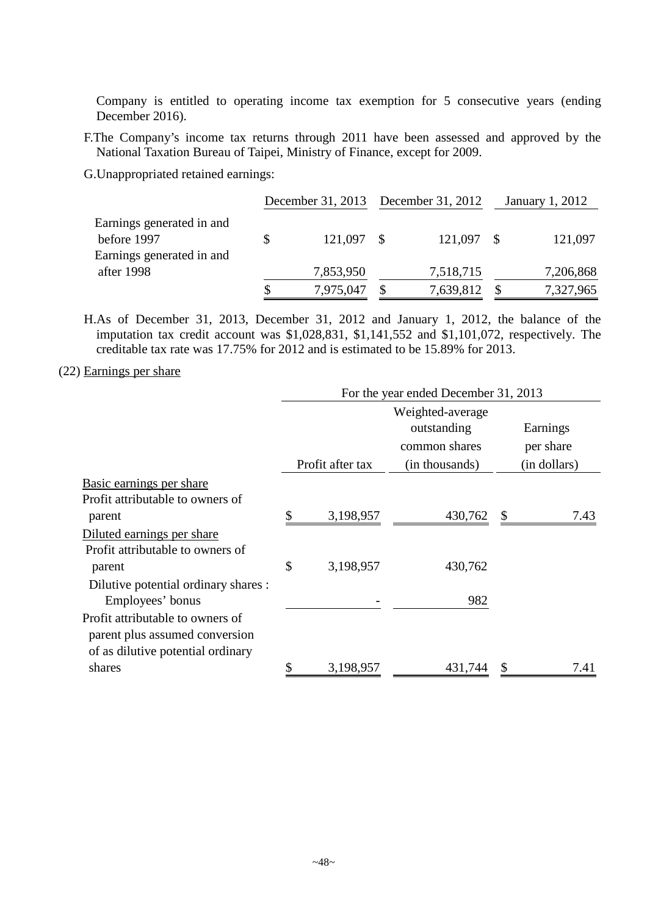Company is entitled to operating income tax exemption for 5 consecutive years (ending December 2016).

F.The Company's income tax returns through 2011 have been assessed and approved by the National Taxation Bureau of Taipei, Ministry of Finance, except for 2009.

G.Unappropriated retained earnings:

| | December 31, 2013 | December 31, 2012 | January 1, 2012 |
|---|---|---|---|
| Earnings generated in and before 1997 | $ 121,097 | $ 121,097 | $ 121,097 |
| Earnings generated in and after 1998 | 7,853,950 | 7,518,715 | 7,206,868 |
| | $ 7,975,047 | $ 7,639,812 | $ 7,327,965 |

H.As of December 31, 2013, December 31, 2012 and January 1, 2012, the balance of the imputation tax credit account was $1,028,831, $1,141,552 and $1,101,072, respectively. The creditable tax rate was 17.75% for 2012 and is estimated to be 15.89% for 2013.

(22) Earnings per share

| | For the year ended December 31, 2013 | | |
|---|---|---|---|
| | Profit after tax | Weighted-average outstanding common shares (in thousands) | Earnings per share (in dollars) |
| Basic earnings per share | | | |
| Profit attributable to owners of parent | $ 3,198,957 | 430,762 | $ 7.43 |
| Diluted earnings per share | | | |
| Profit attributable to owners of parent | $ 3,198,957 | 430,762 | |
| Dilutive potential ordinary shares : Employees' bonus | - | 982 | |
| Profit attributable to owners of parent plus assumed conversion of as dilutive potential ordinary shares | $ 3,198,957 | 431,744 | $ 7.41 |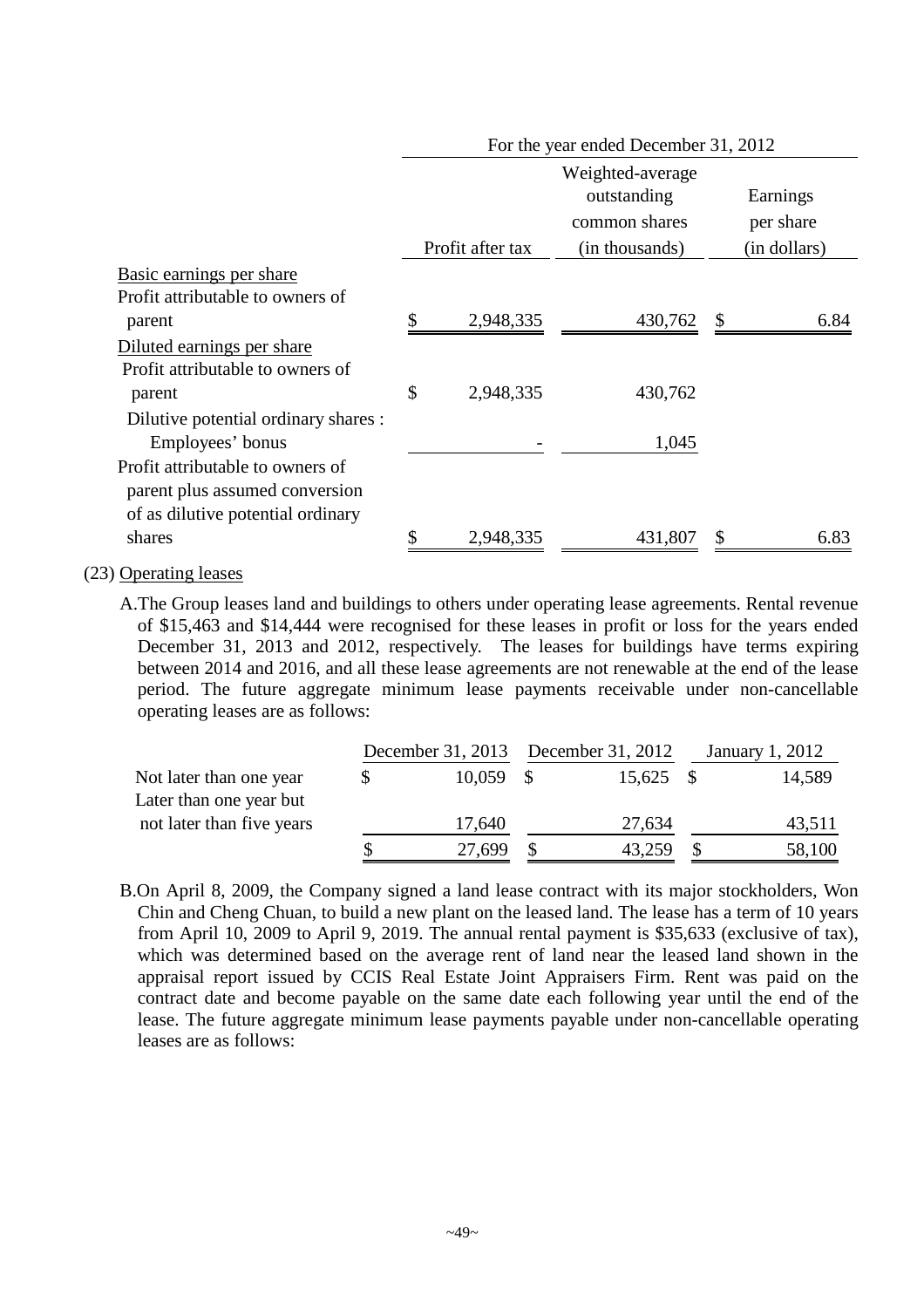| | For the year ended December 31, 2012 | | |
|---|---|---|---|
| | Profit after tax | Weighted-average outstanding common shares (in thousands) | Earnings per share (in dollars) |
| Basic earnings per share | | | |
| Profit attributable to owners of parent | $ 2,948,335 | 430,762 | $ 6.84 |
| Diluted earnings per share | | | |
| Profit attributable to owners of parent | $ 2,948,335 | 430,762 | |
| Dilutive potential ordinary shares : Employees' bonus | - | 1,045 | |
| Profit attributable to owners of parent plus assumed conversion of as dilutive potential ordinary shares | $ 2,948,335 | 431,807 | $ 6.83 |

(23) Operating leases

A.The Group leases land and buildings to others under operating lease agreements. Rental revenue of $15,463 and $14,444 were recognised for these leases in profit or loss for the years ended December 31, 2013 and 2012, respectively. The leases for buildings have terms expiring between 2014 and 2016, and all these lease agreements are not renewable at the end of the lease period. The future aggregate minimum lease payments receivable under non-cancellable operating leases are as follows:

| | December 31, 2013 | December 31, 2012 | January 1, 2012 |
|---|---|---|---|
| Not later than one year | $ 10,059 | $ 15,625 | $ 14,589 |
| Later than one year but not later than five years | 17,640 | 27,634 | 43,511 |
| | $ 27,699 | $ 43,259 | $ 58,100 |

B.On April 8, 2009, the Company signed a land lease contract with its major stockholders, Won Chin and Cheng Chuan, to build a new plant on the leased land. The lease has a term of 10 years from April 10, 2009 to April 9, 2019. The annual rental payment is $35,633 (exclusive of tax), which was determined based on the average rent of land near the leased land shown in the appraisal report issued by CCIS Real Estate Joint Appraisers Firm. Rent was paid on the contract date and become payable on the same date each following year until the end of the lease. The future aggregate minimum lease payments payable under non-cancellable operating leases are as follows: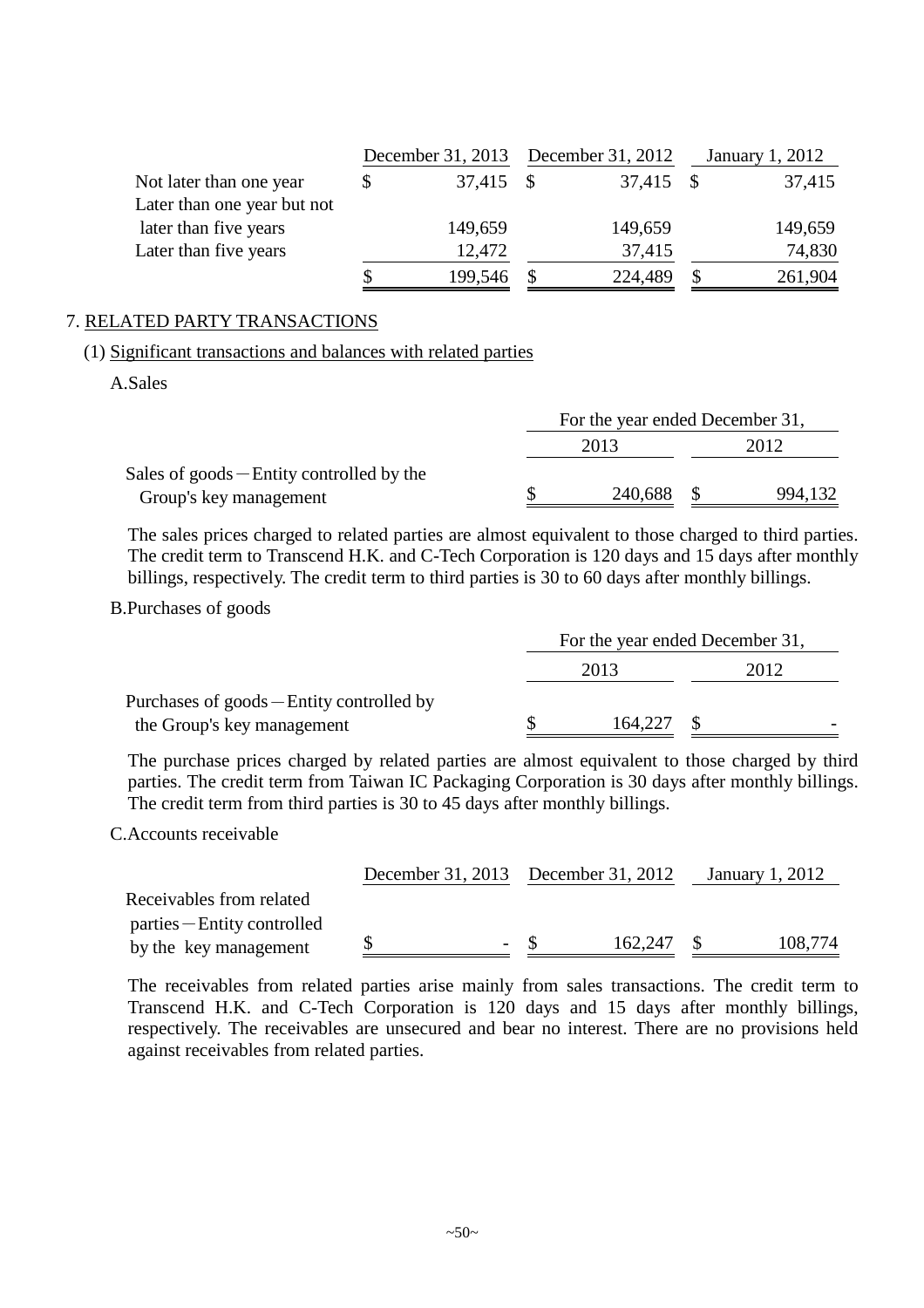| | December 31, 2013 | December 31, 2012 | January 1, 2012 |
|---|---|---|---|
| Not later than one year | $ 37,415 | $ 37,415 | $ 37,415 |
| Later than one year but not later than five years | 149,659 | 149,659 | 149,659 |
| Later than five years | 12,472 | 37,415 | 74,830 |
| | $ 199,546 | $ 224,489 | $ 261,904 |

7. RELATED PARTY TRANSACTIONS

(1) Significant transactions and balances with related parties

A.Sales

| | For the year ended December 31, | |
|---|---|---|
| | 2013 | 2012 |
| Sales of goods－Entity controlled by the Group's key management | $ 240,688 | $ 994,132 |

The sales prices charged to related parties are almost equivalent to those charged to third parties. The credit term to Transcend H.K. and C-Tech Corporation is 120 days and 15 days after monthly billings, respectively. The credit term to third parties is 30 to 60 days after monthly billings.

B.Purchases of goods

| | For the year ended December 31, | |
|---|---|---|
| | 2013 | 2012 |
| Purchases of goods－Entity controlled by the Group's key management | $ 164,227 | $ - |

The purchase prices charged by related parties are almost equivalent to those charged by third parties. The credit term from Taiwan IC Packaging Corporation is 30 days after monthly billings. The credit term from third parties is 30 to 45 days after monthly billings.

C.Accounts receivable

| | December 31, 2013 | December 31, 2012 | January 1, 2012 |
|---|---|---|---|
| Receivables from related parties－Entity controlled by the key management | $ - | $ 162,247 | $ 108,774 |

The receivables from related parties arise mainly from sales transactions. The credit term to Transcend H.K. and C-Tech Corporation is 120 days and 15 days after monthly billings, respectively. The receivables are unsecured and bear no interest. There are no provisions held against receivables from related parties.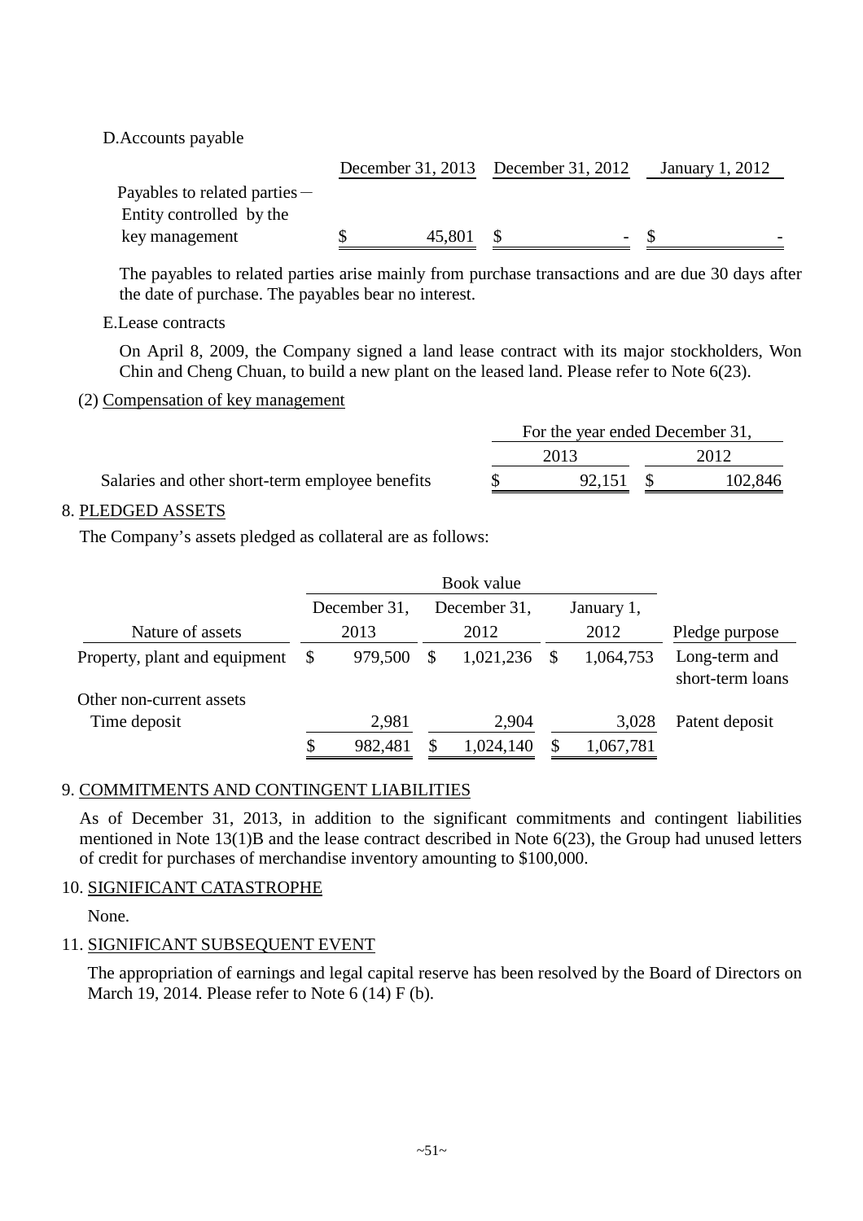D.Accounts payable

| | December 31, 2013 | December 31, 2012 | January 1, 2012 |
|---|---|---|---|
| Payables to related parties－Entity controlled by the key management | $ 45,801 | $ - | $ - |

The payables to related parties arise mainly from purchase transactions and are due 30 days after the date of purchase. The payables bear no interest.

E.Lease contracts

On April 8, 2009, the Company signed a land lease contract with its major stockholders, Won Chin and Cheng Chuan, to build a new plant on the leased land. Please refer to Note 6(23).

(2) Compensation of key management

| | For the year ended December 31, | |
|---|---|---|
| | 2013 | 2012 |
| Salaries and other short-term employee benefits | $ 92,151 | $ 102,846 |

8. PLEDGED ASSETS

The Company's assets pledged as collateral are as follows:

| | Book value | | | |
|---|---|---|---|---|
| Nature of assets | December 31, 2013 | December 31, 2012 | January 1, 2012 | Pledge purpose |
| Property, plant and equipment | $ 979,500 | $ 1,021,236 | $ 1,064,753 | Long-term and short-term loans |
| Other non-current assets | | | | |
| Time deposit | 2,981 | 2,904 | 3,028 | Patent deposit |
| | $ 982,481 | $ 1,024,140 | $ 1,067,781 | |

9. COMMITMENTS AND CONTINGENT LIABILITIES

As of December 31, 2013, in addition to the significant commitments and contingent liabilities mentioned in Note 13(1)B and the lease contract described in Note 6(23), the Group had unused letters of credit for purchases of merchandise inventory amounting to $100,000.

10. SIGNIFICANT CATASTROPHE

None.

11. SIGNIFICANT SUBSEQUENT EVENT

The appropriation of earnings and legal capital reserve has been resolved by the Board of Directors on March 19, 2014. Please refer to Note 6 (14) F (b).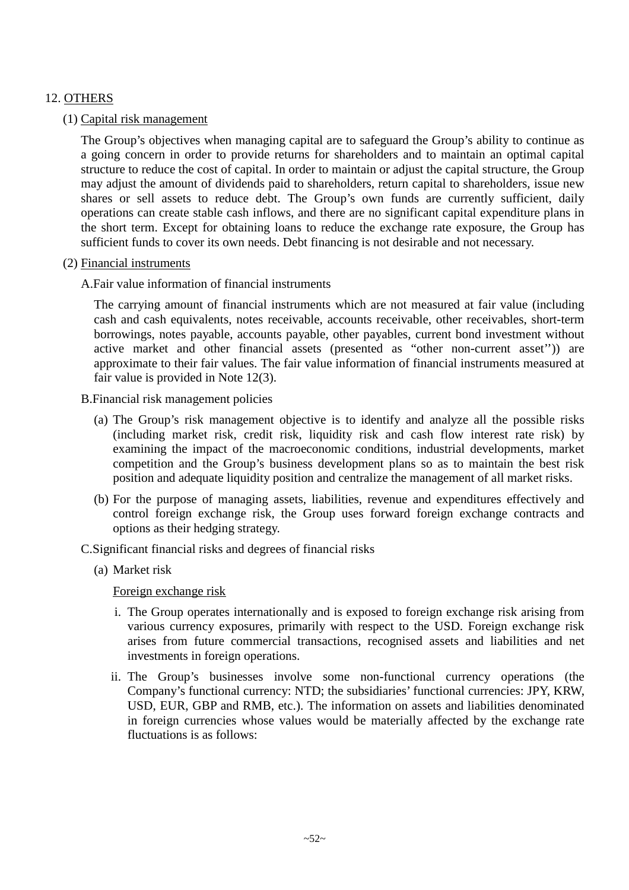## 12. OTHERS

### (1) Capital risk management

The Group's objectives when managing capital are to safeguard the Group's ability to continue as a going concern in order to provide returns for shareholders and to maintain an optimal capital structure to reduce the cost of capital. In order to maintain or adjust the capital structure, the Group may adjust the amount of dividends paid to shareholders, return capital to shareholders, issue new shares or sell assets to reduce debt. The Group's own funds are currently sufficient, daily operations can create stable cash inflows, and there are no significant capital expenditure plans in the short term. Except for obtaining loans to reduce the exchange rate exposure, the Group has sufficient funds to cover its own needs. Debt financing is not desirable and not necessary.

### (2) Financial instruments

A.Fair value information of financial instruments

The carrying amount of financial instruments which are not measured at fair value (including cash and cash equivalents, notes receivable, accounts receivable, other receivables, short-term borrowings, notes payable, accounts payable, other payables, current bond investment without active market and other financial assets (presented as "other non-current asset'')) are approximate to their fair values. The fair value information of financial instruments measured at fair value is provided in Note 12(3).

B.Financial risk management policies

(a) The Group's risk management objective is to identify and analyze all the possible risks (including market risk, credit risk, liquidity risk and cash flow interest rate risk) by examining the impact of the macroeconomic conditions, industrial developments, market competition and the Group's business development plans so as to maintain the best risk position and adequate liquidity position and centralize the management of all market risks.

(b) For the purpose of managing assets, liabilities, revenue and expenditures effectively and control foreign exchange risk, the Group uses forward foreign exchange contracts and options as their hedging strategy.

C.Significant financial risks and degrees of financial risks

(a) Market risk

Foreign exchange risk

i. The Group operates internationally and is exposed to foreign exchange risk arising from various currency exposures, primarily with respect to the USD. Foreign exchange risk arises from future commercial transactions, recognised assets and liabilities and net investments in foreign operations.

ii. The Group's businesses involve some non-functional currency operations (the Company's functional currency: NTD; the subsidiaries' functional currencies: JPY, KRW, USD, EUR, GBP and RMB, etc.). The information on assets and liabilities denominated in foreign currencies whose values would be materially affected by the exchange rate fluctuations is as follows: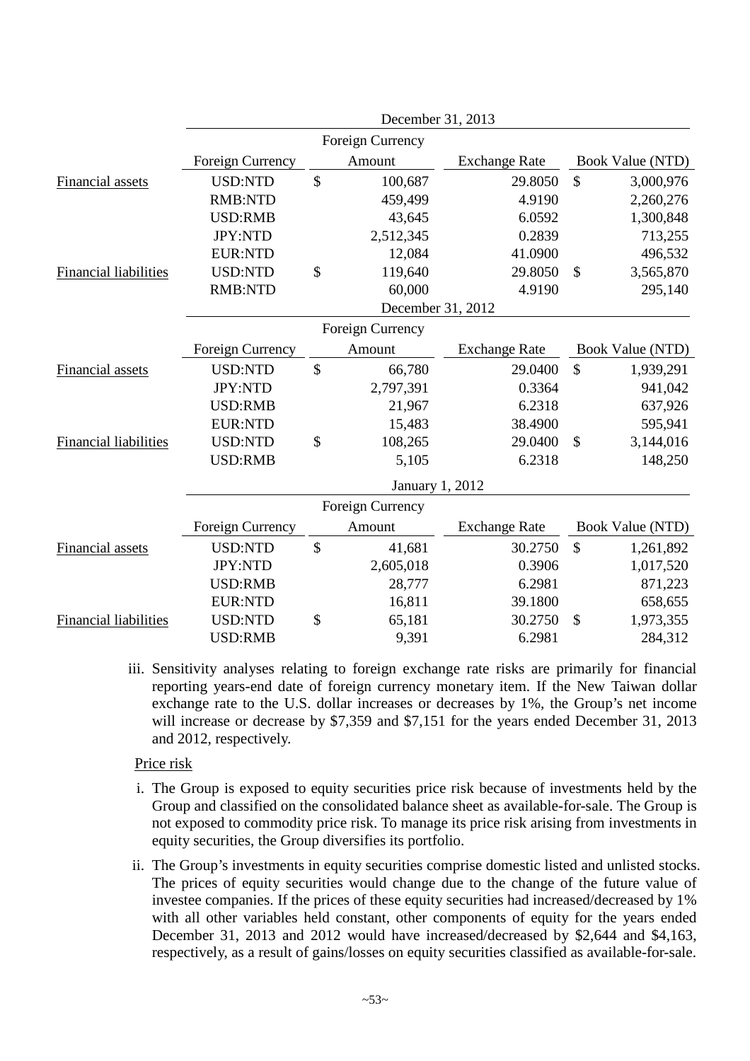| | December 31, 2013 | | | | | |
|---|---|---|---|---|---|---|
| | Foreign Currency | | Foreign Currency Amount | Exchange Rate | | Book Value (NTD) |
| Financial assets | USD:NTD | $ | 100,687 | 29.8050 | $ | 3,000,976 |
| | RMB:NTD | | 459,499 | 4.9190 | | 2,260,276 |
| | USD:RMB | | 43,645 | 6.0592 | | 1,300,848 |
| | JPY:NTD | | 2,512,345 | 0.2839 | | 713,255 |
| | EUR:NTD | | 12,084 | 41.0900 | | 496,532 |
| Financial liabilities | USD:NTD | $ | 119,640 | 29.8050 | $ | 3,565,870 |
| | RMB:NTD | | 60,000 | 4.9190 | | 295,140 |

| | December 31, 2012 | | | | | |
|---|---|---|---|---|---|---|
| | Foreign Currency | | Foreign Currency Amount | Exchange Rate | | Book Value (NTD) |
| Financial assets | USD:NTD | $ | 66,780 | 29.0400 | $ | 1,939,291 |
| | JPY:NTD | | 2,797,391 | 0.3364 | | 941,042 |
| | USD:RMB | | 21,967 | 6.2318 | | 637,926 |
| | EUR:NTD | | 15,483 | 38.4900 | | 595,941 |
| Financial liabilities | USD:NTD | $ | 108,265 | 29.0400 | $ | 3,144,016 |
| | USD:RMB | | 5,105 | 6.2318 | | 148,250 |

| | January 1, 2012 | | | | | |
|---|---|---|---|---|---|---|
| | Foreign Currency | | Foreign Currency Amount | Exchange Rate | | Book Value (NTD) |
| Financial assets | USD:NTD | $ | 41,681 | 30.2750 | $ | 1,261,892 |
| | JPY:NTD | | 2,605,018 | 0.3906 | | 1,017,520 |
| | USD:RMB | | 28,777 | 6.2981 | | 871,223 |
| | EUR:NTD | | 16,811 | 39.1800 | | 658,655 |
| Financial liabilities | USD:NTD | $ | 65,181 | 30.2750 | $ | 1,973,355 |
| | USD:RMB | | 9,391 | 6.2981 | | 284,312 |

iii. Sensitivity analyses relating to foreign exchange rate risks are primarily for financial reporting years-end date of foreign currency monetary item. If the New Taiwan dollar exchange rate to the U.S. dollar increases or decreases by 1%, the Group's net income will increase or decrease by $7,359 and $7,151 for the years ended December 31, 2013 and 2012, respectively.

Price risk

i. The Group is exposed to equity securities price risk because of investments held by the Group and classified on the consolidated balance sheet as available-for-sale. The Group is not exposed to commodity price risk. To manage its price risk arising from investments in equity securities, the Group diversifies its portfolio.

ii. The Group's investments in equity securities comprise domestic listed and unlisted stocks. The prices of equity securities would change due to the change of the future value of investee companies. If the prices of these equity securities had increased/decreased by 1% with all other variables held constant, other components of equity for the years ended December 31, 2013 and 2012 would have increased/decreased by $2,644 and $4,163, respectively, as a result of gains/losses on equity securities classified as available-for-sale.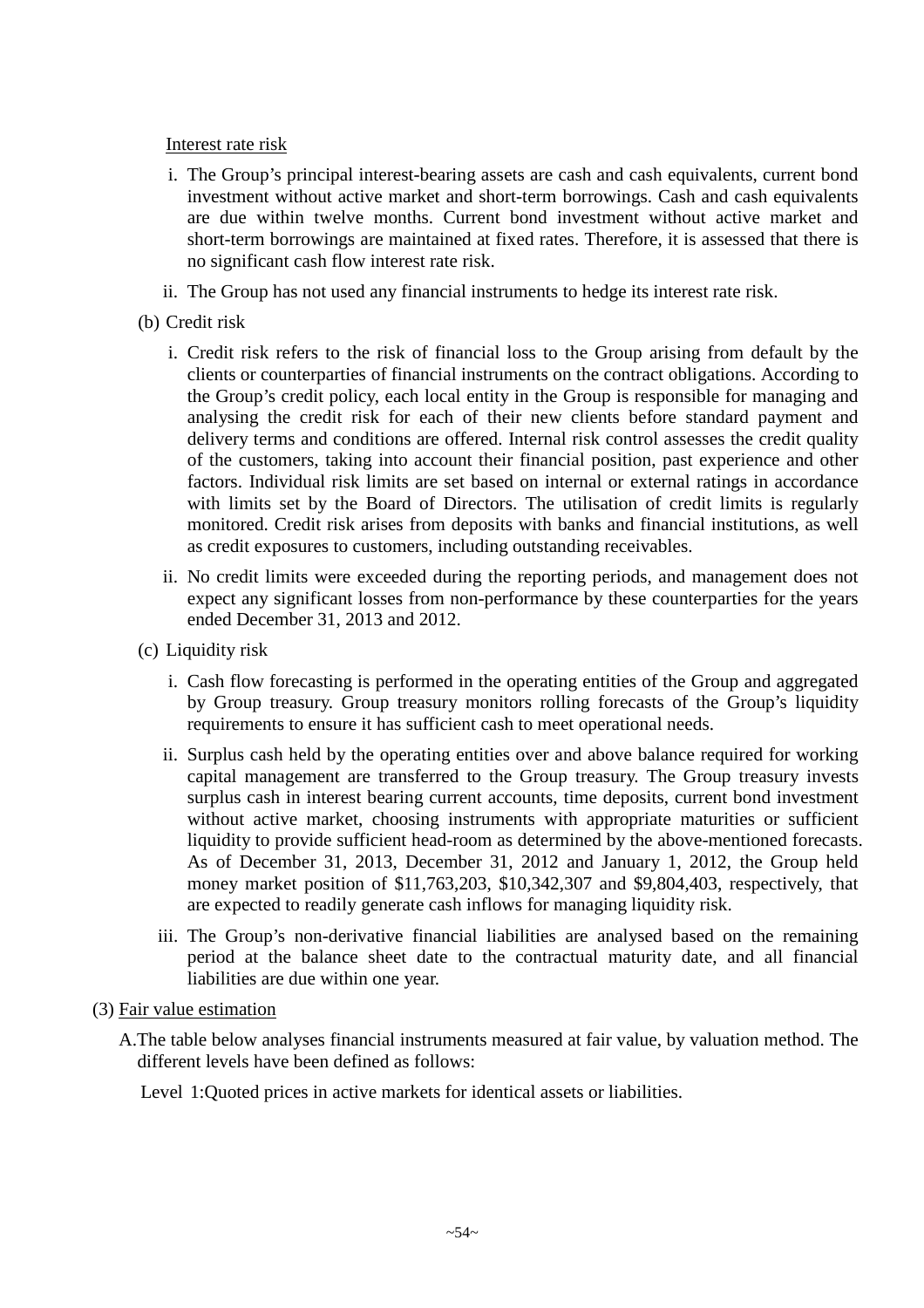Interest rate risk

i. The Group's principal interest-bearing assets are cash and cash equivalents, current bond investment without active market and short-term borrowings. Cash and cash equivalents are due within twelve months. Current bond investment without active market and short-term borrowings are maintained at fixed rates. Therefore, it is assessed that there is no significant cash flow interest rate risk.

ii. The Group has not used any financial instruments to hedge its interest rate risk.

(b) Credit risk

i. Credit risk refers to the risk of financial loss to the Group arising from default by the clients or counterparties of financial instruments on the contract obligations. According to the Group's credit policy, each local entity in the Group is responsible for managing and analysing the credit risk for each of their new clients before standard payment and delivery terms and conditions are offered. Internal risk control assesses the credit quality of the customers, taking into account their financial position, past experience and other factors. Individual risk limits are set based on internal or external ratings in accordance with limits set by the Board of Directors. The utilisation of credit limits is regularly monitored. Credit risk arises from deposits with banks and financial institutions, as well as credit exposures to customers, including outstanding receivables.

ii. No credit limits were exceeded during the reporting periods, and management does not expect any significant losses from non-performance by these counterparties for the years ended December 31, 2013 and 2012.

(c) Liquidity risk

i. Cash flow forecasting is performed in the operating entities of the Group and aggregated by Group treasury. Group treasury monitors rolling forecasts of the Group's liquidity requirements to ensure it has sufficient cash to meet operational needs.

ii. Surplus cash held by the operating entities over and above balance required for working capital management are transferred to the Group treasury. The Group treasury invests surplus cash in interest bearing current accounts, time deposits, current bond investment without active market, choosing instruments with appropriate maturities or sufficient liquidity to provide sufficient head-room as determined by the above-mentioned forecasts. As of December 31, 2013, December 31, 2012 and January 1, 2012, the Group held money market position of $11,763,203, $10,342,307 and $9,804,403, respectively, that are expected to readily generate cash inflows for managing liquidity risk.

iii. The Group's non-derivative financial liabilities are analysed based on the remaining period at the balance sheet date to the contractual maturity date, and all financial liabilities are due within one year.

(3) Fair value estimation

A. The table below analyses financial instruments measured at fair value, by valuation method. The different levels have been defined as follows:

Level 1: Quoted prices in active markets for identical assets or liabilities.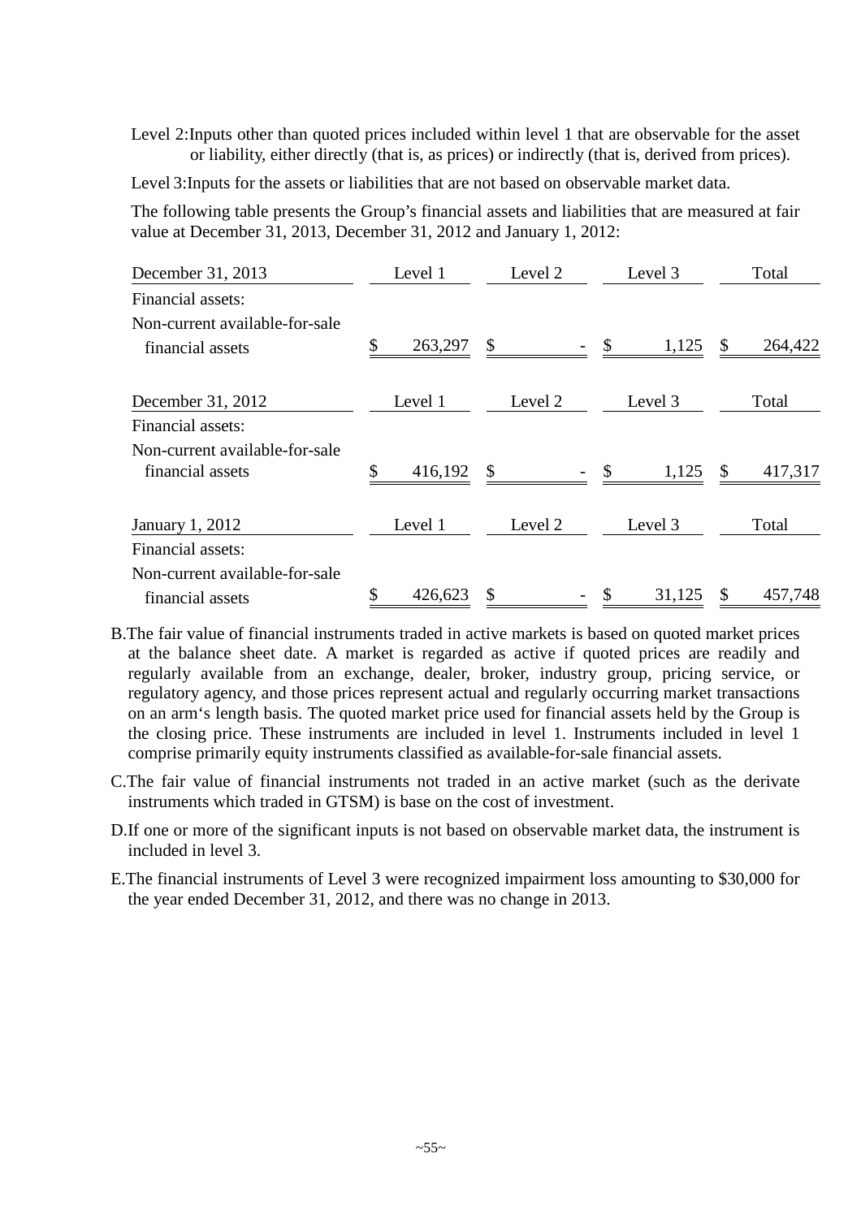Level 2: Inputs other than quoted prices included within level 1 that are observable for the asset or liability, either directly (that is, as prices) or indirectly (that is, derived from prices).

Level 3: Inputs for the assets or liabilities that are not based on observable market data.

The following table presents the Group's financial assets and liabilities that are measured at fair value at December 31, 2013, December 31, 2012 and January 1, 2012:

| December 31, 2013 | Level 1 | Level 2 | Level 3 | Total |
|---|---|---|---|---|
| Financial assets: | | | | |
| Non-current available-for-sale financial assets | $ 263,297 | $ - | $ 1,125 | $ 264,422 |

| December 31, 2012 | Level 1 | Level 2 | Level 3 | Total |
|---|---|---|---|---|
| Financial assets: | | | | |
| Non-current available-for-sale financial assets | $ 416,192 | $ - | $ 1,125 | $ 417,317 |

| January 1, 2012 | Level 1 | Level 2 | Level 3 | Total |
|---|---|---|---|---|
| Financial assets: | | | | |
| Non-current available-for-sale financial assets | $ 426,623 | $ - | $ 31,125 | $ 457,748 |

B. The fair value of financial instruments traded in active markets is based on quoted market prices at the balance sheet date. A market is regarded as active if quoted prices are readily and regularly available from an exchange, dealer, broker, industry group, pricing service, or regulatory agency, and those prices represent actual and regularly occurring market transactions on an arm's length basis. The quoted market price used for financial assets held by the Group is the closing price. These instruments are included in level 1. Instruments included in level 1 comprise primarily equity instruments classified as available-for-sale financial assets.

C. The fair value of financial instruments not traded in an active market (such as the derivate instruments which traded in GTSM) is base on the cost of investment.

D. If one or more of the significant inputs is not based on observable market data, the instrument is included in level 3.

E. The financial instruments of Level 3 were recognized impairment loss amounting to $30,000 for the year ended December 31, 2012, and there was no change in 2013.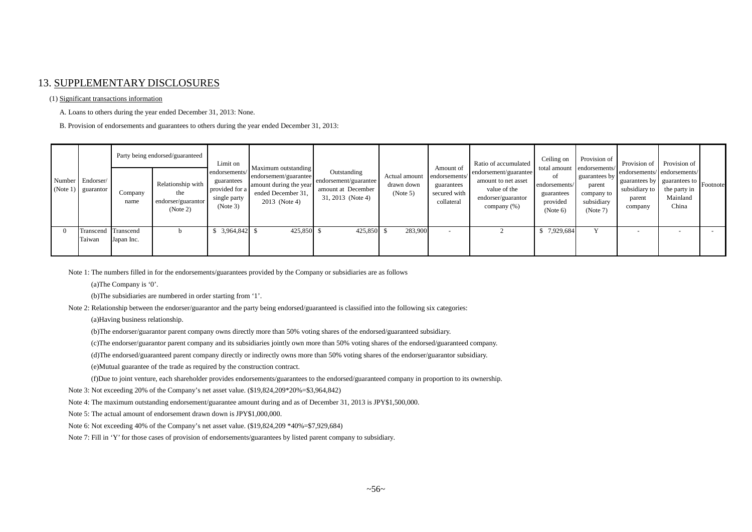## 13. SUPPLEMENTARY DISCLOSURES

(1) Significant transactions information

A. Loans to others during the year ended December 31, 2013: None.

B. Provision of endorsements and guarantees to others during the year ended December 31, 2013:

| Number (Note 1) | Endorser/ guarantor | Party being endorsed/guaranteed | | Limit on endorsements/ guarantees provided for a single party (Note 3) | Maximum outstanding endorsement/guarantee amount during the year ended December 31, 2013 (Note 4) | Outstanding endorsement/guarantee amount at December 31, 2013 (Note 4) | Actual amount drawn down (Note 5) | Amount of endorsements/ guarantees secured with collateral | Ratio of accumulated endorsement/guarantee amount to net asset value of the endorser/guarantor company (%) | Ceiling on total amount of endorsements/ guarantees provided (Note 6) | Provision of endorsements/ guarantees by parent company to subsidiary (Note 7) | Provision of endorsements/ guarantees by subsidiary to parent company | Provision of endorsements/ guarantees to the party in Mainland China | Footnote |
|---|---|---|---|---|---|---|---|---|---|---|---|---|---|---|
| | | Company name | Relationship with the endorser/guarantor (Note 2) | | | | | | | | | | | |
| 0 | Transcend Taiwan | Transcend Japan Inc. | b | $ 3,964,842 | $ 425,850 | $ 425,850 | $ 283,900 | - | 2 | $ 7,929,684 | Y | - | - | - |

Note 1: The numbers filled in for the endorsements/guarantees provided by the Company or subsidiaries are as follows

(a)The Company is '0'.

(b)The subsidiaries are numbered in order starting from '1'.

Note 2: Relationship between the endorser/guarantor and the party being endorsed/guaranteed is classified into the following six categories:

(a)Having business relationship.

(b)The endorser/guarantor parent company owns directly more than 50% voting shares of the endorsed/guaranteed subsidiary.

(c)The endorser/guarantor parent company and its subsidiaries jointly own more than 50% voting shares of the endorsed/guaranteed company.

(d)The endorsed/guaranteed parent company directly or indirectly owns more than 50% voting shares of the endorser/guarantor subsidiary.

(e)Mutual guarantee of the trade as required by the construction contract.

(f)Due to joint venture, each shareholder provides endorsements/guarantees to the endorsed/guaranteed company in proportion to its ownership.

Note 3: Not exceeding 20% of the Company's net asset value. ($19,824,209*20%=$3,964,842)

Note 4: The maximum outstanding endorsement/guarantee amount during and as of December 31, 2013 is JPY$1,500,000.

Note 5: The actual amount of endorsement drawn down is JPY$1,000,000.

Note 6: Not exceeding 40% of the Company's net asset value. ($19,824,209 *40%=$7,929,684)

Note 7: Fill in 'Y' for those cases of provision of endorsements/guarantees by listed parent company to subsidiary.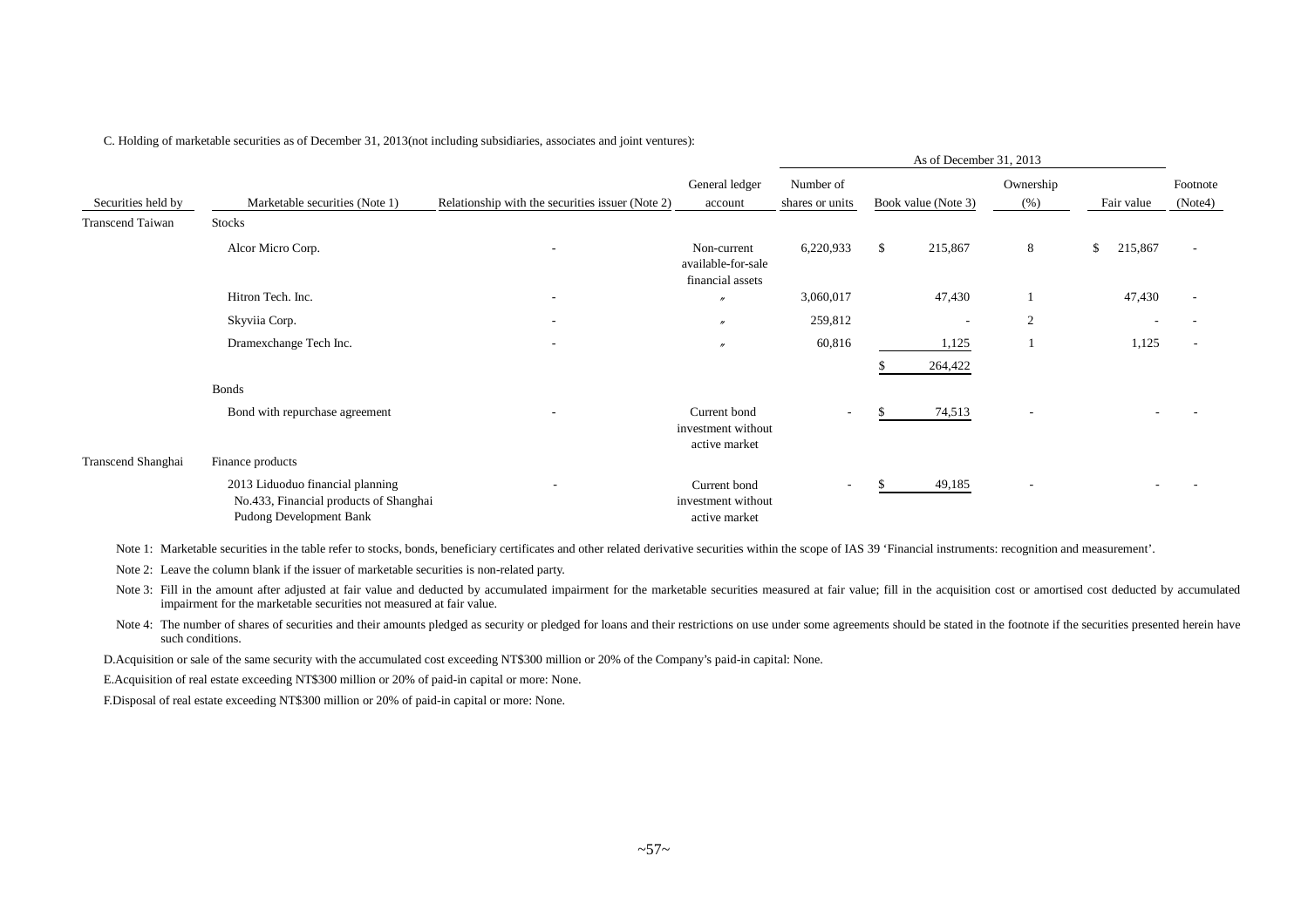C. Holding of marketable securities as of December 31, 2013(not including subsidiaries, associates and joint ventures):

| | | | | As of December 31, 2013 | | | | |
|---|---|---|---|---|---|---|---|---|
| Securities held by | Marketable securities (Note 1) | Relationship with the securities issuer (Note 2) | General ledger account | Number of shares or units | Book value (Note 3) | Ownership (%) | Fair value | Footnote (Note4) |
| Transcend Taiwan | Stocks | | | | | | | |
| | Alcor Micro Corp. | - | Non-current available-for-sale financial assets | 6,220,933 | $ 215,867 | 8 | $ 215,867 | - |
| | Hitron Tech. Inc. | - | 〃 | 3,060,017 | 47,430 | 1 | 47,430 | - |
| | Skyviia Corp. | - | 〃 | 259,812 | - | 2 | - | - |
| | Dramexchange Tech Inc. | - | 〃 | 60,816 | 1,125 | 1 | 1,125 | - |
| | | | | | $ 264,422 | | | |
| | Bonds | | | | | | | |
| | Bond with repurchase agreement | - | Current bond investment without active market | - | $ 74,513 | - | - | - |
| Transcend Shanghai | Finance products | | | | | | | |
| | 2013 Liduoduo financial planning No.433, Financial products of Shanghai Pudong Development Bank | - | Current bond investment without active market | - | $ 49,185 | - | - | - |

Note 1: Marketable securities in the table refer to stocks, bonds, beneficiary certificates and other related derivative securities within the scope of IAS 39 'Financial instruments: recognition and measurement'.

Note 2: Leave the column blank if the issuer of marketable securities is non-related party.

Note 3: Fill in the amount after adjusted at fair value and deducted by accumulated impairment for the marketable securities measured at fair value; fill in the acquisition cost or amortised cost deducted by accumulated impairment for the marketable securities not measured at fair value.

Note 4: The number of shares of securities and their amounts pledged as security or pledged for loans and their restrictions on use under some agreements should be stated in the footnote if the securities presented herein have such conditions.

D.Acquisition or sale of the same security with the accumulated cost exceeding NT$300 million or 20% of the Company's paid-in capital: None.

E.Acquisition of real estate exceeding NT$300 million or 20% of paid-in capital or more: None.

F.Disposal of real estate exceeding NT$300 million or 20% of paid-in capital or more: None.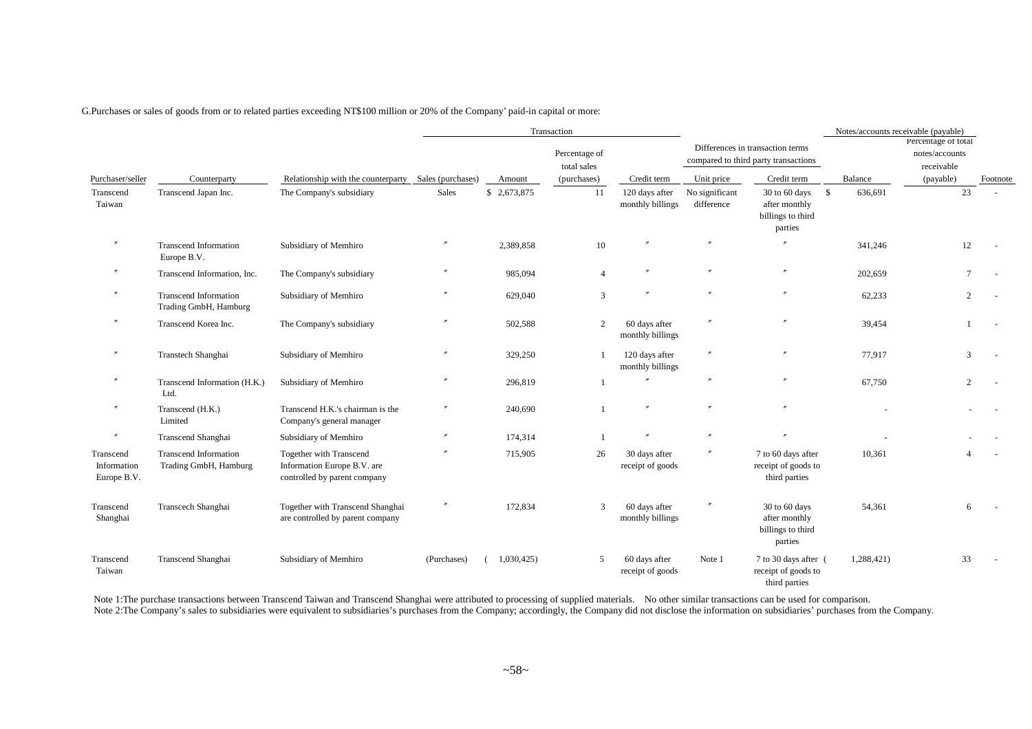G.Purchases or sales of goods from or to related parties exceeding NT$100 million or 20% of the Company' paid-in capital or more:

| | | | Transaction | | | | Differences in transaction terms compared to third party transactions | | Notes/accounts receivable (payable) | | |
|---|---|---|---|---|---|---|---|---|---|---|---|
| Purchaser/seller | Counterparty | Relationship with the counterparty | Sales (purchases) | Amount | Percentage of total sales (purchases) | Credit term | Unit price | Credit term | Balance | Percentage of total notes/accounts receivable (payable) | Footnote |
| Transcend Taiwan | Transcend Japan Inc. | The Company's subsidiary | Sales | $ 2,673,875 | 11 | 120 days after monthly billings | No significant difference | 30 to 60 days after monthly billings to third parties | $ 636,691 | 23 | - |
| 〃 | Transcend Information Europe B.V. | Subsidiary of Memhiro | 〃 | 2,389,858 | 10 | 〃 | 〃 | 〃 | 341,246 | 12 | - |
| 〃 | Transcend Information, Inc. | The Company's subsidiary | 〃 | 985,094 | 4 | 〃 | 〃 | 〃 | 202,659 | 7 | - |
| 〃 | Transcend Information Trading GmbH, Hamburg | Subsidiary of Memhiro | 〃 | 629,040 | 3 | 〃 | 〃 | 〃 | 62,233 | 2 | - |
| 〃 | Transcend Korea Inc. | The Company's subsidiary | 〃 | 502,588 | 2 | 60 days after monthly billings | 〃 | 〃 | 39,454 | 1 | - |
| 〃 | Transtech Shanghai | Subsidiary of Memhiro | 〃 | 329,250 | 1 | 120 days after monthly billings | 〃 | 〃 | 77,917 | 3 | - |
| 〃 | Transcend Information (H.K.) Ltd. | Subsidiary of Memhiro | 〃 | 296,819 | 1 | 〃 | 〃 | 〃 | 67,750 | 2 | - |
| 〃 | Transcend (H.K.) Limited | Transcend H.K.'s chairman is the Company's general manager | 〃 | 240,690 | 1 | 〃 | 〃 | 〃 | - | - | - |
| 〃 | Transcend Shanghai | Subsidiary of Memhiro | 〃 | 174,314 | 1 | 〃 | 〃 | 〃 | - | - | - |
| Transcend Information Europe B.V. | Transcend Information Trading GmbH, Hamburg | Together with Transcend Information Europe B.V. are controlled by parent company | 〃 | 715,905 | 26 | 30 days after receipt of goods | 〃 | 7 to 60 days after receipt of goods to third parties | 10,361 | 4 | - |
| Transcend Shanghai | Transcech Shanghai | Together with Transcend Shanghai are controlled by parent company | 〃 | 172,834 | 3 | 60 days after monthly billings | 〃 | 30 to 60 days after monthly billings to third parties | 54,361 | 6 | - |
| Transcend Taiwan | Transcend Shanghai | Subsidiary of Memhiro | (Purchases) | ( 1,030,425) | 5 | 60 days after receipt of goods | Note 1 | 7 to 30 days after receipt of goods to third parties | ( 1,288,421) | 33 | - |

Note 1:The purchase transactions between Transcend Taiwan and Transcend Shanghai were attributed to processing of supplied materials. No other similar transactions can be used for comparison.
Note 2:The Company's sales to subsidiaries were equivalent to subsidiaries's purchases from the Company; accordingly, the Company did not disclose the information on subsidiaries' purchases from the Company.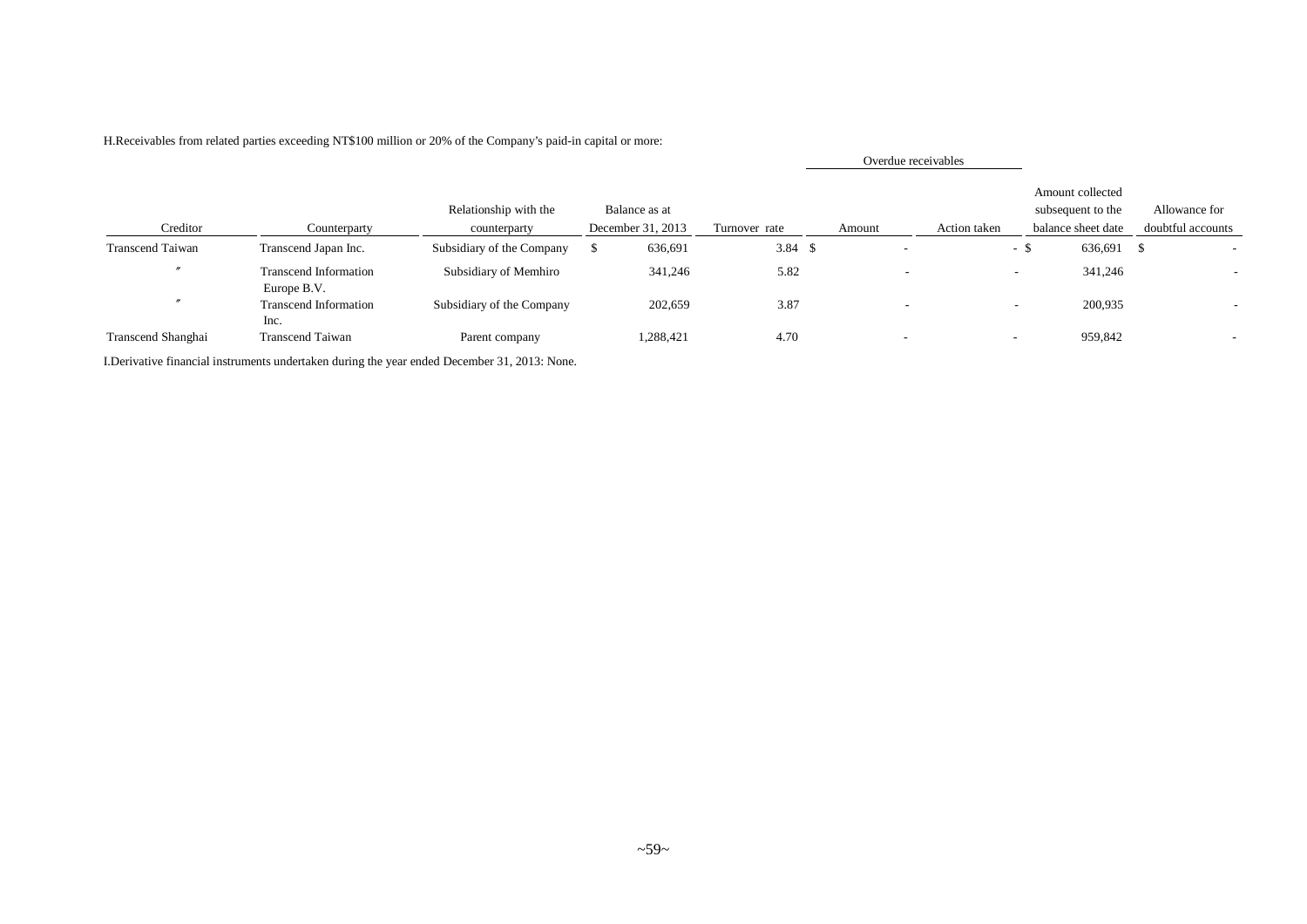H.Receivables from related parties exceeding NT$100 million or 20% of the Company's paid-in capital or more:

| Creditor | Counterparty | Relationship with the counterparty | Balance as at December 31, 2013 | Turnover rate | Overdue receivables Amount | Overdue receivables Action taken | Amount collected subsequent to the balance sheet date | Allowance for doubtful accounts |
|---|---|---|---|---|---|---|---|---|
| Transcend Taiwan | Transcend Japan Inc. | Subsidiary of the Company | $ 636,691 | 3.84 | $ - | - | $ 636,691 | $ - |
| 〃 | Transcend Information Europe B.V. | Subsidiary of Memhiro | 341,246 | 5.82 | - | - | 341,246 | - |
| 〃 | Transcend Information Inc. | Subsidiary of the Company | 202,659 | 3.87 | - | - | 200,935 | - |
| Transcend Shanghai | Transcend Taiwan | Parent company | 1,288,421 | 4.70 | - | - | 959,842 | - |

I.Derivative financial instruments undertaken during the year ended December 31, 2013: None.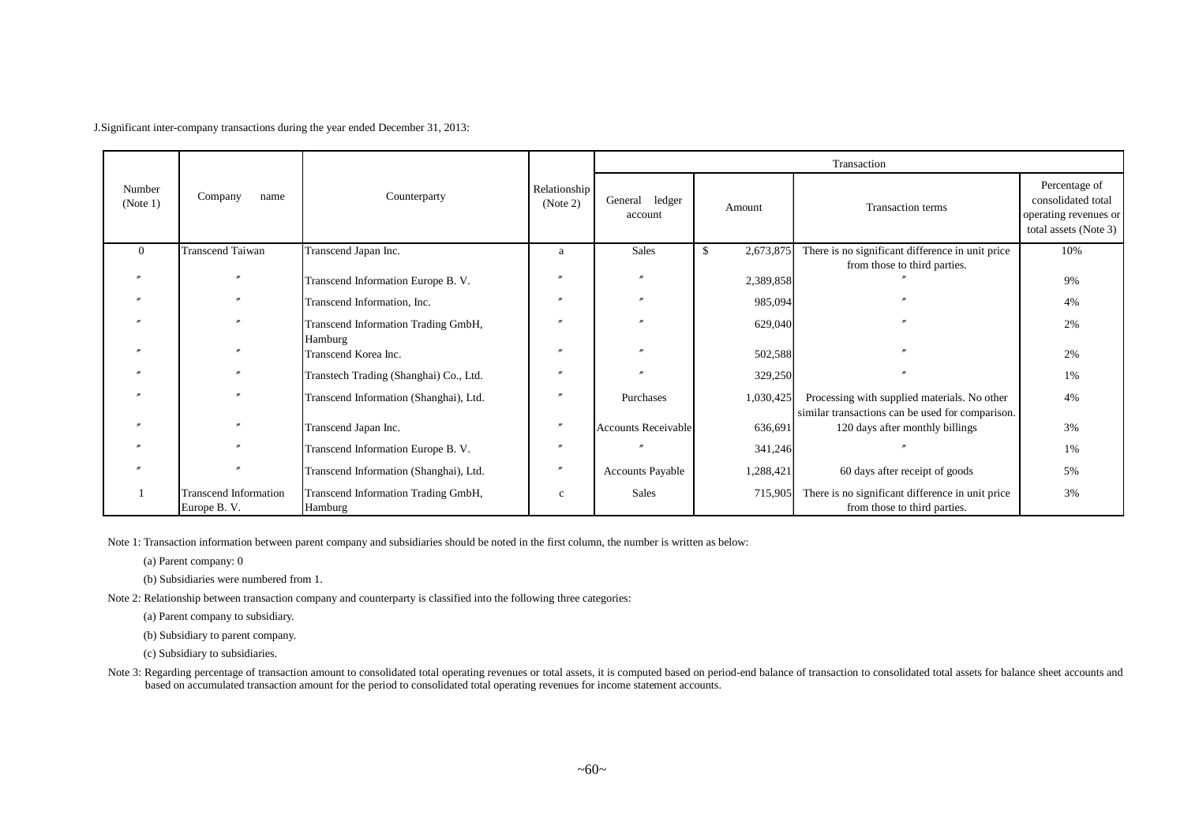J.Significant inter-company transactions during the year ended December 31, 2013:

| Number (Note 1) | Company name | Counterparty | Relationship (Note 2) | Transaction | | | |
|---|---|---|---|---|---|---|---|
| | | | | General ledger account | Amount | Transaction terms | Percentage of consolidated total operating revenues or total assets (Note 3) |
| 0 | Transcend Taiwan | Transcend Japan Inc. | a | Sales | $ 2,673,875 | There is no significant difference in unit price from those to third parties. | 10% |
| 〃 | 〃 | Transcend Information Europe B. V. | 〃 | 〃 | 2,389,858 | 〃 | 9% |
| 〃 | 〃 | Transcend Information, Inc. | 〃 | 〃 | 985,094 | 〃 | 4% |
| 〃 | 〃 | Transcend Information Trading GmbH, Hamburg | 〃 | 〃 | 629,040 | 〃 | 2% |
| 〃 | 〃 | Transcend Korea Inc. | 〃 | 〃 | 502,588 | 〃 | 2% |
| 〃 | 〃 | Transtech Trading (Shanghai) Co., Ltd. | 〃 | 〃 | 329,250 | 〃 | 1% |
| 〃 | 〃 | Transcend Information (Shanghai), Ltd. | 〃 | Purchases | 1,030,425 | Processing with supplied materials. No other similar transactions can be used for comparison. | 4% |
| 〃 | 〃 | Transcend Japan Inc. | 〃 | Accounts Receivable | 636,691 | 120 days after monthly billings | 3% |
| 〃 | 〃 | Transcend Information Europe B. V. | 〃 | 〃 | 341,246 | 〃 | 1% |
| 〃 | 〃 | Transcend Information (Shanghai), Ltd. | 〃 | Accounts Payable | 1,288,421 | 60 days after receipt of goods | 5% |
| 1 | Transcend Information Europe B. V. | Transcend Information Trading GmbH, Hamburg | c | Sales | 715,905 | There is no significant difference in unit price from those to third parties. | 3% |

Note 1: Transaction information between parent company and subsidiaries should be noted in the first column, the number is written as below:

(a) Parent company: 0

(b) Subsidiaries were numbered from 1.

Note 2: Relationship between transaction company and counterparty is classified into the following three categories:

(a) Parent company to subsidiary.

(b) Subsidiary to parent company.

(c) Subsidiary to subsidiaries.

Note 3: Regarding percentage of transaction amount to consolidated total operating revenues or total assets, it is computed based on period-end balance of transaction to consolidated total assets for balance sheet accounts and based on accumulated transaction amount for the period to consolidated total operating revenues for income statement accounts.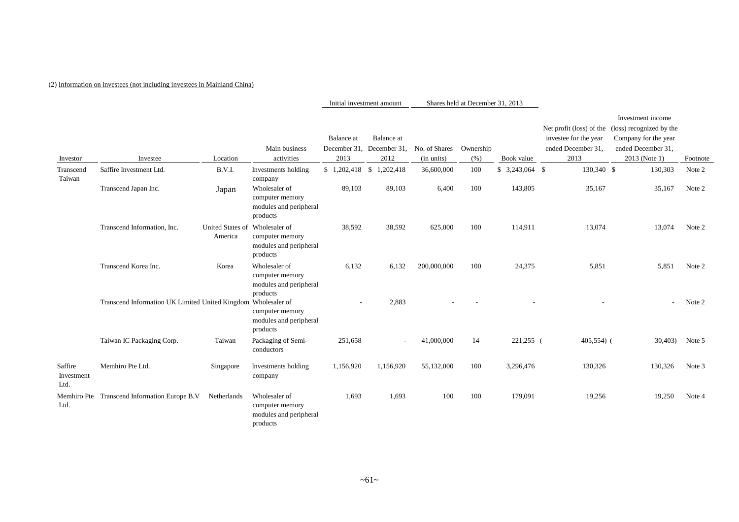(2) Information on investees (not including investees in Mainland China)

| Investor | Investee | Location | Main business activities | Initial investment amount | | Shares held at December 31, 2013 | | | Net profit (loss) of the investee for the year ended December 31, 2013 | Investment income (loss) recognized by the Company for the year ended December 31, 2013 (Note 1) | Footnote |
|---|---|---|---|---|---|---|---|---|---|---|---|
| | | | | Balance at December 31, 2013 | Balance at December 31, 2012 | No. of Shares (in units) | Ownership (%) | Book value | | | |
| Transcend Taiwan | Saffire Investment Ltd. | B.V.I. | Investments holding company | $ 1,202,418 | $ 1,202,418 | 36,600,000 | 100 | $ 3,243,064 | $ 130,340 | $ 130,303 | Note 2 |
| | Transcend Japan Inc. | Japan | Wholesaler of computer memory modules and peripheral products | 89,103 | 89,103 | 6,400 | 100 | 143,805 | 35,167 | 35,167 | Note 2 |
| | Transcend Information, Inc. | United States of America | Wholesaler of computer memory modules and peripheral products | 38,592 | 38,592 | 625,000 | 100 | 114,911 | 13,074 | 13,074 | Note 2 |
| | Transcend Korea Inc. | Korea | Wholesaler of computer memory modules and peripheral products | 6,132 | 6,132 | 200,000,000 | 100 | 24,375 | 5,851 | 5,851 | Note 2 |
| | Transcend Information UK Limited | United Kingdom | Wholesaler of computer memory modules and peripheral products | - | 2,883 | - | - | - | - | - | Note 2 |
| | Taiwan IC Packaging Corp. | Taiwan | Packaging of Semi-conductors | 251,658 | - | 41,000,000 | 14 | 221,255 | ( 405,554) | ( 30,403) | Note 5 |
| Saffire Investment Ltd. | Memhiro Pte Ltd. | Singapore | Investments holding company | 1,156,920 | 1,156,920 | 55,132,000 | 100 | 3,296,476 | 130,326 | 130,326 | Note 3 |
| Memhiro Pte Ltd. | Transcend Information Europe B.V | Netherlands | Wholesaler of computer memory modules and peripheral products | 1,693 | 1,693 | 100 | 100 | 179,091 | 19,256 | 19,250 | Note 4 |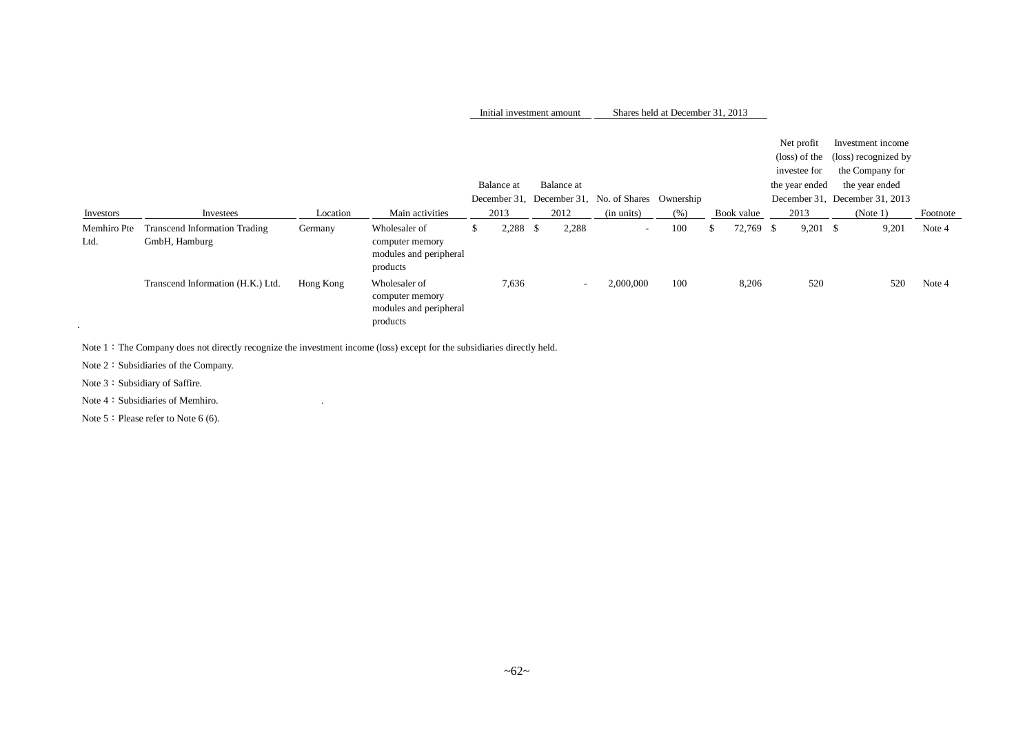| Investors | Investees | Location | Main activities | Initial investment amount | | Shares held at December 31, 2013 | | | Net profit (loss) of the investee for the year ended December 31, 2013 | Investment income (loss) recognized by the Company for the year ended December 31, 2013 (Note 1) | Footnote |
|---|---|---|---|---|---|---|---|---|---|---|---|
| | | | | Balance at December 31, 2013 | Balance at December 31, 2012 | No. of Shares (in units) | Ownership (%) | Book value | | | |
| Memhiro Pte Ltd. | Transcend Information Trading GmbH, Hamburg | Germany | Wholesaler of computer memory modules and peripheral products | $ 2,288 | $ 2,288 | - | 100 | $ 72,769 | $ 9,201 | $ 9,201 | Note 4 |
| | Transcend Information (H.K.) Ltd. | Hong Kong | Wholesaler of computer memory modules and peripheral products | 7,636 | - | 2,000,000 | 100 | 8,206 | 520 | 520 | Note 4 |

Note 1：The Company does not directly recognize the investment income (loss) except for the subsidiaries directly held.

Note 2：Subsidiaries of the Company.

Note 3：Subsidiary of Saffire.

Note 4：Subsidiaries of Memhiro.

Note 5：Please refer to Note 6 (6).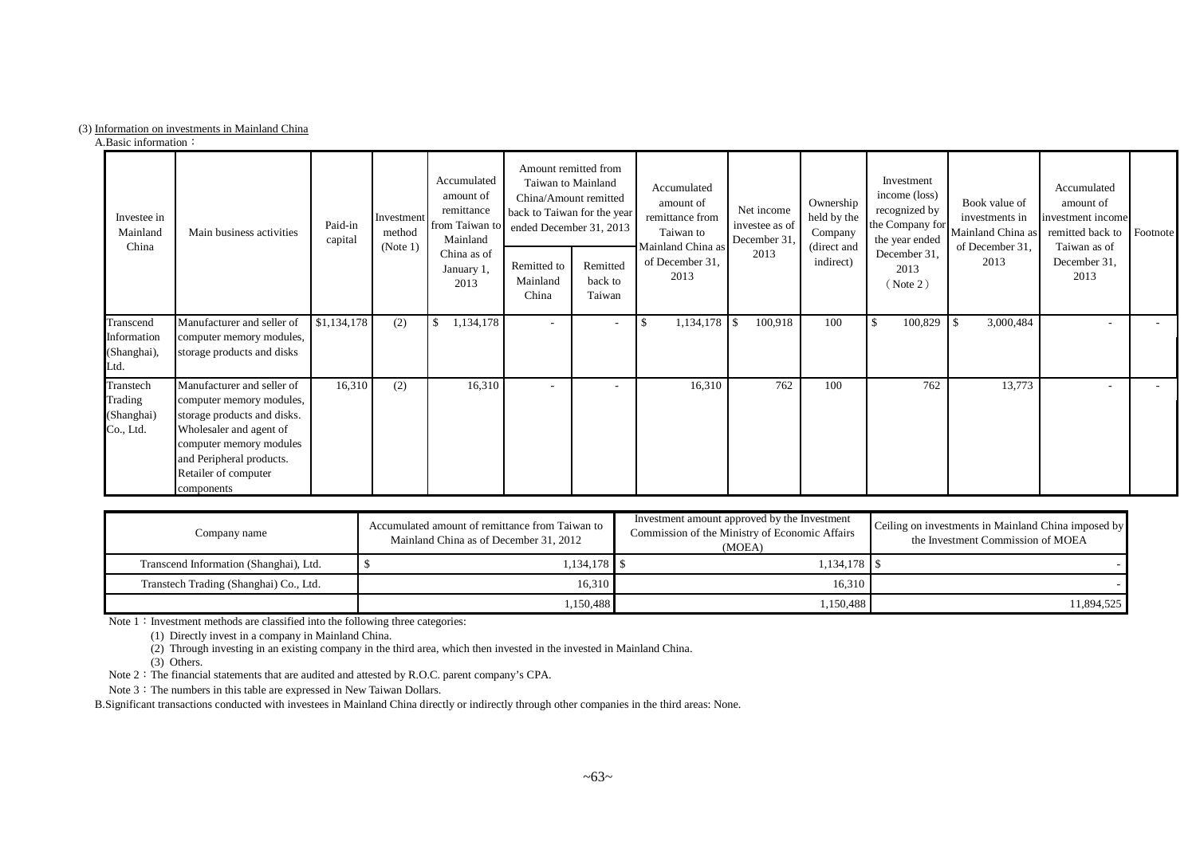(3) Information on investments in Mainland China

A.Basic information：

| Investee in Mainland China | Main business activities | Paid-in capital | Investment method (Note 1) | Accumulated amount of remittance from Taiwan to Mainland China as of January 1, 2013 | Amount remitted from Taiwan to Mainland China/Amount remitted back to Taiwan for the year ended December 31, 2013 | | Accumulated amount of remittance from Taiwan to Mainland China as of December 31, 2013 | Net income investee as of December 31, 2013 | Ownership held by the Company (direct and indirect) | Investment income (loss) recognized by the Company for the year ended December 31, 2013 (Note 2) | Book value of investments in Mainland China as of December 31, 2013 | Accumulated amount of investment income remitted back to Taiwan as of December 31, 2013 | Footnote |
|---|---|---|---|---|---|---|---|---|---|---|---|---|---|
| | | | | | Remitted to Mainland China | Remitted back to Taiwan | | | | | | | |
| Transcend Information (Shanghai), Ltd. | Manufacturer and seller of computer memory modules, storage products and disks | $1,134,178 | (2) | $ 1,134,178 | - | - | $ 1,134,178 | $ 100,918 | 100 | $ 100,829 | $ 3,000,484 | - | - |
| Transtech Trading (Shanghai) Co., Ltd. | Manufacturer and seller of computer memory modules, storage products and disks. Wholesaler and agent of computer memory modules and Peripheral products. Retailer of computer components | 16,310 | (2) | 16,310 | - | - | 16,310 | 762 | 100 | 762 | 13,773 | - | - |

| Company name | Accumulated amount of remittance from Taiwan to Mainland China as of December 31, 2012 | Investment amount approved by the Investment Commission of the Ministry of Economic Affairs (MOEA) | Ceiling on investments in Mainland China imposed by the Investment Commission of MOEA |
|---|---|---|---|
| Transcend Information (Shanghai), Ltd. | $ 1,134,178 | $ 1,134,178 | $ - |
| Transtech Trading (Shanghai) Co., Ltd. | 16,310 | 16,310 | - |
| | 1,150,488 | 1,150,488 | 11,894,525 |

Note 1：Investment methods are classified into the following three categories:

(1) Directly invest in a company in Mainland China.

(2) Through investing in an existing company in the third area, which then invested in the invested in Mainland China.

(3) Others.

Note 2：The financial statements that are audited and attested by R.O.C. parent company's CPA.

Note 3：The numbers in this table are expressed in New Taiwan Dollars.

B.Significant transactions conducted with investees in Mainland China directly or indirectly through other companies in the third areas: None.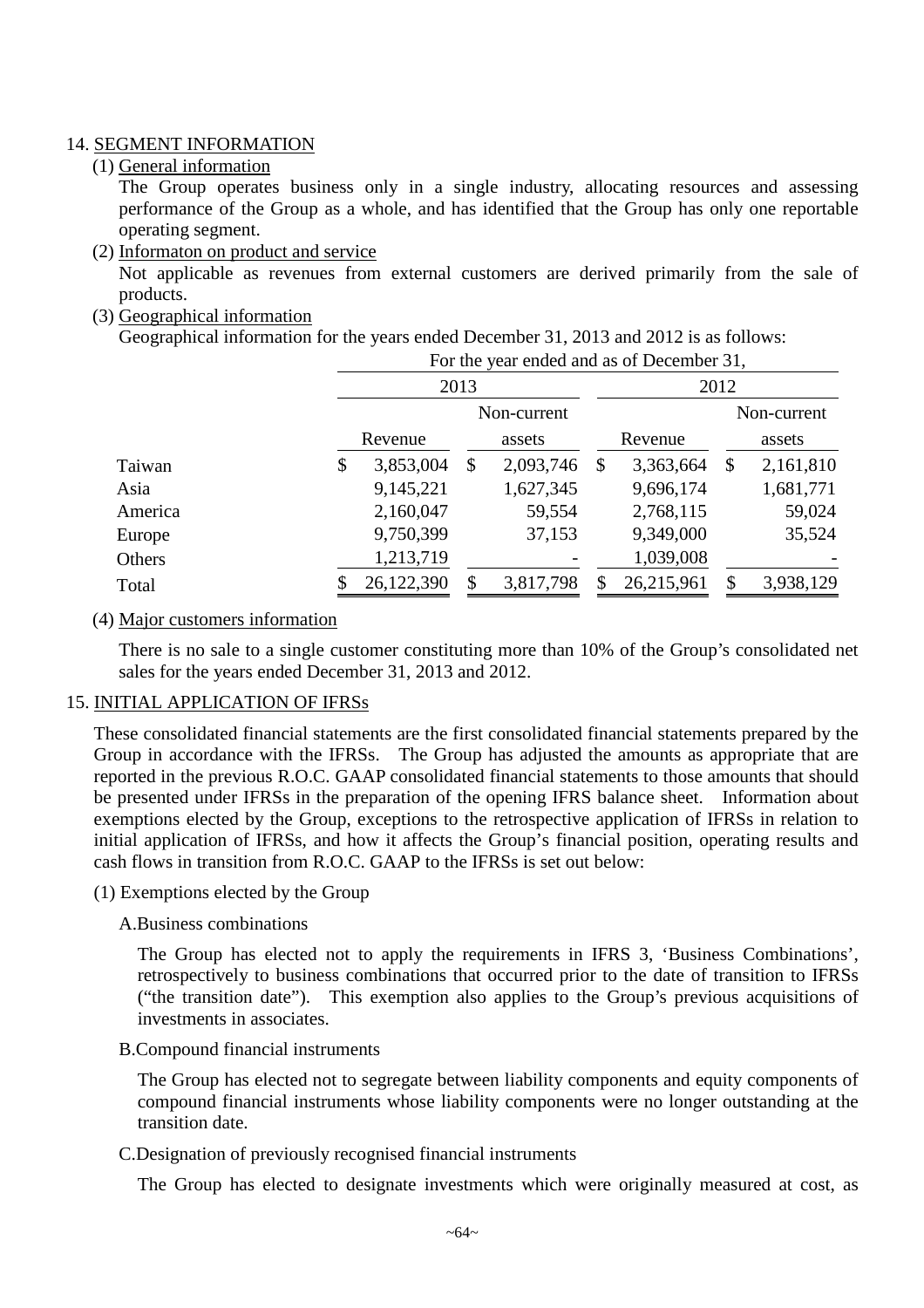14. SEGMENT INFORMATION

(1) General information

The Group operates business only in a single industry, allocating resources and assessing performance of the Group as a whole, and has identified that the Group has only one reportable operating segment.

(2) Informaton on product and service

Not applicable as revenues from external customers are derived primarily from the sale of products.

(3) Geographical information

Geographical information for the years ended December 31, 2013 and 2012 is as follows:

| | For the year ended and as of December 31, | | | |
|---|---|---|---|---|
| | 2013 | | 2012 | |
| | Revenue | Non-current assets | Revenue | Non-current assets |
| Taiwan | $ 3,853,004 | $ 2,093,746 | $ 3,363,664 | $ 2,161,810 |
| Asia | 9,145,221 | 1,627,345 | 9,696,174 | 1,681,771 |
| America | 2,160,047 | 59,554 | 2,768,115 | 59,024 |
| Europe | 9,750,399 | 37,153 | 9,349,000 | 35,524 |
| Others | 1,213,719 | - | 1,039,008 | - |
| Total | $ 26,122,390 | $ 3,817,798 | $ 26,215,961 | $ 3,938,129 |

(4) Major customers information

There is no sale to a single customer constituting more than 10% of the Group's consolidated net sales for the years ended December 31, 2013 and 2012.

15. INITIAL APPLICATION OF IFRSs

These consolidated financial statements are the first consolidated financial statements prepared by the Group in accordance with the IFRSs. The Group has adjusted the amounts as appropriate that are reported in the previous R.O.C. GAAP consolidated financial statements to those amounts that should be presented under IFRSs in the preparation of the opening IFRS balance sheet. Information about exemptions elected by the Group, exceptions to the retrospective application of IFRSs in relation to initial application of IFRSs, and how it affects the Group's financial position, operating results and cash flows in transition from R.O.C. GAAP to the IFRSs is set out below:

(1) Exemptions elected by the Group

A.Business combinations

The Group has elected not to apply the requirements in IFRS 3, 'Business Combinations', retrospectively to business combinations that occurred prior to the date of transition to IFRSs ("the transition date"). This exemption also applies to the Group's previous acquisitions of investments in associates.

B.Compound financial instruments

The Group has elected not to segregate between liability components and equity components of compound financial instruments whose liability components were no longer outstanding at the transition date.

C.Designation of previously recognised financial instruments

The Group has elected to designate investments which were originally measured at cost, as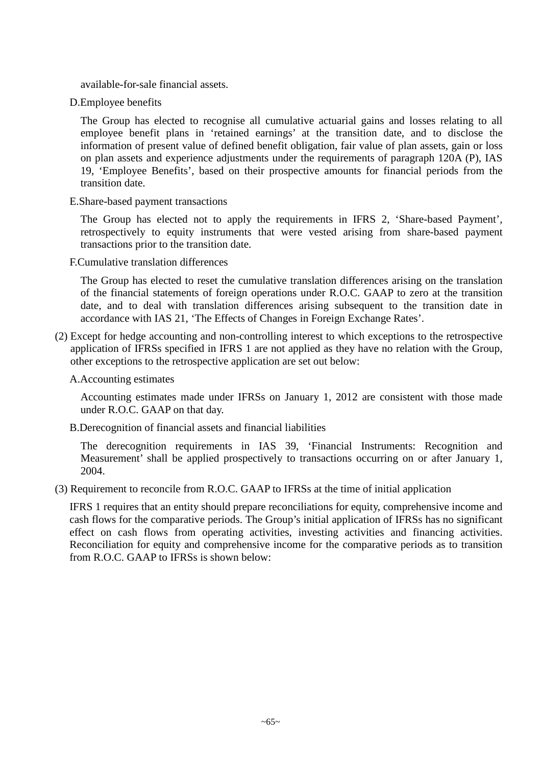available-for-sale financial assets.

D.Employee benefits

The Group has elected to recognise all cumulative actuarial gains and losses relating to all employee benefit plans in 'retained earnings' at the transition date, and to disclose the information of present value of defined benefit obligation, fair value of plan assets, gain or loss on plan assets and experience adjustments under the requirements of paragraph 120A (P), IAS 19, 'Employee Benefits', based on their prospective amounts for financial periods from the transition date.

E.Share-based payment transactions

The Group has elected not to apply the requirements in IFRS 2, 'Share-based Payment', retrospectively to equity instruments that were vested arising from share-based payment transactions prior to the transition date.

F.Cumulative translation differences

The Group has elected to reset the cumulative translation differences arising on the translation of the financial statements of foreign operations under R.O.C. GAAP to zero at the transition date, and to deal with translation differences arising subsequent to the transition date in accordance with IAS 21, 'The Effects of Changes in Foreign Exchange Rates'.

(2) Except for hedge accounting and non-controlling interest to which exceptions to the retrospective application of IFRSs specified in IFRS 1 are not applied as they have no relation with the Group, other exceptions to the retrospective application are set out below:

A.Accounting estimates

Accounting estimates made under IFRSs on January 1, 2012 are consistent with those made under R.O.C. GAAP on that day.

B.Derecognition of financial assets and financial liabilities

The derecognition requirements in IAS 39, 'Financial Instruments: Recognition and Measurement' shall be applied prospectively to transactions occurring on or after January 1, 2004.

(3) Requirement to reconcile from R.O.C. GAAP to IFRSs at the time of initial application

IFRS 1 requires that an entity should prepare reconciliations for equity, comprehensive income and cash flows for the comparative periods. The Group's initial application of IFRSs has no significant effect on cash flows from operating activities, investing activities and financing activities. Reconciliation for equity and comprehensive income for the comparative periods as to transition from R.O.C. GAAP to IFRSs is shown below: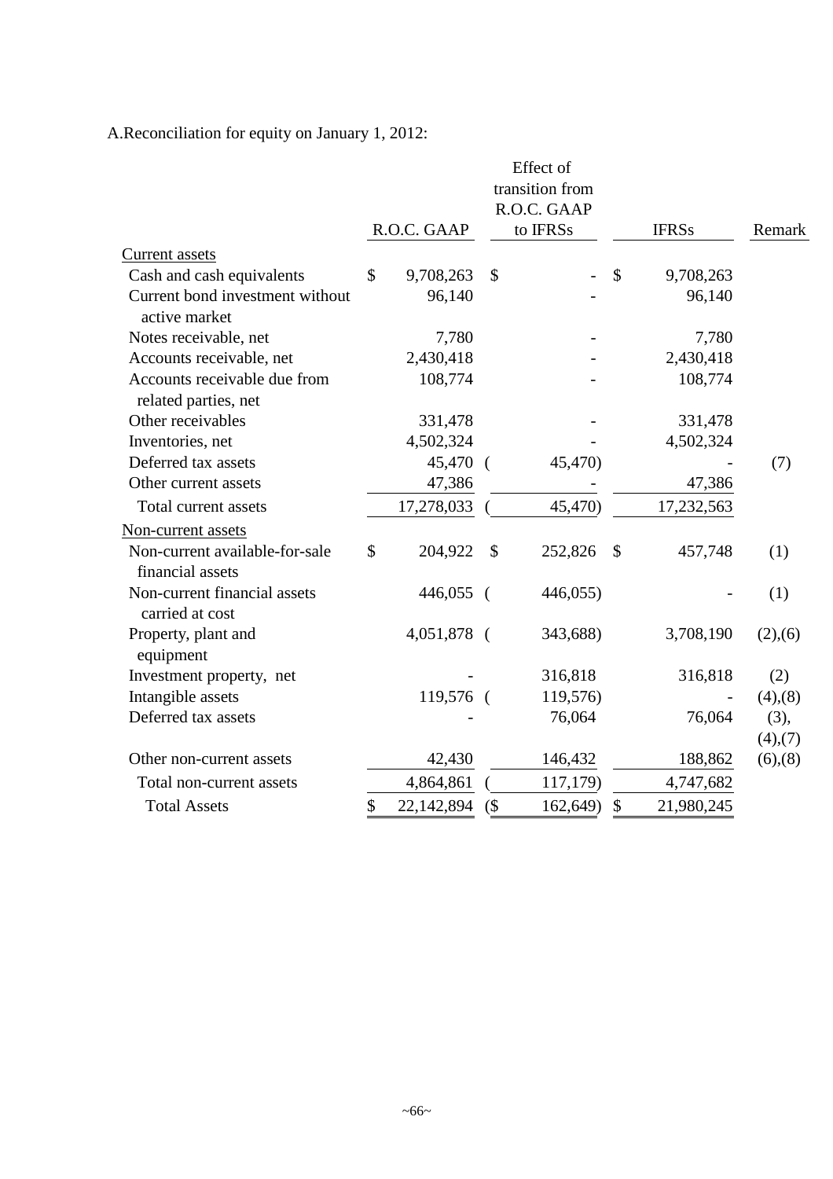A.Reconciliation for equity on January 1, 2012:

| | R.O.C. GAAP | Effect of transition from R.O.C. GAAP to IFRSs | IFRSs | Remark |
|---|---|---|---|---|
| Current assets | | | | |
| Cash and cash equivalents | $ 9,708,263 | $ - | $ 9,708,263 | |
| Current bond investment without active market | 96,140 | - | 96,140 | |
| Notes receivable, net | 7,780 | - | 7,780 | |
| Accounts receivable, net | 2,430,418 | - | 2,430,418 | |
| Accounts receivable due from related parties, net | 108,774 | - | 108,774 | |
| Other receivables | 331,478 | - | 331,478 | |
| Inventories, net | 4,502,324 | - | 4,502,324 | |
| Deferred tax assets | 45,470 | ( 45,470) | - | (7) |
| Other current assets | 47,386 | - | 47,386 | |
| Total current assets | 17,278,033 | ( 45,470) | 17,232,563 | |
| Non-current assets | | | | |
| Non-current available-for-sale financial assets | $ 204,922 | $ 252,826 | $ 457,748 | (1) |
| Non-current financial assets carried at cost | 446,055 | ( 446,055) | - | (1) |
| Property, plant and equipment | 4,051,878 | ( 343,688) | 3,708,190 | (2),(6) |
| Investment property, net | - | 316,818 | 316,818 | (2) |
| Intangible assets | 119,576 | ( 119,576) | - | (4),(8) |
| Deferred tax assets | - | 76,064 | 76,064 | (3), (4),(7) |
| Other non-current assets | 42,430 | 146,432 | 188,862 | (6),(8) |
| Total non-current assets | 4,864,861 | ( 117,179) | 4,747,682 | |
| Total Assets | $ 22,142,894 | ($ 162,649) | $ 21,980,245 | |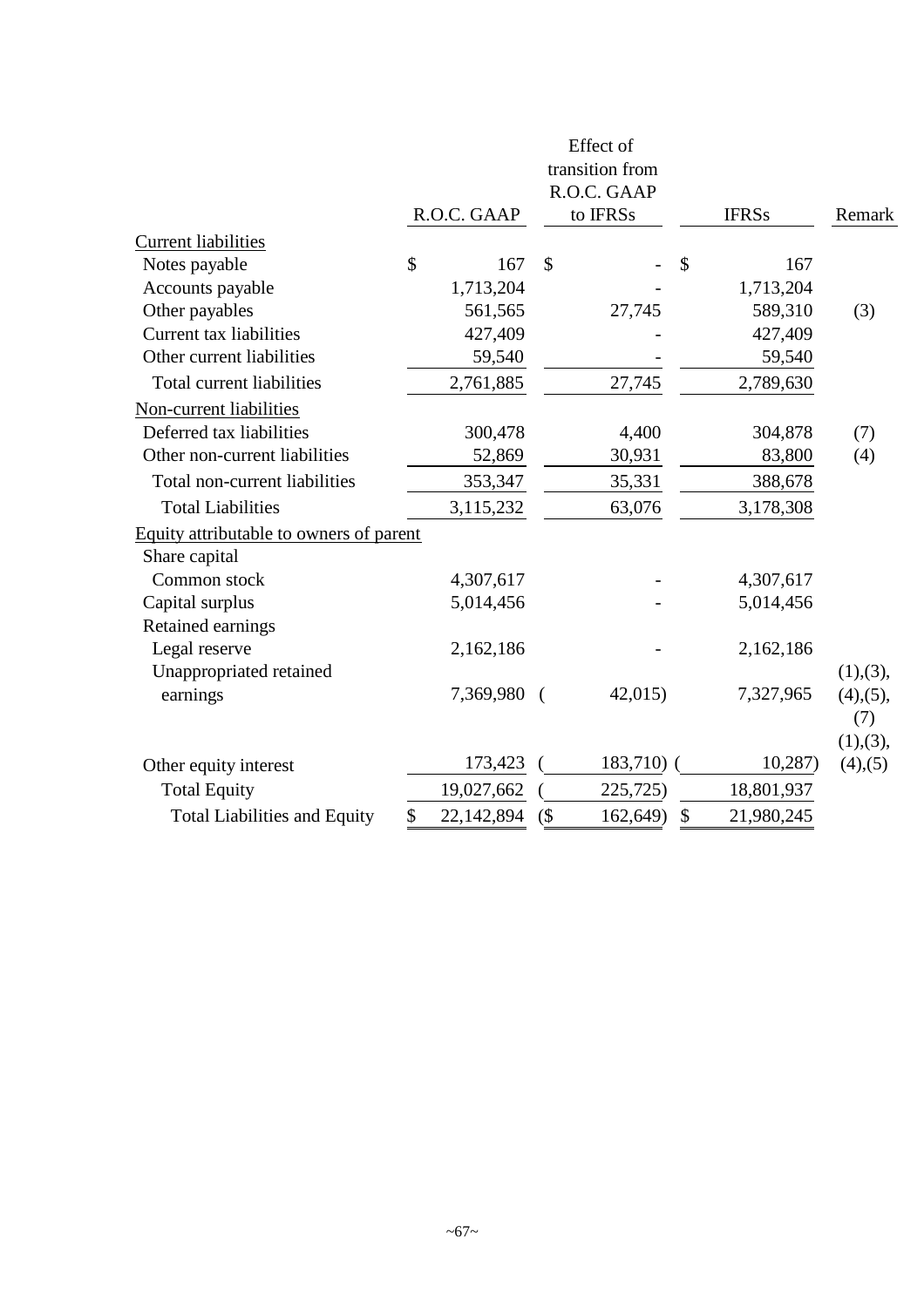| | R.O.C. GAAP | Effect of transition from R.O.C. GAAP to IFRSs | IFRSs | Remark |
|---|---|---|---|---|
| Current liabilities | | | | |
| Notes payable | $ 167 | $ - | $ 167 | |
| Accounts payable | 1,713,204 | - | 1,713,204 | |
| Other payables | 561,565 | 27,745 | 589,310 | (3) |
| Current tax liabilities | 427,409 | - | 427,409 | |
| Other current liabilities | 59,540 | - | 59,540 | |
| Total current liabilities | 2,761,885 | 27,745 | 2,789,630 | |
| Non-current liabilities | | | | |
| Deferred tax liabilities | 300,478 | 4,400 | 304,878 | (7) |
| Other non-current liabilities | 52,869 | 30,931 | 83,800 | (4) |
| Total non-current liabilities | 353,347 | 35,331 | 388,678 | |
| Total Liabilities | 3,115,232 | 63,076 | 3,178,308 | |
| Equity attributable to owners of parent | | | | |
| Share capital | | | | |
| Common stock | 4,307,617 | - | 4,307,617 | |
| Capital surplus | 5,014,456 | - | 5,014,456 | |
| Retained earnings | | | | |
| Legal reserve | 2,162,186 | - | 2,162,186 | |
| Unappropriated retained earnings | 7,369,980 | ( 42,015) | 7,327,965 | (1),(3), (4),(5), (7) |
| Other equity interest | 173,423 | ( 183,710) | ( 10,287) | (1),(3), (4),(5) |
| Total Equity | 19,027,662 | ( 225,725) | 18,801,937 | |
| Total Liabilities and Equity | $ 22,142,894 | ($ 162,649) | $ 21,980,245 | |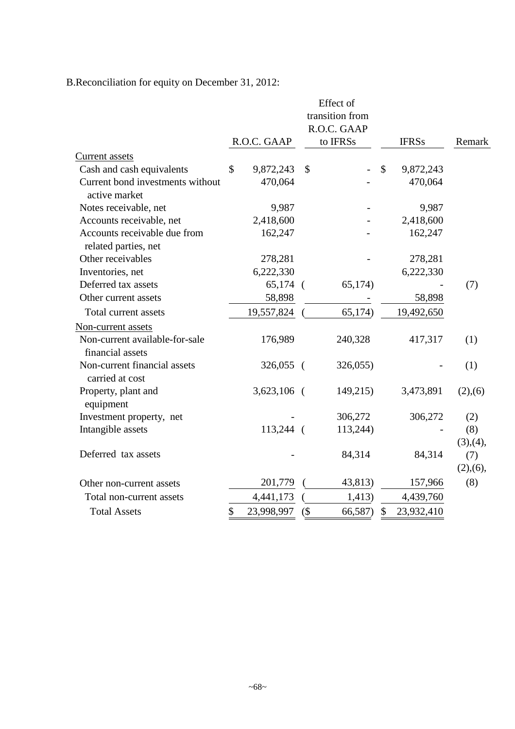B.Reconciliation for equity on December 31, 2012:

| | R.O.C. GAAP | Effect of transition from R.O.C. GAAP to IFRSs | IFRSs | Remark |
|---|---|---|---|---|
| Current assets | | | | |
| Cash and cash equivalents | $ 9,872,243 | $ - | $ 9,872,243 | |
| Current bond investments without active market | 470,064 | - | 470,064 | |
| Notes receivable, net | 9,987 | - | 9,987 | |
| Accounts receivable, net | 2,418,600 | - | 2,418,600 | |
| Accounts receivable due from related parties, net | 162,247 | - | 162,247 | |
| Other receivables | 278,281 | - | 278,281 | |
| Inventories, net | 6,222,330 | | 6,222,330 | |
| Deferred tax assets | 65,174 | ( 65,174) | - | (7) |
| Other current assets | 58,898 | - | 58,898 | |
| Total current assets | 19,557,824 | ( 65,174) | 19,492,650 | |
| Non-current assets | | | | |
| Non-current available-for-sale financial assets | 176,989 | 240,328 | 417,317 | (1) |
| Non-current financial assets carried at cost | 326,055 | ( 326,055) | - | (1) |
| Property, plant and equipment | 3,623,106 | ( 149,215) | 3,473,891 | (2),(6) |
| Investment property, net | - | 306,272 | 306,272 | (2) |
| Intangible assets | 113,244 | ( 113,244) | - | (8) |
| Deferred tax assets | - | 84,314 | 84,314 | (3),(4),(7) |
| Other non-current assets | 201,779 | ( 43,813) | 157,966 | (2),(6),(8) |
| Total non-current assets | 4,441,173 | ( 1,413) | 4,439,760 | |
| Total Assets | $ 23,998,997 | ($ 66,587) | $ 23,932,410 | |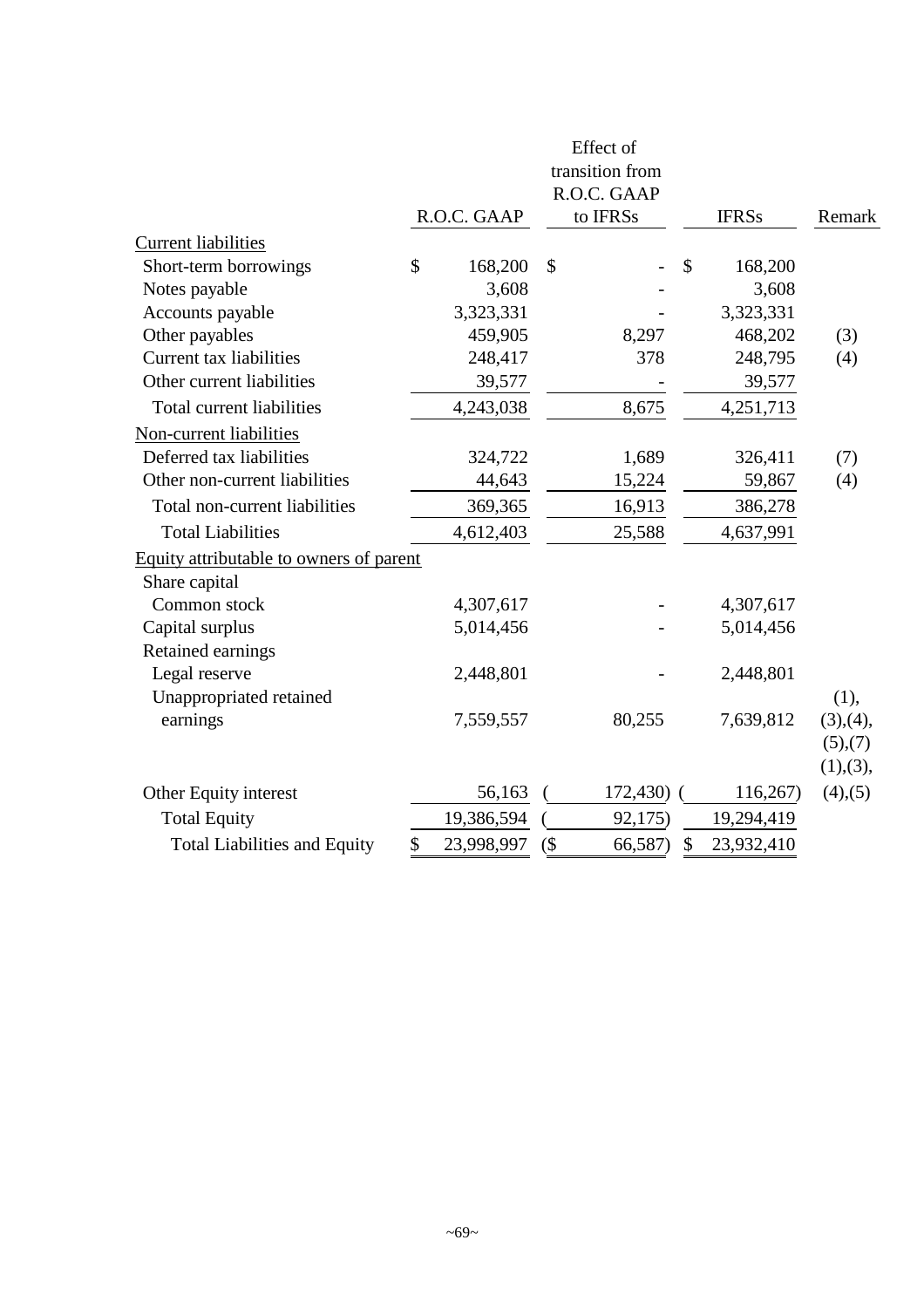| | R.O.C. GAAP | Effect of transition from R.O.C. GAAP to IFRSs | IFRSs | Remark |
|---|---|---|---|---|
| Current liabilities | | | | |
| Short-term borrowings | $ 168,200 | $ - | $ 168,200 | |
| Notes payable | 3,608 | - | 3,608 | |
| Accounts payable | 3,323,331 | - | 3,323,331 | |
| Other payables | 459,905 | 8,297 | 468,202 | (3) |
| Current tax liabilities | 248,417 | 378 | 248,795 | (4) |
| Other current liabilities | 39,577 | - | 39,577 | |
| Total current liabilities | 4,243,038 | 8,675 | 4,251,713 | |
| Non-current liabilities | | | | |
| Deferred tax liabilities | 324,722 | 1,689 | 326,411 | (7) |
| Other non-current liabilities | 44,643 | 15,224 | 59,867 | (4) |
| Total non-current liabilities | 369,365 | 16,913 | 386,278 | |
| Total Liabilities | 4,612,403 | 25,588 | 4,637,991 | |
| Equity attributable to owners of parent | | | | |
| Share capital | | | | |
| Common stock | 4,307,617 | - | 4,307,617 | |
| Capital surplus | 5,014,456 | - | 5,014,456 | |
| Retained earnings | | | | |
| Legal reserve | 2,448,801 | - | 2,448,801 | |
| Unappropriated retained earnings | 7,559,557 | 80,255 | 7,639,812 | (1),(3),(4),(5),(7) |
| Other Equity interest | 56,163 | ( 172,430) | ( 116,267) | (1),(3),(4),(5) |
| Total Equity | 19,386,594 | ( 92,175) | 19,294,419 | |
| Total Liabilities and Equity | $ 23,998,997 | ($ 66,587) | $ 23,932,410 | |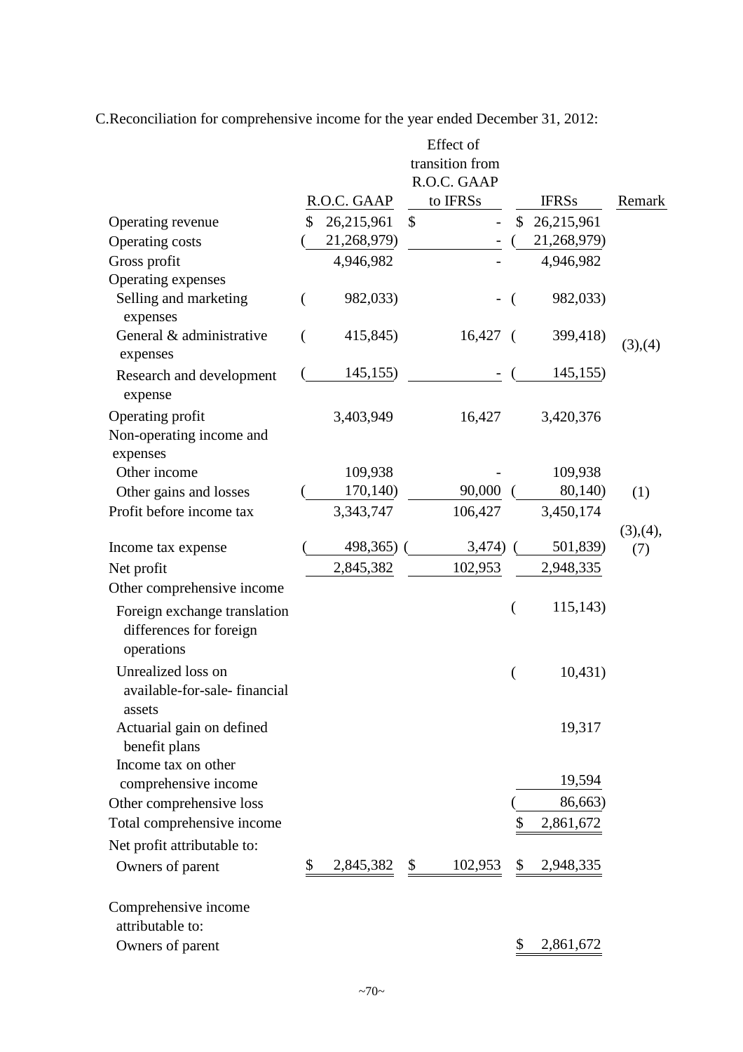C.Reconciliation for comprehensive income for the year ended December 31, 2012:

| | R.O.C. GAAP | Effect of transition from R.O.C. GAAP to IFRSs | IFRSs | Remark |
|---|---|---|---|---|
| Operating revenue | $ 26,215,961 | $ - | $ 26,215,961 | |
| Operating costs | ( 21,268,979) | - | ( 21,268,979) | |
| Gross profit | 4,946,982 | - | 4,946,982 | |
| Operating expenses | | | | |
| Selling and marketing expenses | ( 982,033) | - | ( 982,033) | |
| General & administrative expenses | ( 415,845) | 16,427 | ( 399,418) | (3),(4) |
| Research and development expense | ( 145,155) | - | ( 145,155) | |
| Operating profit | 3,403,949 | 16,427 | 3,420,376 | |
| Non-operating income and expenses | | | | |
| Other income | 109,938 | - | 109,938 | |
| Other gains and losses | ( 170,140) | 90,000 | ( 80,140) | (1) |
| Profit before income tax | 3,343,747 | 106,427 | 3,450,174 | |
| Income tax expense | ( 498,365) | ( 3,474) | ( 501,839) | (3),(4),(7) |
| Net profit | 2,845,382 | 102,953 | 2,948,335 | |
| Other comprehensive income | | | | |
| Foreign exchange translation differences for foreign operations | | | ( 115,143) | |
| Unrealized loss on available-for-sale- financial assets | | | ( 10,431) | |
| Actuarial gain on defined benefit plans | | | 19,317 | |
| Income tax on other comprehensive income | | | 19,594 | |
| Other comprehensive loss | | | ( 86,663) | |
| Total comprehensive income | | | $ 2,861,672 | |
| Net profit attributable to: | | | | |
| Owners of parent | $ 2,845,382 | $ 102,953 | $ 2,948,335 | |
| Comprehensive income attributable to: | | | | |
| Owners of parent | | | $ 2,861,672 | |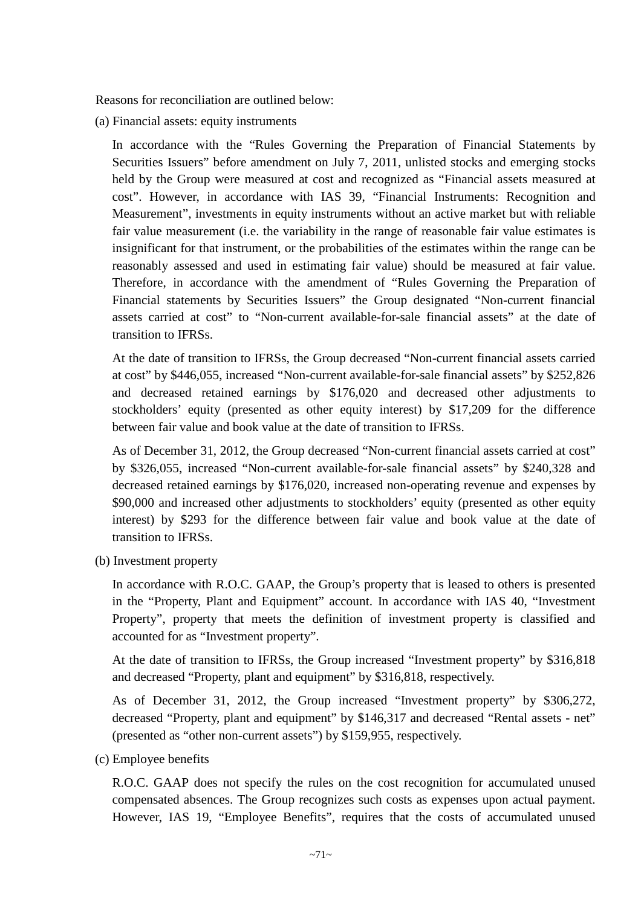Reasons for reconciliation are outlined below:

(a) Financial assets: equity instruments

In accordance with the "Rules Governing the Preparation of Financial Statements by Securities Issuers" before amendment on July 7, 2011, unlisted stocks and emerging stocks held by the Group were measured at cost and recognized as "Financial assets measured at cost". However, in accordance with IAS 39, "Financial Instruments: Recognition and Measurement", investments in equity instruments without an active market but with reliable fair value measurement (i.e. the variability in the range of reasonable fair value estimates is insignificant for that instrument, or the probabilities of the estimates within the range can be reasonably assessed and used in estimating fair value) should be measured at fair value. Therefore, in accordance with the amendment of "Rules Governing the Preparation of Financial statements by Securities Issuers" the Group designated "Non-current financial assets carried at cost" to "Non-current available-for-sale financial assets" at the date of transition to IFRSs.

At the date of transition to IFRSs, the Group decreased "Non-current financial assets carried at cost" by $446,055, increased "Non-current available-for-sale financial assets" by $252,826 and decreased retained earnings by $176,020 and decreased other adjustments to stockholders' equity (presented as other equity interest) by $17,209 for the difference between fair value and book value at the date of transition to IFRSs.

As of December 31, 2012, the Group decreased "Non-current financial assets carried at cost" by $326,055, increased "Non-current available-for-sale financial assets" by $240,328 and decreased retained earnings by $176,020, increased non-operating revenue and expenses by $90,000 and increased other adjustments to stockholders' equity (presented as other equity interest) by $293 for the difference between fair value and book value at the date of transition to IFRSs.

(b) Investment property

In accordance with R.O.C. GAAP, the Group's property that is leased to others is presented in the "Property, Plant and Equipment" account. In accordance with IAS 40, "Investment Property", property that meets the definition of investment property is classified and accounted for as "Investment property".

At the date of transition to IFRSs, the Group increased "Investment property" by $316,818 and decreased "Property, plant and equipment" by $316,818, respectively.

As of December 31, 2012, the Group increased "Investment property" by $306,272, decreased "Property, plant and equipment" by $146,317 and decreased "Rental assets - net" (presented as "other non-current assets") by $159,955, respectively.

(c) Employee benefits

R.O.C. GAAP does not specify the rules on the cost recognition for accumulated unused compensated absences. The Group recognizes such costs as expenses upon actual payment. However, IAS 19, "Employee Benefits", requires that the costs of accumulated unused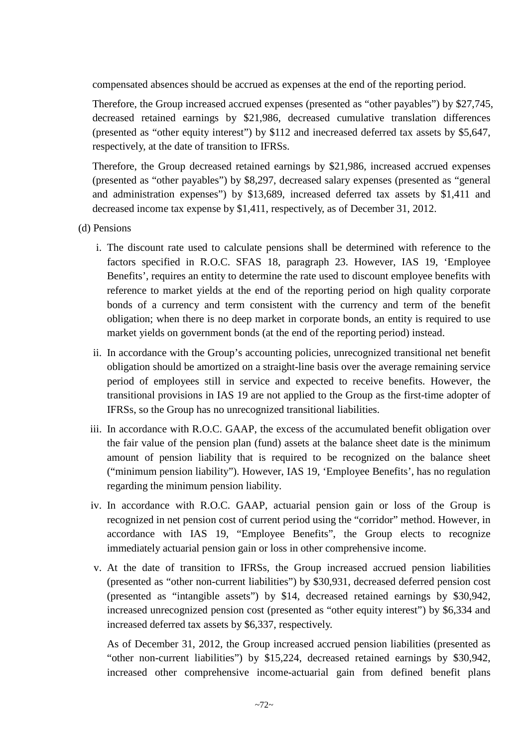compensated absences should be accrued as expenses at the end of the reporting period.

Therefore, the Group increased accrued expenses (presented as "other payables") by $27,745, decreased retained earnings by $21,986, decreased cumulative translation differences (presented as "other equity interest") by $112 and inecreased deferred tax assets by $5,647, respectively, at the date of transition to IFRSs.

Therefore, the Group decreased retained earnings by $21,986, increased accrued expenses (presented as "other payables") by $8,297, decreased salary expenses (presented as "general and administration expenses") by $13,689, increased deferred tax assets by $1,411 and decreased income tax expense by $1,411, respectively, as of December 31, 2012.

(d) Pensions

i. The discount rate used to calculate pensions shall be determined with reference to the factors specified in R.O.C. SFAS 18, paragraph 23. However, IAS 19, 'Employee Benefits', requires an entity to determine the rate used to discount employee benefits with reference to market yields at the end of the reporting period on high quality corporate bonds of a currency and term consistent with the currency and term of the benefit obligation; when there is no deep market in corporate bonds, an entity is required to use market yields on government bonds (at the end of the reporting period) instead.

ii. In accordance with the Group's accounting policies, unrecognized transitional net benefit obligation should be amortized on a straight-line basis over the average remaining service period of employees still in service and expected to receive benefits. However, the transitional provisions in IAS 19 are not applied to the Group as the first-time adopter of IFRSs, so the Group has no unrecognized transitional liabilities.

iii. In accordance with R.O.C. GAAP, the excess of the accumulated benefit obligation over the fair value of the pension plan (fund) assets at the balance sheet date is the minimum amount of pension liability that is required to be recognized on the balance sheet ("minimum pension liability"). However, IAS 19, 'Employee Benefits', has no regulation regarding the minimum pension liability.

iv. In accordance with R.O.C. GAAP, actuarial pension gain or loss of the Group is recognized in net pension cost of current period using the "corridor" method. However, in accordance with IAS 19, "Employee Benefits", the Group elects to recognize immediately actuarial pension gain or loss in other comprehensive income.

v. At the date of transition to IFRSs, the Group increased accrued pension liabilities (presented as "other non-current liabilities") by $30,931, decreased deferred pension cost (presented as "intangible assets") by $14, decreased retained earnings by $30,942, increased unrecognized pension cost (presented as "other equity interest") by $6,334 and increased deferred tax assets by $6,337, respectively.

As of December 31, 2012, the Group increased accrued pension liabilities (presented as "other non-current liabilities") by $15,224, decreased retained earnings by $30,942, increased other comprehensive income-actuarial gain from defined benefit plans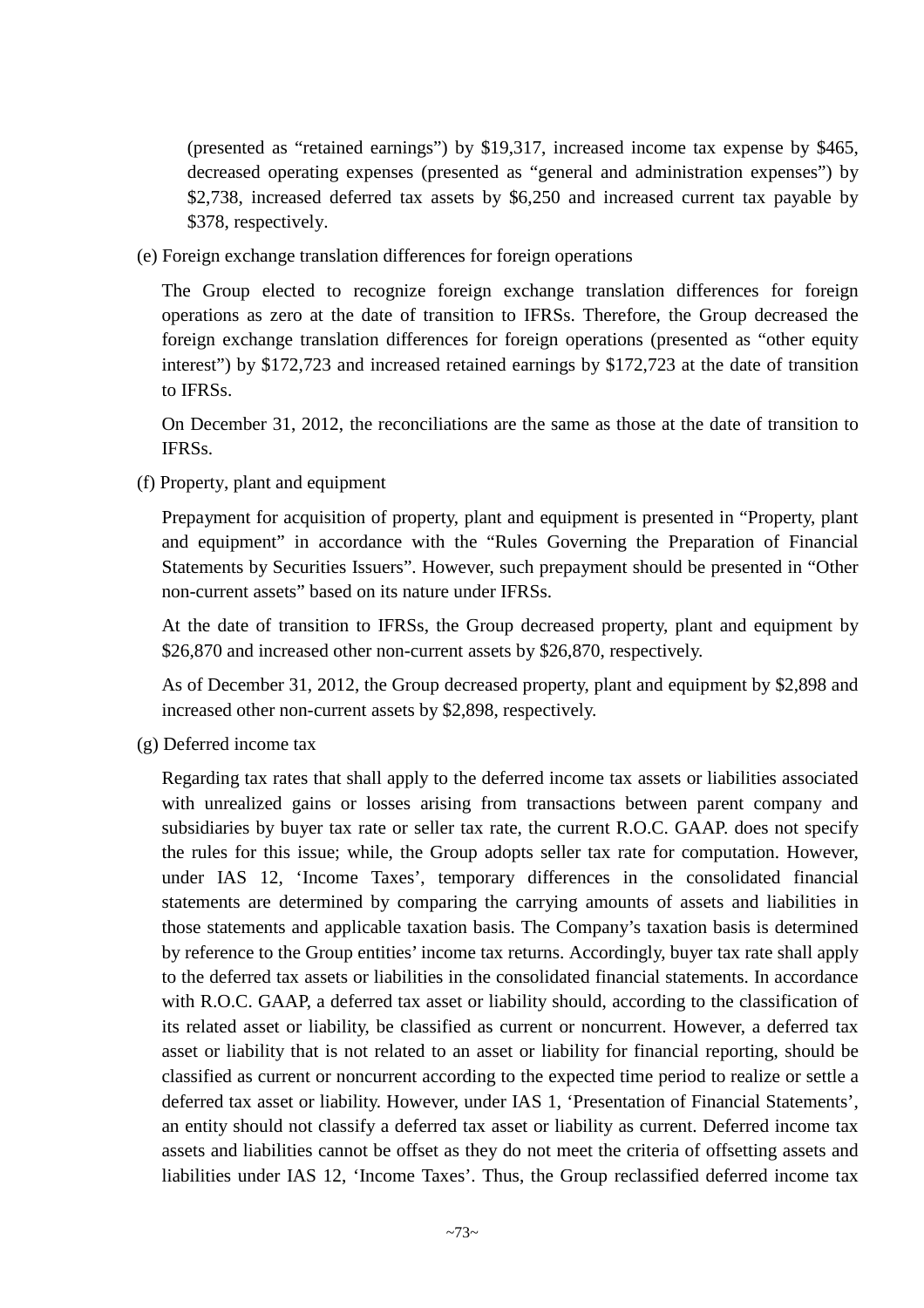(presented as "retained earnings") by $19,317, increased income tax expense by $465, decreased operating expenses (presented as "general and administration expenses") by $2,738, increased deferred tax assets by $6,250 and increased current tax payable by $378, respectively.

(e) Foreign exchange translation differences for foreign operations

The Group elected to recognize foreign exchange translation differences for foreign operations as zero at the date of transition to IFRSs. Therefore, the Group decreased the foreign exchange translation differences for foreign operations (presented as "other equity interest") by $172,723 and increased retained earnings by $172,723 at the date of transition to IFRSs.

On December 31, 2012, the reconciliations are the same as those at the date of transition to IFRSs.

(f) Property, plant and equipment

Prepayment for acquisition of property, plant and equipment is presented in "Property, plant and equipment" in accordance with the "Rules Governing the Preparation of Financial Statements by Securities Issuers". However, such prepayment should be presented in "Other non-current assets" based on its nature under IFRSs.

At the date of transition to IFRSs, the Group decreased property, plant and equipment by $26,870 and increased other non-current assets by $26,870, respectively.

As of December 31, 2012, the Group decreased property, plant and equipment by $2,898 and increased other non-current assets by $2,898, respectively.

(g) Deferred income tax

Regarding tax rates that shall apply to the deferred income tax assets or liabilities associated with unrealized gains or losses arising from transactions between parent company and subsidiaries by buyer tax rate or seller tax rate, the current R.O.C. GAAP. does not specify the rules for this issue; while, the Group adopts seller tax rate for computation. However, under IAS 12, 'Income Taxes', temporary differences in the consolidated financial statements are determined by comparing the carrying amounts of assets and liabilities in those statements and applicable taxation basis. The Company's taxation basis is determined by reference to the Group entities' income tax returns. Accordingly, buyer tax rate shall apply to the deferred tax assets or liabilities in the consolidated financial statements. In accordance with R.O.C. GAAP, a deferred tax asset or liability should, according to the classification of its related asset or liability, be classified as current or noncurrent. However, a deferred tax asset or liability that is not related to an asset or liability for financial reporting, should be classified as current or noncurrent according to the expected time period to realize or settle a deferred tax asset or liability. However, under IAS 1, 'Presentation of Financial Statements', an entity should not classify a deferred tax asset or liability as current. Deferred income tax assets and liabilities cannot be offset as they do not meet the criteria of offsetting assets and liabilities under IAS 12, 'Income Taxes'. Thus, the Group reclassified deferred income tax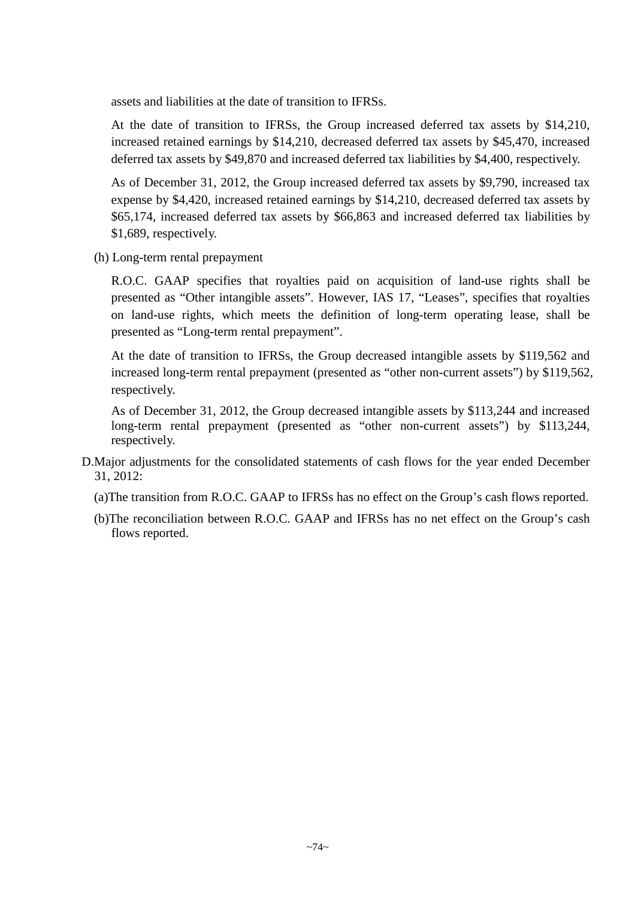assets and liabilities at the date of transition to IFRSs.

At the date of transition to IFRSs, the Group increased deferred tax assets by $14,210, increased retained earnings by $14,210, decreased deferred tax assets by $45,470, increased deferred tax assets by $49,870 and increased deferred tax liabilities by $4,400, respectively.

As of December 31, 2012, the Group increased deferred tax assets by $9,790, increased tax expense by $4,420, increased retained earnings by $14,210, decreased deferred tax assets by $65,174, increased deferred tax assets by $66,863 and increased deferred tax liabilities by $1,689, respectively.

(h) Long-term rental prepayment

R.O.C. GAAP specifies that royalties paid on acquisition of land-use rights shall be presented as "Other intangible assets". However, IAS 17, "Leases", specifies that royalties on land-use rights, which meets the definition of long-term operating lease, shall be presented as "Long-term rental prepayment".

At the date of transition to IFRSs, the Group decreased intangible assets by $119,562 and increased long-term rental prepayment (presented as "other non-current assets") by $119,562, respectively.

As of December 31, 2012, the Group decreased intangible assets by $113,244 and increased long-term rental prepayment (presented as "other non-current assets") by $113,244, respectively.

D. Major adjustments for the consolidated statements of cash flows for the year ended December 31, 2012:

(a) The transition from R.O.C. GAAP to IFRSs has no effect on the Group's cash flows reported.

(b) The reconciliation between R.O.C. GAAP and IFRSs has no net effect on the Group's cash flows reported.